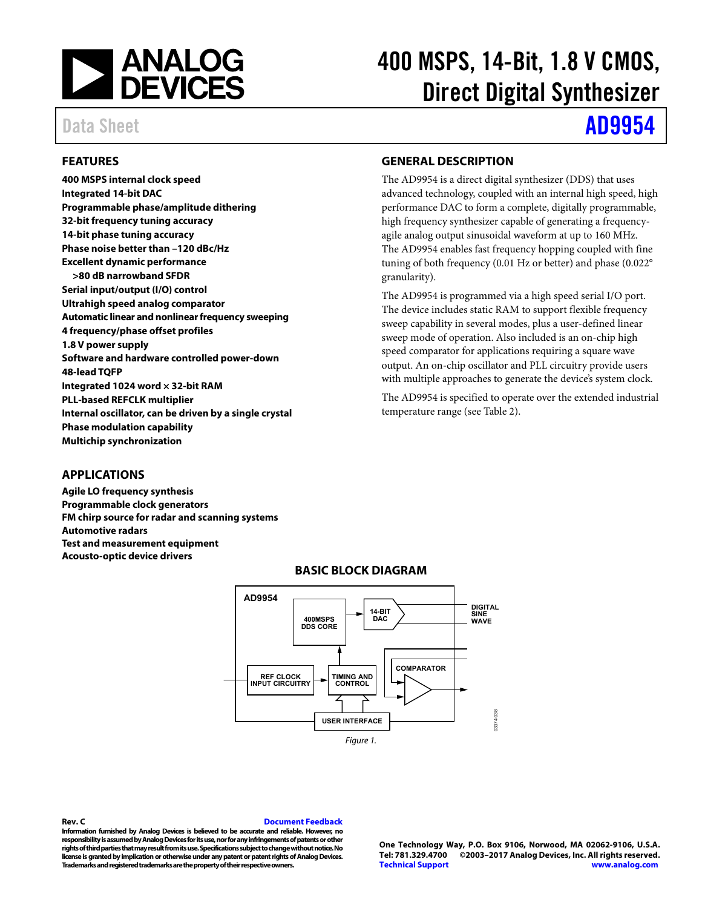# 400 MSPS, 14-Bit, 1.8 V CMOS, Direct Digital Synthesizer

Data Sheet **AD9954**

## FEATURES

- **400 MSPS internal clock speed**
- **Integrated 14-bit DAC**
- **Programmable phase/amplitude dithering**
- **32-bit frequency tuning accuracy**
- **14-bit phase tuning accuracy**
- **Phase noise better than −120 dBc/Hz**
- **Excellent dynamic performance**
  - **>80 dB narrowband SFDR**
- **Serial input/output (I/O) control**
- **Ultrahigh speed analog comparator**
- **Automatic linear and nonlinear frequency sweeping**
- **4 frequency/phase offset profiles**
- **1.8 V power supply**
- **Software and hardware controlled power-down**
- **48-lead TQFP**
- **Integrated 1024 word × 32-bit RAM**
- **PLL-based REFCLK multiplier**
- **Internal oscillator, can be driven by a single crystal**
- **Phase modulation capability**
- **Multichip synchronization**

## APPLICATIONS

- **Agile LO frequency synthesis**
- **Programmable clock generators**
- **FM chirp source for radar and scanning systems**
- **Automotive radars**
- **Test and measurement equipment**
- **Acousto-optic device drivers**

## GENERAL DESCRIPTION

The AD9954 is a direct digital synthesizer (DDS) that uses advanced technology, coupled with an internal high speed, high performance DAC to form a complete, digitally programmable, high frequency synthesizer capable of generating a frequency-agile analog output sinusoidal waveform at up to 160 MHz. The AD9954 enables fast frequency hopping coupled with fine tuning of both frequency (0.01 Hz or better) and phase (0.022° granularity).

The AD9954 is programmed via a high speed serial I/O port. The device includes static RAM to support flexible frequency sweep capability in several modes, plus a user-defined linear sweep mode of operation. Also included is an on-chip high speed comparator for applications requiring a square wave output. An on-chip oscillator and PLL circuitry provide users with multiple approaches to generate the device's system clock.

The AD9954 is specified to operate over the extended industrial temperature range (see Table 2).

## BASIC BLOCK DIAGRAM

AD9954 — 400MSPS DDS CORE; 14-BIT DAC; DIGITAL SINE WAVE; REF CLOCK INPUT CIRCUITRY; TIMING AND CONTROL; COMPARATOR; USER INTERFACE

*Figure 1.*

Rev. C

Information furnished by Analog Devices is believed to be accurate and reliable. However, no responsibility is assumed by Analog Devices for its use, nor for any infringements of patents or other rights of third parties that may result from its use. Specifications subject to change without notice. No license is granted by implication or otherwise under any patent or patent rights of Analog Devices. Trademarks and registered trademarks are the property of their respective owners.

One Technology Way, P.O. Box 9106, Norwood, MA 02062-9106, U.S.A.
Tel: 781.329.4700 ©2003–2017 Analog Devices, Inc. All rights reserved.
Technical Support www.analog.com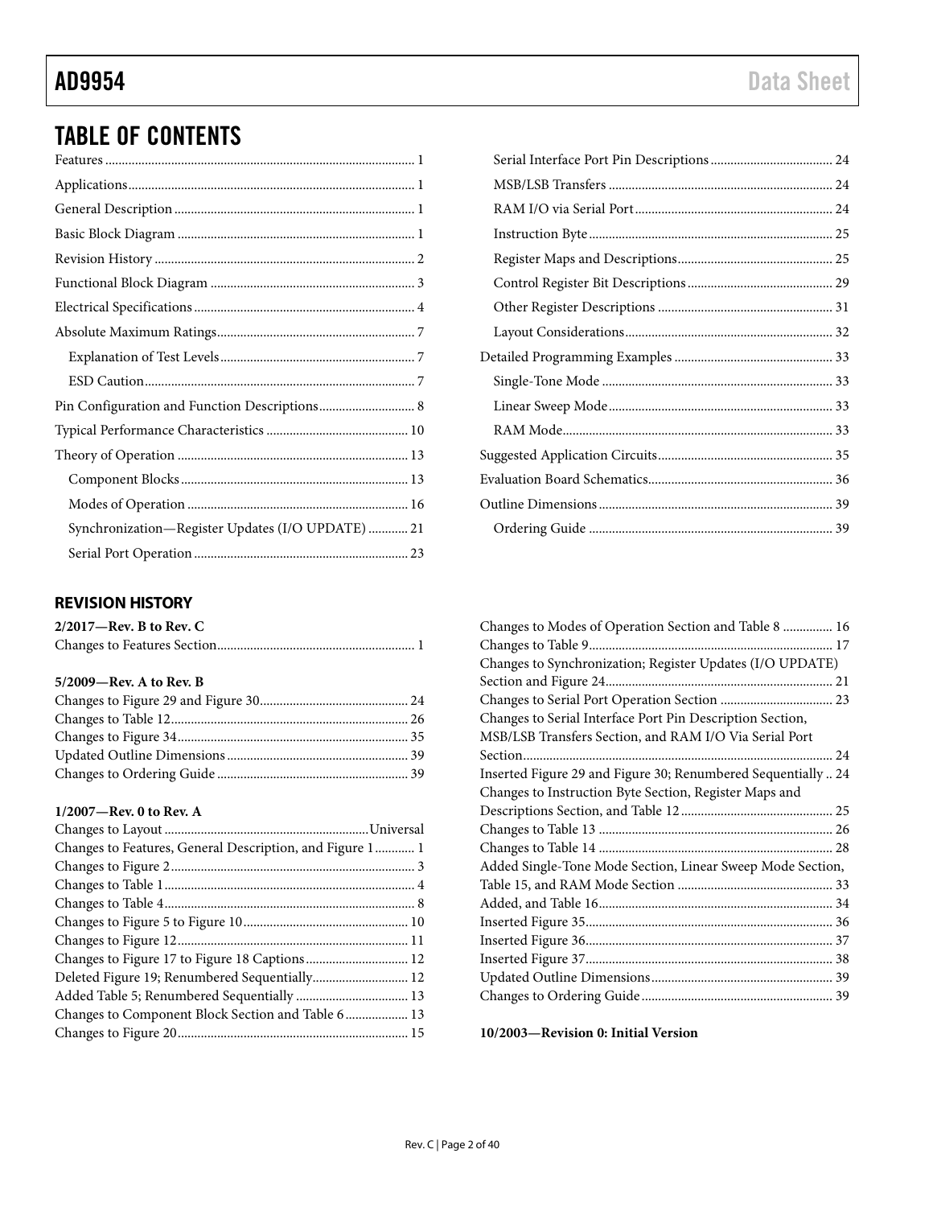## TABLE OF CONTENTS

Features ... 1
Applications ... 1
General Description ... 1
Basic Block Diagram ... 1
Revision History ... 2
Functional Block Diagram ... 3
Electrical Specifications ... 4
Absolute Maximum Ratings ... 7
- Explanation of Test Levels ... 7
- ESD Caution ... 7

Pin Configuration and Function Descriptions ... 8
Typical Performance Characteristics ... 10
Theory of Operation ... 13
- Component Blocks ... 13
- Modes of Operation ... 16
- Synchronization—Register Updates (I/O UPDATE) ... 21
- Serial Port Operation ... 23
- Serial Interface Port Pin Descriptions ... 24
- MSB/LSB Transfers ... 24
- RAM I/O via Serial Port ... 24
- Instruction Byte ... 25
- Register Maps and Descriptions ... 25
- Control Register Bit Descriptions ... 29
- Other Register Descriptions ... 31
- Layout Considerations ... 32

Detailed Programming Examples ... 33
- Single-Tone Mode ... 33
- Linear Sweep Mode ... 33
- RAM Mode ... 33

Suggested Application Circuits ... 35
Evaluation Board Schematics ... 36
Outline Dimensions ... 39
- Ordering Guide ... 39

### REVISION HISTORY

**2/2017—Rev. B to Rev. C**

Changes to Features Section ... 1

**5/2009—Rev. A to Rev. B**

Changes to Figure 29 and Figure 30 ... 24
Changes to Table 12 ... 26
Changes to Figure 34 ... 35
Updated Outline Dimensions ... 39
Changes to Ordering Guide ... 39

**1/2007—Rev. 0 to Rev. A**

Changes to Layout ... Universal
Changes to Features, General Description, and Figure 1 ... 1
Changes to Figure 2 ... 3
Changes to Table 1 ... 4
Changes to Table 4 ... 8
Changes to Figure 5 to Figure 10 ... 10
Changes to Figure 12 ... 11
Changes to Figure 17 to Figure 18 Captions ... 12
Deleted Figure 19; Renumbered Sequentially ... 12
Added Table 5; Renumbered Sequentially ... 13
Changes to Component Block Section and Table 6 ... 13
Changes to Figure 20 ... 15
Changes to Modes of Operation Section and Table 8 ... 16
Changes to Table 9 ... 17
Changes to Synchronization; Register Updates (I/O UPDATE) Section and Figure 24 ... 21
Changes to Serial Port Operation Section ... 23
Changes to Serial Interface Port Pin Description Section, MSB/LSB Transfers Section, and RAM I/O Via Serial Port Section ... 24
Inserted Figure 29 and Figure 30; Renumbered Sequentially ... 24
Changes to Instruction Byte Section, Register Maps and Descriptions Section, and Table 12 ... 25
Changes to Table 13 ... 26
Changes to Table 14 ... 28
Added Single-Tone Mode Section, Linear Sweep Mode Section, Table 15, and RAM Mode Section ... 33
Added, and Table 16 ... 34
Inserted Figure 35 ... 36
Inserted Figure 36 ... 37
Inserted Figure 37 ... 38
Updated Outline Dimensions ... 39
Changes to Ordering Guide ... 39

**10/2003—Revision 0: Initial Version**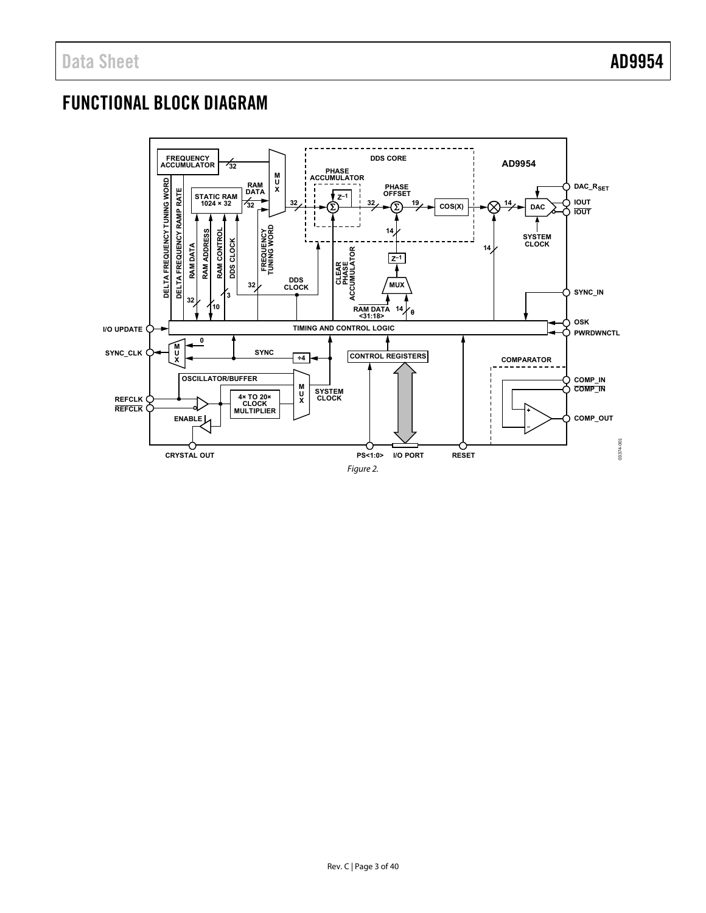## FUNCTIONAL BLOCK DIAGRAM

Figure 2.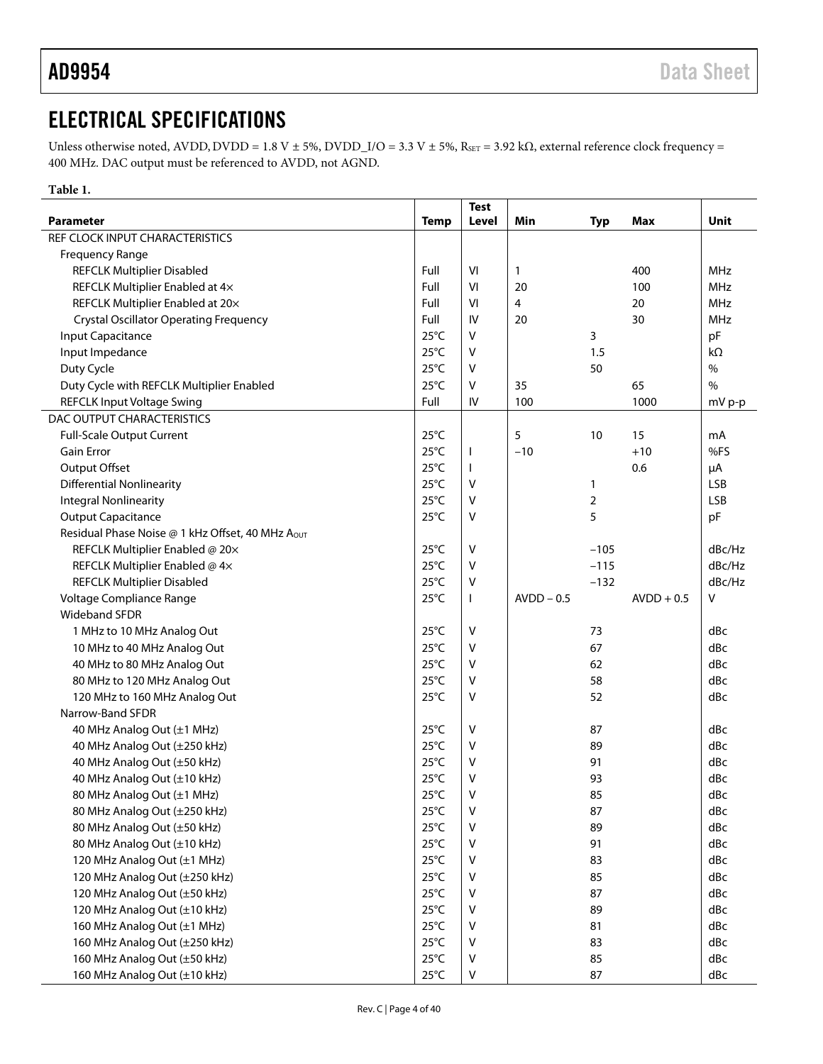## ELECTRICAL SPECIFICATIONS

Unless otherwise noted, AVDD, DVDD = 1.8 V ± 5%, DVDD_I/O = 3.3 V ± 5%, $R_{SET}$ = 3.92 kΩ, external reference clock frequency = 400 MHz. DAC output must be referenced to AVDD, not AGND.

**Table 1.**

| Parameter | Temp | Test Level | Min | Typ | Max | Unit |
|---|---|---|---|---|---|---|
| REF CLOCK INPUT CHARACTERISTICS | | | | | | |
| Frequency Range | | | | | | |
| REFCLK Multiplier Disabled | Full | VI | 1 | | 400 | MHz |
| REFCLK Multiplier Enabled at 4× | Full | VI | 20 | | 100 | MHz |
| REFCLK Multiplier Enabled at 20× | Full | VI | 4 | | 20 | MHz |
| Crystal Oscillator Operating Frequency | Full | IV | 20 | | 30 | MHz |
| Input Capacitance | 25°C | V | | 3 | | pF |
| Input Impedance | 25°C | V | | 1.5 | | kΩ |
| Duty Cycle | 25°C | V | | 50 | | % |
| Duty Cycle with REFCLK Multiplier Enabled | 25°C | V | 35 | | 65 | % |
| REFCLK Input Voltage Swing | Full | IV | 100 | | 1000 | mV p-p |
| DAC OUTPUT CHARACTERISTICS | | | | | | |
| Full-Scale Output Current | 25°C | | 5 | 10 | 15 | mA |
| Gain Error | 25°C | I | −10 | | +10 | %FS |
| Output Offset | 25°C | I | | | 0.6 | µA |
| Differential Nonlinearity | 25°C | V | | 1 | | LSB |
| Integral Nonlinearity | 25°C | V | | 2 | | LSB |
| Output Capacitance | 25°C | V | | 5 | | pF |
| Residual Phase Noise @ 1 kHz Offset, 40 MHz $A_{OUT}$ | | | | | | |
| REFCLK Multiplier Enabled @ 20× | 25°C | V | | −105 | | dBc/Hz |
| REFCLK Multiplier Enabled @ 4× | 25°C | V | | −115 | | dBc/Hz |
| REFCLK Multiplier Disabled | 25°C | V | | −132 | | dBc/Hz |
| Voltage Compliance Range | 25°C | I | AVDD − 0.5 | | AVDD + 0.5 | V |
| Wideband SFDR | | | | | | |
| 1 MHz to 10 MHz Analog Out | 25°C | V | | 73 | | dBc |
| 10 MHz to 40 MHz Analog Out | 25°C | V | | 67 | | dBc |
| 40 MHz to 80 MHz Analog Out | 25°C | V | | 62 | | dBc |
| 80 MHz to 120 MHz Analog Out | 25°C | V | | 58 | | dBc |
| 120 MHz to 160 MHz Analog Out | 25°C | V | | 52 | | dBc |
| Narrow-Band SFDR | | | | | | |
| 40 MHz Analog Out (±1 MHz) | 25°C | V | | 87 | | dBc |
| 40 MHz Analog Out (±250 kHz) | 25°C | V | | 89 | | dBc |
| 40 MHz Analog Out (±50 kHz) | 25°C | V | | 91 | | dBc |
| 40 MHz Analog Out (±10 kHz) | 25°C | V | | 93 | | dBc |
| 80 MHz Analog Out (±1 MHz) | 25°C | V | | 85 | | dBc |
| 80 MHz Analog Out (±250 kHz) | 25°C | V | | 87 | | dBc |
| 80 MHz Analog Out (±50 kHz) | 25°C | V | | 89 | | dBc |
| 80 MHz Analog Out (±10 kHz) | 25°C | V | | 91 | | dBc |
| 120 MHz Analog Out (±1 MHz) | 25°C | V | | 83 | | dBc |
| 120 MHz Analog Out (±250 kHz) | 25°C | V | | 85 | | dBc |
| 120 MHz Analog Out (±50 kHz) | 25°C | V | | 87 | | dBc |
| 120 MHz Analog Out (±10 kHz) | 25°C | V | | 89 | | dBc |
| 160 MHz Analog Out (±1 MHz) | 25°C | V | | 81 | | dBc |
| 160 MHz Analog Out (±250 kHz) | 25°C | V | | 83 | | dBc |
| 160 MHz Analog Out (±50 kHz) | 25°C | V | | 85 | | dBc |
| 160 MHz Analog Out (±10 kHz) | 25°C | V | | 87 | | dBc |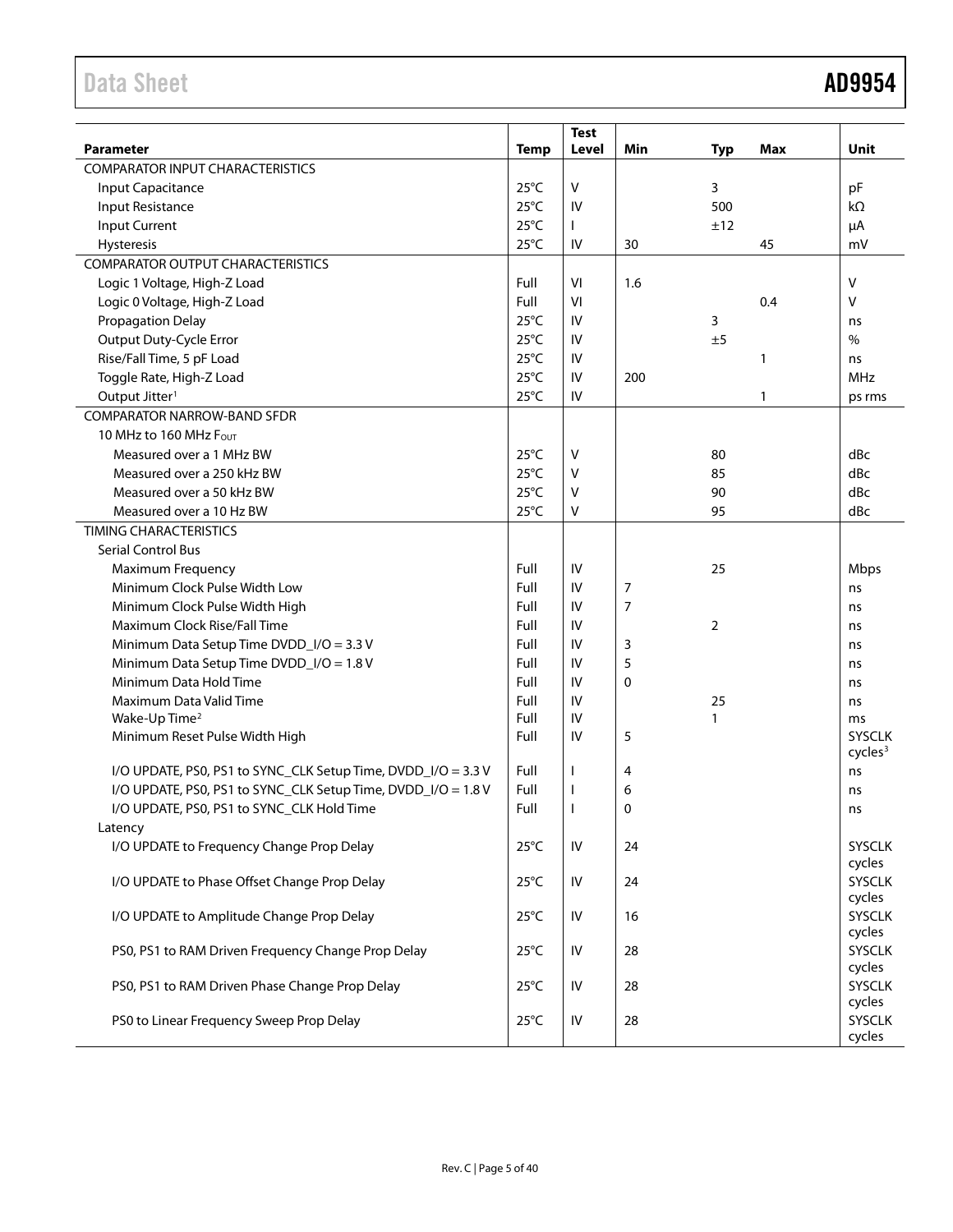| Parameter | Temp | Test Level | Min | Typ | Max | Unit |
|---|---|---|---|---|---|---|
| COMPARATOR INPUT CHARACTERISTICS | | | | | | |
| Input Capacitance | 25°C | V | | 3 | | pF |
| Input Resistance | 25°C | IV | | 500 | | kΩ |
| Input Current | 25°C | I | | ±12 | | μA |
| Hysteresis | 25°C | IV | 30 | | 45 | mV |
| COMPARATOR OUTPUT CHARACTERISTICS | | | | | | |
| Logic 1 Voltage, High-Z Load | Full | VI | 1.6 | | | V |
| Logic 0 Voltage, High-Z Load | Full | VI | | | 0.4 | V |
| Propagation Delay | 25°C | IV | | 3 | | ns |
| Output Duty-Cycle Error | 25°C | IV | | ±5 | | % |
| Rise/Fall Time, 5 pF Load | 25°C | IV | | | 1 | ns |
| Toggle Rate, High-Z Load | 25°C | IV | 200 | | | MHz |
| Output Jitter[1] | 25°C | IV | | | 1 | ps rms |
| COMPARATOR NARROW-BAND SFDR | | | | | | |
| 10 MHz to 160 MHz $F_{OUT}$ | | | | | | |
| Measured over a 1 MHz BW | 25°C | V | | 80 | | dBc |
| Measured over a 250 kHz BW | 25°C | V | | 85 | | dBc |
| Measured over a 50 kHz BW | 25°C | V | | 90 | | dBc |
| Measured over a 10 Hz BW | 25°C | V | | 95 | | dBc |
| TIMING CHARACTERISTICS | | | | | | |
| Serial Control Bus | | | | | | |
| Maximum Frequency | Full | IV | | 25 | | Mbps |
| Minimum Clock Pulse Width Low | Full | IV | 7 | | | ns |
| Minimum Clock Pulse Width High | Full | IV | 7 | | | ns |
| Maximum Clock Rise/Fall Time | Full | IV | | 2 | | ns |
| Minimum Data Setup Time DVDD_I/O = 3.3 V | Full | IV | 3 | | | ns |
| Minimum Data Setup Time DVDD_I/O = 1.8 V | Full | IV | 5 | | | ns |
| Minimum Data Hold Time | Full | IV | 0 | | | ns |
| Maximum Data Valid Time | Full | IV | | 25 | | ns |
| Wake-Up Time[2] | Full | IV | | 1 | | ms |
| Minimum Reset Pulse Width High | Full | IV | 5 | | | SYSCLK cycles[3] |
| I/O UPDATE, PS0, PS1 to SYNC_CLK Setup Time, DVDD_I/O = 3.3 V | Full | I | 4 | | | ns |
| I/O UPDATE, PS0, PS1 to SYNC_CLK Setup Time, DVDD_I/O = 1.8 V | Full | I | 6 | | | ns |
| I/O UPDATE, PS0, PS1 to SYNC_CLK Hold Time | Full | I | 0 | | | ns |
| Latency | | | | | | |
| I/O UPDATE to Frequency Change Prop Delay | 25°C | IV | 24 | | | SYSCLK cycles |
| I/O UPDATE to Phase Offset Change Prop Delay | 25°C | IV | 24 | | | SYSCLK cycles |
| I/O UPDATE to Amplitude Change Prop Delay | 25°C | IV | 16 | | | SYSCLK cycles |
| PS0, PS1 to RAM Driven Frequency Change Prop Delay | 25°C | IV | 28 | | | SYSCLK cycles |
| PS0, PS1 to RAM Driven Phase Change Prop Delay | 25°C | IV | 28 | | | SYSCLK cycles |
| PS0 to Linear Frequency Sweep Prop Delay | 25°C | IV | 28 | | | SYSCLK cycles |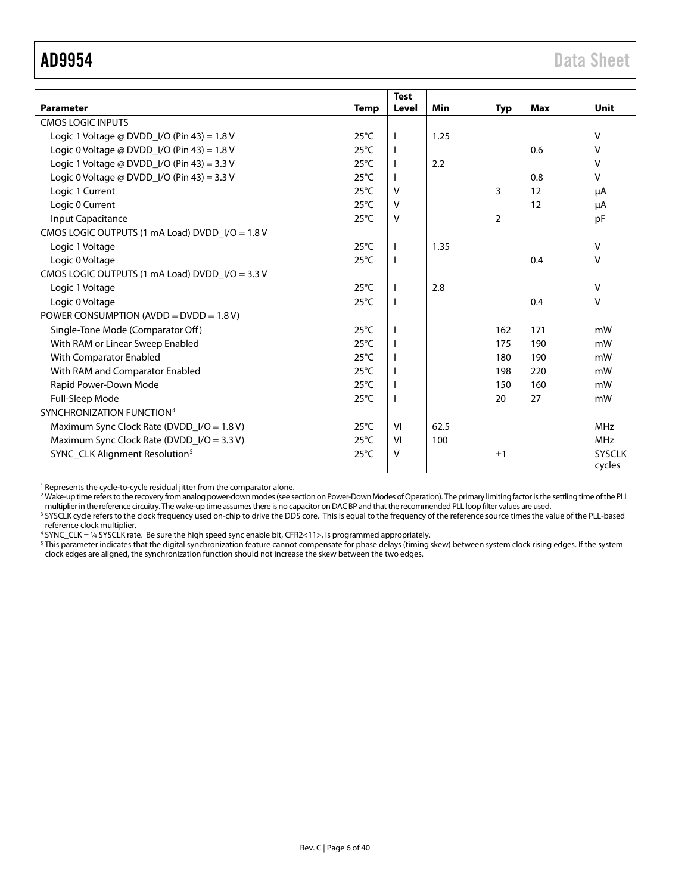| Parameter | Temp | Test Level | Min | Typ | Max | Unit |
|---|---|---|---|---|---|---|
| CMOS LOGIC INPUTS | | | | | | |
| Logic 1 Voltage @ DVDD_I/O (Pin 43) = 1.8 V | 25°C | I | 1.25 | | | V |
| Logic 0 Voltage @ DVDD_I/O (Pin 43) = 1.8 V | 25°C | I | | | 0.6 | V |
| Logic 1 Voltage @ DVDD_I/O (Pin 43) = 3.3 V | 25°C | I | 2.2 | | | V |
| Logic 0 Voltage @ DVDD_I/O (Pin 43) = 3.3 V | 25°C | I | | | 0.8 | V |
| Logic 1 Current | 25°C | V | | 3 | 12 | μA |
| Logic 0 Current | 25°C | V | | | 12 | μA |
| Input Capacitance | 25°C | V | | 2 | | pF |
| CMOS LOGIC OUTPUTS (1 mA Load) DVDD_I/O = 1.8 V | | | | | | |
| Logic 1 Voltage | 25°C | I | 1.35 | | | V |
| Logic 0 Voltage | 25°C | I | | | 0.4 | V |
| CMOS LOGIC OUTPUTS (1 mA Load) DVDD_I/O = 3.3 V | | | | | | |
| Logic 1 Voltage | 25°C | I | 2.8 | | | V |
| Logic 0 Voltage | 25°C | I | | | 0.4 | V |
| POWER CONSUMPTION (AVDD = DVDD = 1.8 V) | | | | | | |
| Single-Tone Mode (Comparator Off) | 25°C | I | | 162 | 171 | mW |
| With RAM or Linear Sweep Enabled | 25°C | I | | 175 | 190 | mW |
| With Comparator Enabled | 25°C | I | | 180 | 190 | mW |
| With RAM and Comparator Enabled | 25°C | I | | 198 | 220 | mW |
| Rapid Power-Down Mode | 25°C | I | | 150 | 160 | mW |
| Full-Sleep Mode | 25°C | I | | 20 | 27 | mW |
| SYNCHRONIZATION FUNCTION[4] | | | | | | |
| Maximum Sync Clock Rate (DVDD_I/O = 1.8 V) | 25°C | VI | 62.5 | | | MHz |
| Maximum Sync Clock Rate (DVDD_I/O = 3.3 V) | 25°C | VI | 100 | | | MHz |
| SYNC_CLK Alignment Resolution[5] | 25°C | V | | ±1 | | SYSCLK cycles |

[1] Represents the cycle-to-cycle residual jitter from the comparator alone.

[2] Wake-up time refers to the recovery from analog power-down modes (see section on Power-Down Modes of Operation). The primary limiting factor is the settling time of the PLL multiplier in the reference circuitry. The wake-up time assumes there is no capacitor on DAC BP and that the recommended PLL loop filter values are used.

[3] SYSCLK cycle refers to the clock frequency used on-chip to drive the DDS core. This is equal to the frequency of the reference source times the value of the PLL-based reference clock multiplier.

[4] SYNC_CLK = ¼ SYSCLK rate. Be sure the high speed sync enable bit, CFR2<11>, is programmed appropriately.

[5] This parameter indicates that the digital synchronization feature cannot compensate for phase delays (timing skew) between system clock rising edges. If the system clock edges are aligned, the synchronization function should not increase the skew between the two edges.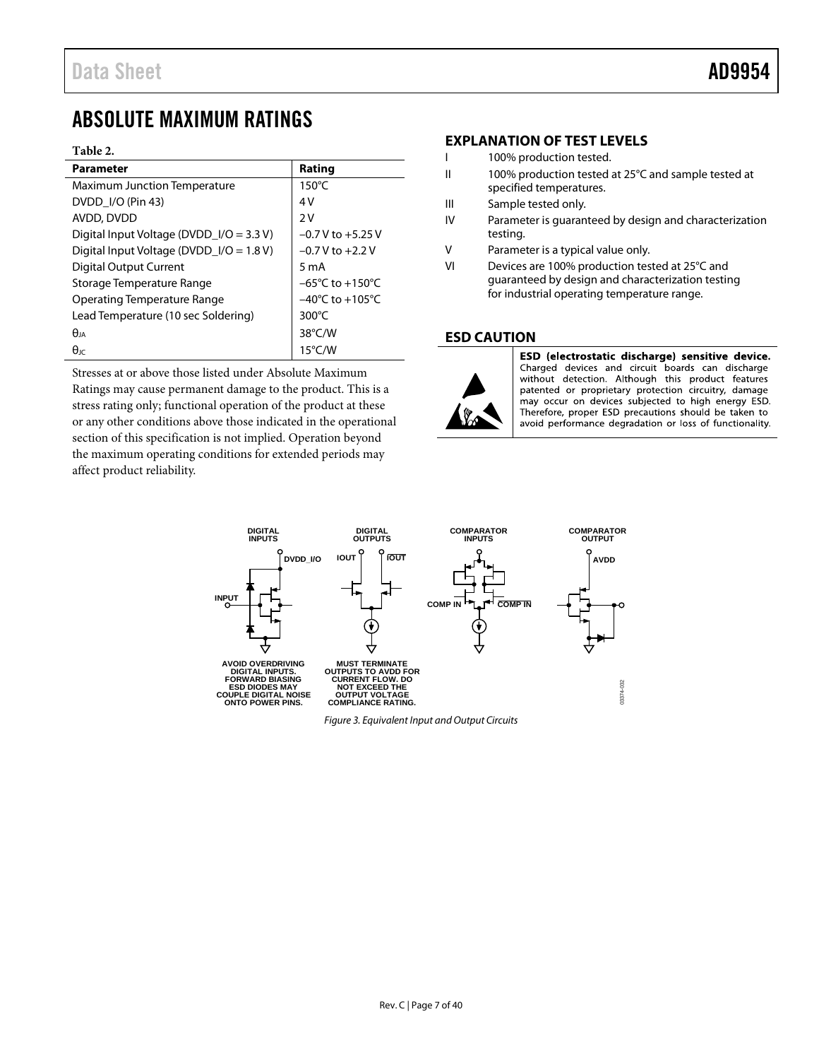# ABSOLUTE MAXIMUM RATINGS

**Table 2.**

| Parameter | Rating |
|---|---|
| Maximum Junction Temperature | 150°C |
| DVDD_I/O (Pin 43) | 4 V |
| AVDD, DVDD | 2 V |
| Digital Input Voltage (DVDD_I/O = 3.3 V) | −0.7 V to +5.25 V |
| Digital Input Voltage (DVDD_I/O = 1.8 V) | −0.7 V to +2.2 V |
| Digital Output Current | 5 mA |
| Storage Temperature Range | −65°C to +150°C |
| Operating Temperature Range | −40°C to +105°C |
| Lead Temperature (10 sec Soldering) | 300°C |
| $\theta_{JA}$ | 38°C/W |
| $\theta_{JC}$ | 15°C/W |

Stresses at or above those listed under Absolute Maximum Ratings may cause permanent damage to the product. This is a stress rating only; functional operation of the product at these or any other conditions above those indicated in the operational section of this specification is not implied. Operation beyond the maximum operating conditions for extended periods may affect product reliability.

## EXPLANATION OF TEST LEVELS

- I 100% production tested.
- II 100% production tested at 25°C and sample tested at specified temperatures.
- III Sample tested only.
- IV Parameter is guaranteed by design and characterization testing.
- V Parameter is a typical value only.
- VI Devices are 100% production tested at 25°C and guaranteed by design and characterization testing for industrial operating temperature range.

## ESD CAUTION

**ESD (electrostatic discharge) sensitive device.** Charged devices and circuit boards can discharge without detection. Although this product features patented or proprietary protection circuitry, damage may occur on devices subjected to high energy ESD. Therefore, proper ESD precautions should be taken to avoid performance degradation or loss of functionality.

DIGITAL INPUTS — DVDD_I/O, INPUT — AVOID OVERDRIVING DIGITAL INPUTS. FORWARD BIASING ESD DIODES MAY COUPLE DIGITAL NOISE ONTO POWER PINS.

DIGITAL OUTPUTS — IOUT, IOUT — MUST TERMINATE OUTPUTS TO AVDD FOR CURRENT FLOW. DO NOT EXCEED THE OUTPUT VOLTAGE COMPLIANCE RATING.

COMPARATOR INPUTS — COMP IN, COMP IN

COMPARATOR OUTPUT — AVDD

*Figure 3. Equivalent Input and Output Circuits*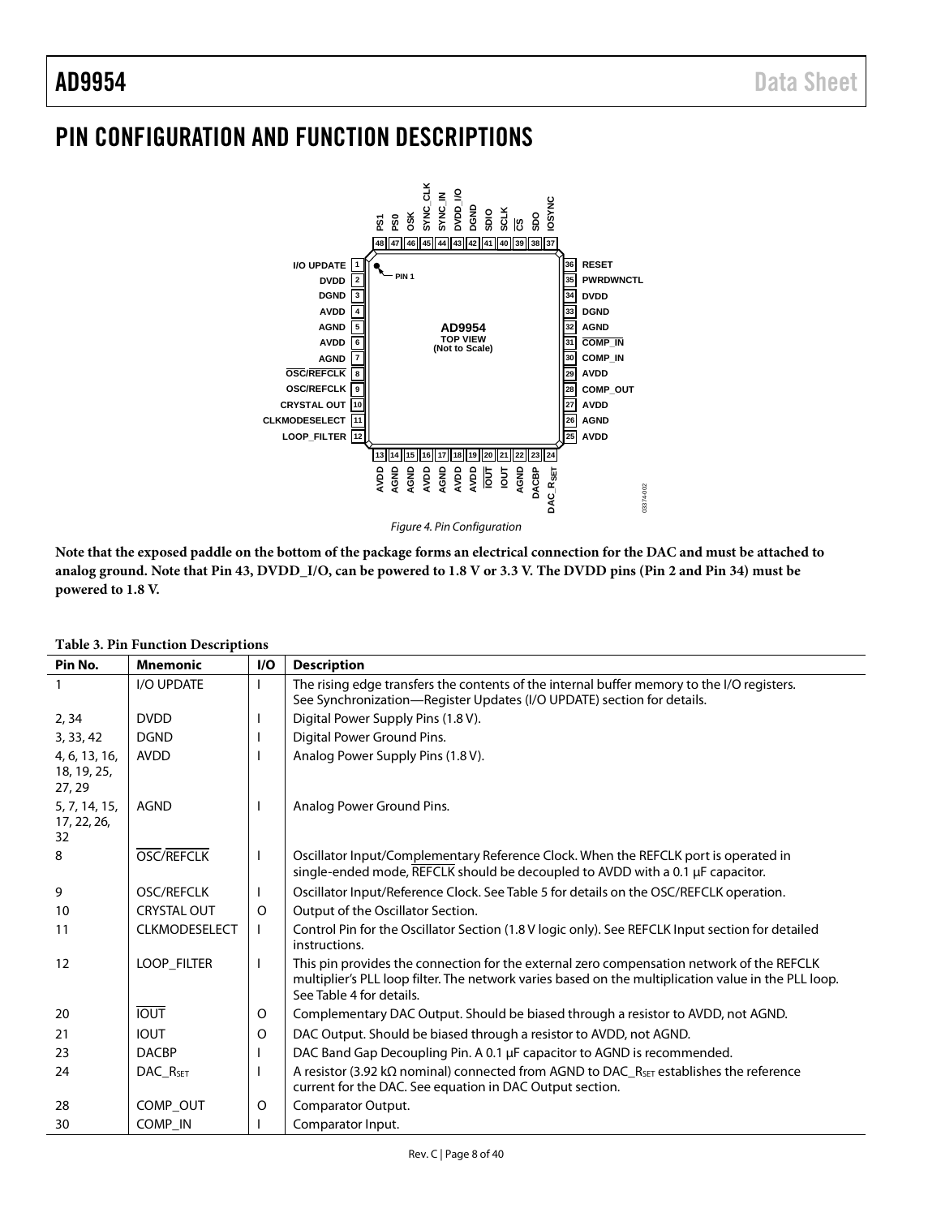# PIN CONFIGURATION AND FUNCTION DESCRIPTIONS

Figure 4. Pin Configuration

**Note that the exposed paddle on the bottom of the package forms an electrical connection for the DAC and must be attached to analog ground. Note that Pin 43, DVDD_I/O, can be powered to 1.8 V or 3.3 V. The DVDD pins (Pin 2 and Pin 34) must be powered to 1.8 V.**

**Table 3. Pin Function Descriptions**

| Pin No. | Mnemonic | I/O | Description |
|---|---|---|---|
| 1 | I/O UPDATE | I | The rising edge transfers the contents of the internal buffer memory to the I/O registers. See Synchronization—Register Updates (I/O UPDATE) section for details. |
| 2, 34 | DVDD | I | Digital Power Supply Pins (1.8 V). |
| 3, 33, 42 | DGND | I | Digital Power Ground Pins. |
| 4, 6, 13, 16, 18, 19, 25, 27, 29 | AVDD | I | Analog Power Supply Pins (1.8 V). |
| 5, 7, 14, 15, 17, 22, 26, 32 | AGND | I | Analog Power Ground Pins. |
| 8 | $\overline{\text{OSC}}/\overline{\text{REFCLK}}$ | I | Oscillator Input/Complementary Reference Clock. When the REFCLK port is operated in single-ended mode, $\overline{\text{REFCLK}}$ should be decoupled to AVDD with a 0.1 µF capacitor. |
| 9 | OSC/REFCLK | I | Oscillator Input/Reference Clock. See Table 5 for details on the OSC/REFCLK operation. |
| 10 | CRYSTAL OUT | O | Output of the Oscillator Section. |
| 11 | CLKMODESELECT | I | Control Pin for the Oscillator Section (1.8 V logic only). See REFCLK Input section for detailed instructions. |
| 12 | LOOP_FILTER | I | This pin provides the connection for the external zero compensation network of the REFCLK multiplier's PLL loop filter. The network varies based on the multiplication value in the PLL loop. See Table 4 for details. |
| 20 | $\overline{\text{IOUT}}$ | O | Complementary DAC Output. Should be biased through a resistor to AVDD, not AGND. |
| 21 | IOUT | O | DAC Output. Should be biased through a resistor to AVDD, not AGND. |
| 23 | DACBP | I | DAC Band Gap Decoupling Pin. A 0.1 µF capacitor to AGND is recommended. |
| 24 | $DAC\_R_{SET}$ | I | A resistor (3.92 kΩ nominal) connected from AGND to $DAC\_R_{SET}$ establishes the reference current for the DAC. See equation in DAC Output section. |
| 28 | COMP_OUT | O | Comparator Output. |
| 30 | COMP_IN | I | Comparator Input. |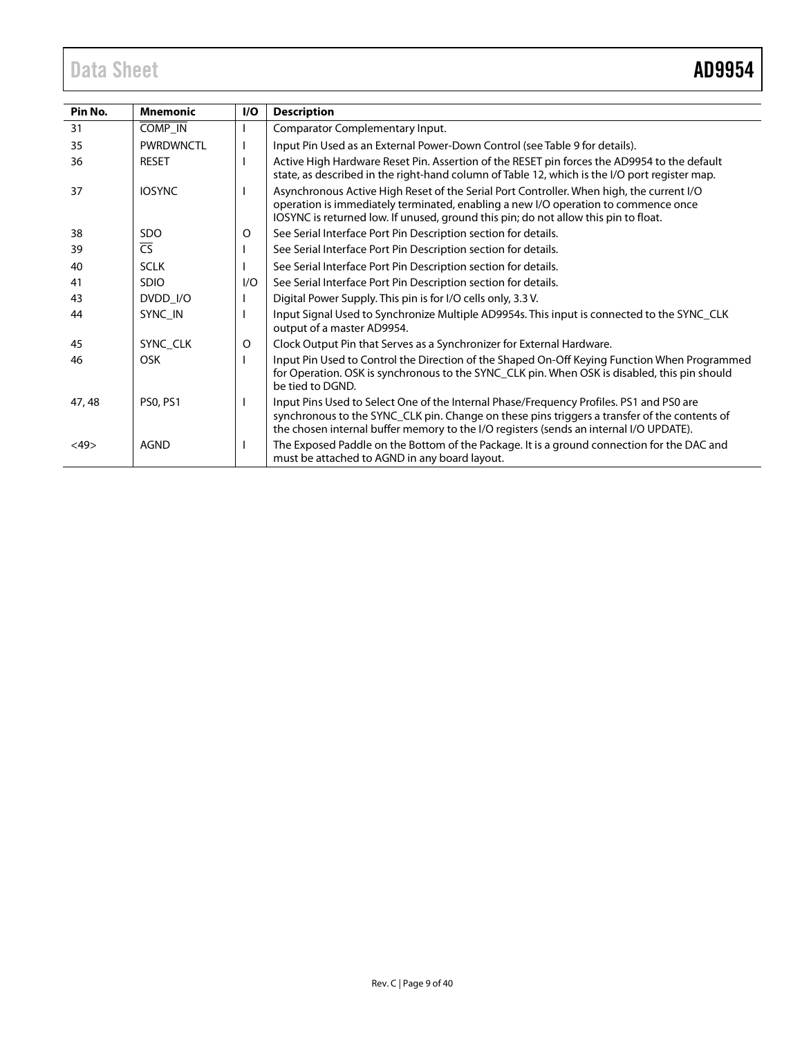| Pin No. | Mnemonic | I/O | Description |
| --- | --- | --- | --- |
| 31 | $\overline{\text{COMP\_IN}}$ | I | Comparator Complementary Input. |
| 35 | PWRDWNCTL | I | Input Pin Used as an External Power-Down Control (see Table 9 for details). |
| 36 | RESET | I | Active High Hardware Reset Pin. Assertion of the RESET pin forces the AD9954 to the default state, as described in the right-hand column of Table 12, which is the I/O port register map. |
| 37 | IOSYNC | I | Asynchronous Active High Reset of the Serial Port Controller. When high, the current I/O operation is immediately terminated, enabling a new I/O operation to commence once IOSYNC is returned low. If unused, ground this pin; do not allow this pin to float. |
| 38 | SDO | O | See Serial Interface Port Pin Description section for details. |
| 39 | $\overline{\text{CS}}$ | I | See Serial Interface Port Pin Description section for details. |
| 40 | SCLK | I | See Serial Interface Port Pin Description section for details. |
| 41 | SDIO | I/O | See Serial Interface Port Pin Description section for details. |
| 43 | DVDD_I/O | I | Digital Power Supply. This pin is for I/O cells only, 3.3 V. |
| 44 | SYNC_IN | I | Input Signal Used to Synchronize Multiple AD9954s. This input is connected to the SYNC_CLK output of a master AD9954. |
| 45 | SYNC_CLK | O | Clock Output Pin that Serves as a Synchronizer for External Hardware. |
| 46 | OSK | I | Input Pin Used to Control the Direction of the Shaped On-Off Keying Function When Programmed for Operation. OSK is synchronous to the SYNC_CLK pin. When OSK is disabled, this pin should be tied to DGND. |
| 47, 48 | PS0, PS1 | I | Input Pins Used to Select One of the Internal Phase/Frequency Profiles. PS1 and PS0 are synchronous to the SYNC_CLK pin. Change on these pins triggers a transfer of the contents of the chosen internal buffer memory to the I/O registers (sends an internal I/O UPDATE). |
| <49> | AGND | I | The Exposed Paddle on the Bottom of the Package. It is a ground connection for the DAC and must be attached to AGND in any board layout. |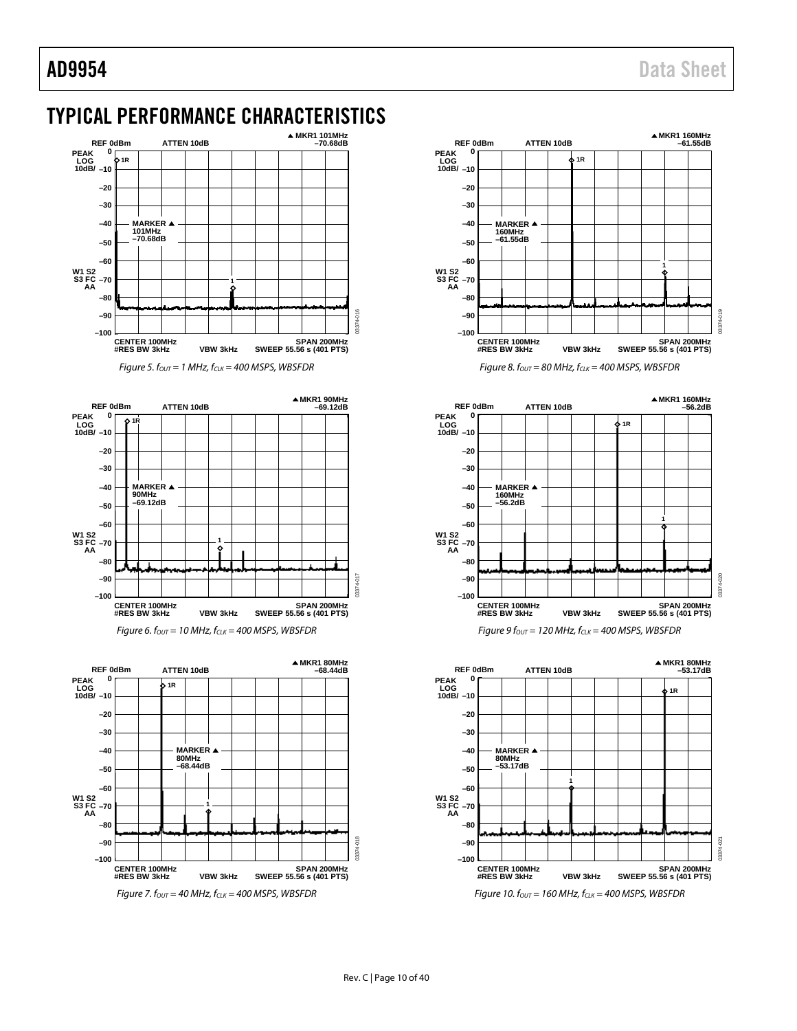## TYPICAL PERFORMANCE CHARACTERISTICS

Figure 5. $f_{OUT}$ = 1 MHz, $f_{CLK}$ = 400 MSPS, WBSFDR

Figure 6. $f_{OUT}$ = 10 MHz, $f_{CLK}$ = 400 MSPS, WBSFDR

Figure 7. $f_{OUT}$ = 40 MHz, $f_{CLK}$ = 400 MSPS, WBSFDR

Figure 8. $f_{OUT}$ = 80 MHz, $f_{CLK}$ = 400 MSPS, WBSFDR

Figure 9 $f_{OUT}$ = 120 MHz, $f_{CLK}$ = 400 MSPS, WBSFDR

Figure 10. $f_{OUT}$ = 160 MHz, $f_{CLK}$ = 400 MSPS, WBSFDR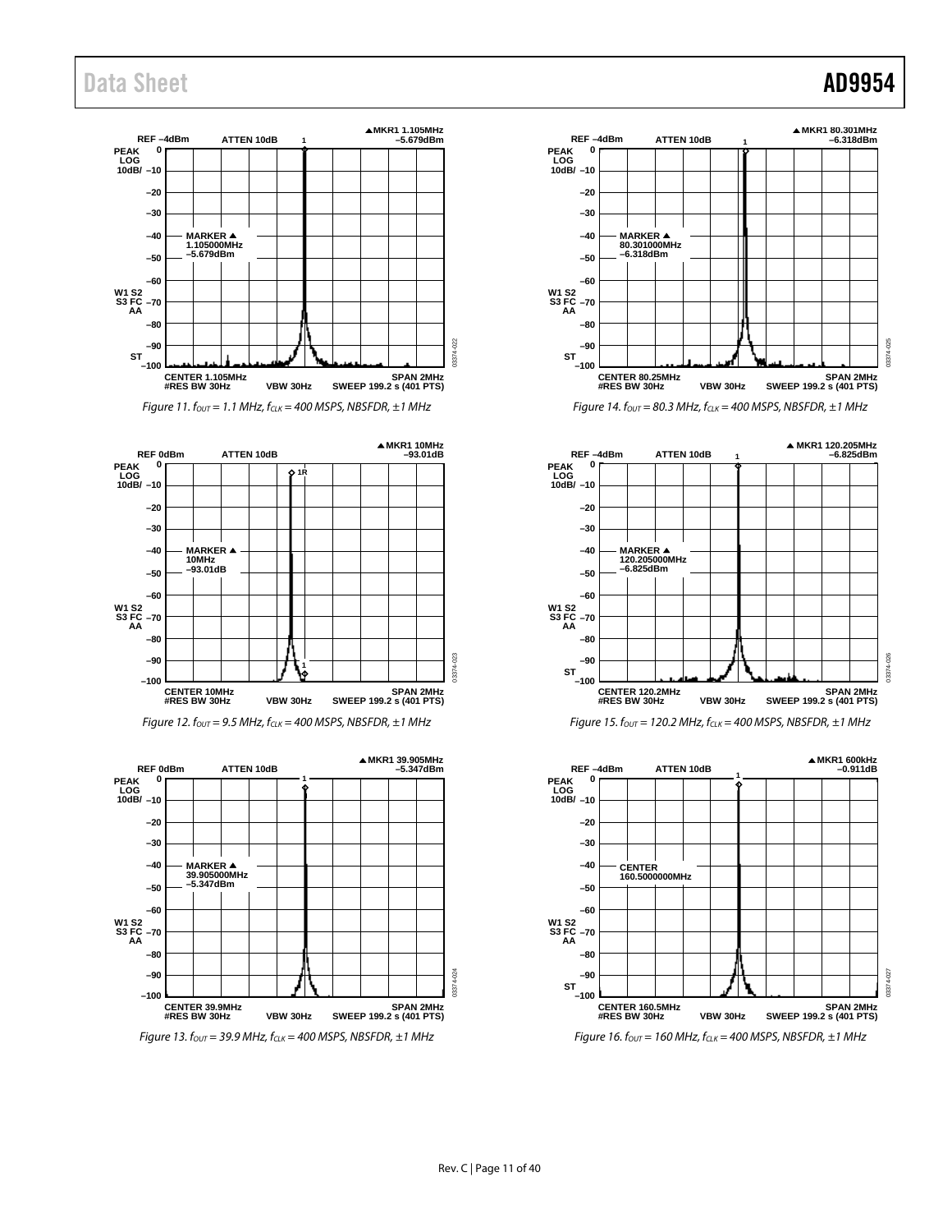Figure 11. $f_{OUT}$ = 1.1 MHz, $f_{CLK}$ = 400 MSPS, NBSFDR, ±1 MHz

Figure 12. $f_{OUT}$ = 9.5 MHz, $f_{CLK}$ = 400 MSPS, NBSFDR, ±1 MHz

Figure 13. $f_{OUT}$ = 39.9 MHz, $f_{CLK}$ = 400 MSPS, NBSFDR, ±1 MHz

Figure 14. $f_{OUT}$ = 80.3 MHz, $f_{CLK}$ = 400 MSPS, NBSFDR, ±1 MHz

Figure 15. $f_{OUT}$ = 120.2 MHz, $f_{CLK}$ = 400 MSPS, NBSFDR, ±1 MHz

Figure 16. $f_{OUT}$ = 160 MHz, $f_{CLK}$ = 400 MSPS, NBSFDR, ±1 MHz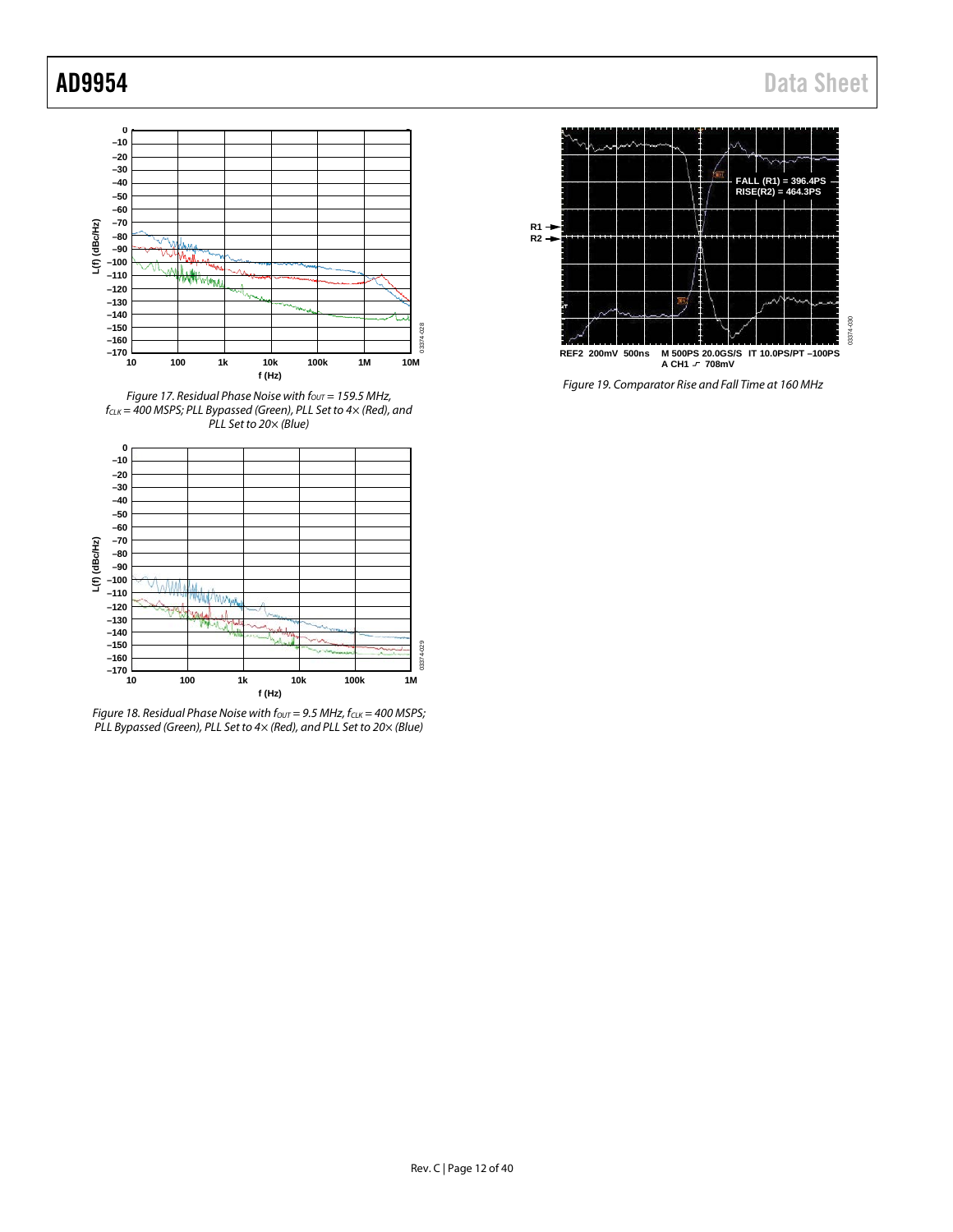Figure 17. Residual Phase Noise with $f_{OUT}$ = 159.5 MHz, $f_{CLK}$ = 400 MSPS; PLL Bypassed (Green), PLL Set to 4× (Red), and PLL Set to 20× (Blue)

Figure 18. Residual Phase Noise with $f_{OUT}$ = 9.5 MHz, $f_{CLK}$ = 400 MSPS; PLL Bypassed (Green), PLL Set to 4× (Red), and PLL Set to 20× (Blue)

Figure 19. Comparator Rise and Fall Time at 160 MHz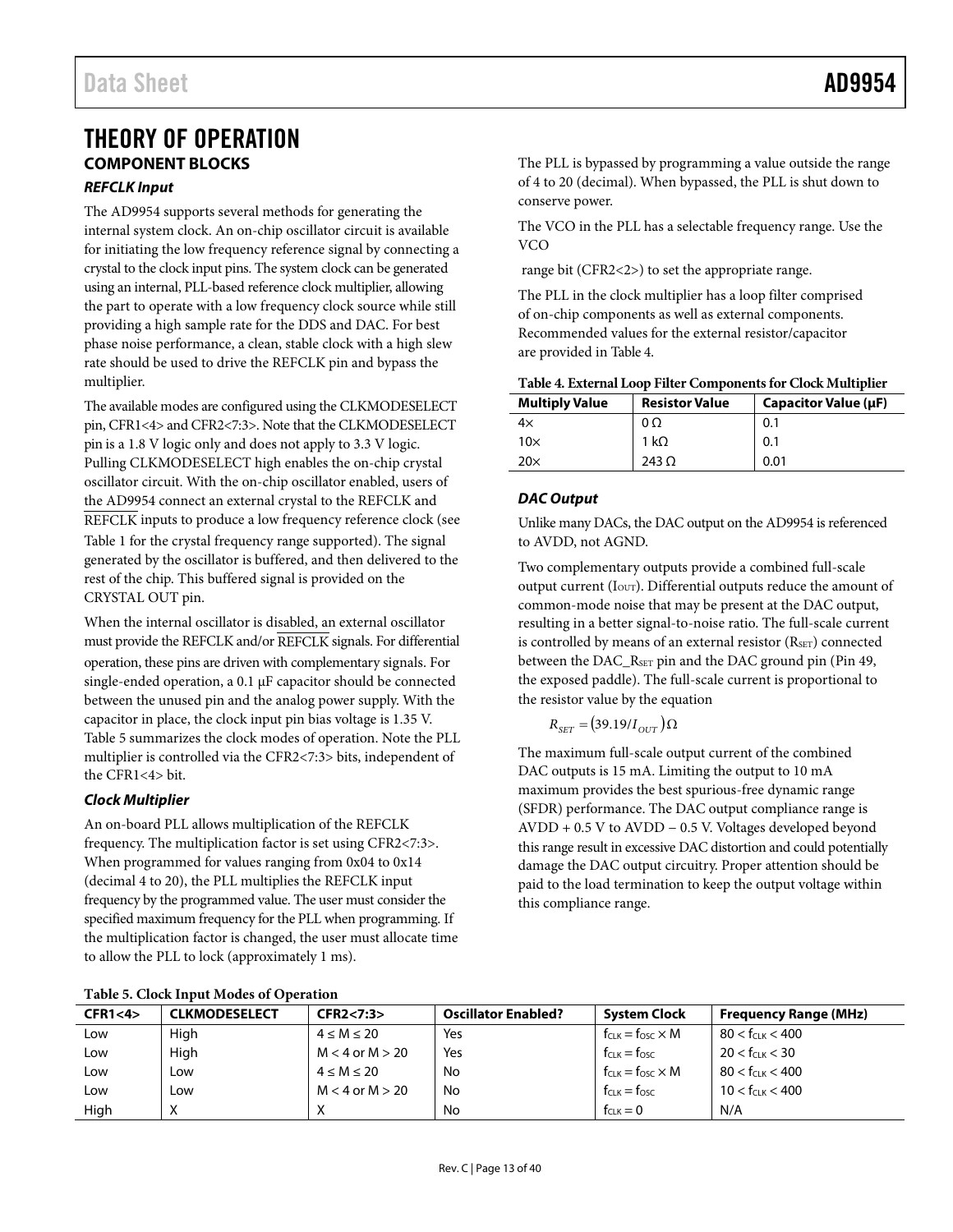# THEORY OF OPERATION

## COMPONENT BLOCKS

### *REFCLK Input*

The AD9954 supports several methods for generating the internal system clock. An on-chip oscillator circuit is available for initiating the low frequency reference signal by connecting a crystal to the clock input pins. The system clock can be generated using an internal, PLL-based reference clock multiplier, allowing the part to operate with a low frequency clock source while still providing a high sample rate for the DDS and DAC. For best phase noise performance, a clean, stable clock with a high slew rate should be used to drive the REFCLK pin and bypass the multiplier.

The available modes are configured using the CLKMODESELECT pin, CFR1<4> and CFR2<7:3>. Note that the CLKMODESELECT pin is a 1.8 V logic only and does not apply to 3.3 V logic. Pulling CLKMODESELECT high enables the on-chip crystal oscillator circuit. With the on-chip oscillator enabled, users of the AD9954 connect an external crystal to the REFCLK and $\overline{\text{REFCLK}}$ inputs to produce a low frequency reference clock (see Table 1 for the crystal frequency range supported). The signal generated by the oscillator is buffered, and then delivered to the rest of the chip. This buffered signal is provided on the CRYSTAL OUT pin.

When the internal oscillator is disabled, an external oscillator must provide the REFCLK and/or $\overline{\text{REFCLK}}$ signals. For differential operation, these pins are driven with complementary signals. For single-ended operation, a 0.1 µF capacitor should be connected between the unused pin and the analog power supply. With the capacitor in place, the clock input pin bias voltage is 1.35 V. Table 5 summarizes the clock modes of operation. Note the PLL multiplier is controlled via the CFR2<7:3> bits, independent of the CFR1<4> bit.

### *Clock Multiplier*

An on-board PLL allows multiplication of the REFCLK frequency. The multiplication factor is set using CFR2<7:3>. When programmed for values ranging from 0x04 to 0x14 (decimal 4 to 20), the PLL multiplies the REFCLK input frequency by the programmed value. The user must consider the specified maximum frequency for the PLL when programming. If the multiplication factor is changed, the user must allocate time to allow the PLL to lock (approximately 1 ms).

The PLL is bypassed by programming a value outside the range of 4 to 20 (decimal). When bypassed, the PLL is shut down to conserve power.

The VCO in the PLL has a selectable frequency range. Use the VCO

range bit (CFR2<2>) to set the appropriate range.

The PLL in the clock multiplier has a loop filter comprised of on-chip components as well as external components. Recommended values for the external resistor/capacitor are provided in Table 4.

**Table 4. External Loop Filter Components for Clock Multiplier**

| Multiply Value | Resistor Value | Capacitor Value (µF) |
|---|---|---|
| 4× | 0 Ω | 0.1 |
| 10× | 1 kΩ | 0.1 |
| 20× | 243 Ω | 0.01 |

### *DAC Output*

Unlike many DACs, the DAC output on the AD9954 is referenced to AVDD, not AGND.

Two complementary outputs provide a combined full-scale output current ($I_{OUT}$). Differential outputs reduce the amount of common-mode noise that may be present at the DAC output, resulting in a better signal-to-noise ratio. The full-scale current is controlled by means of an external resistor ($R_{SET}$) connected between the DAC_$R_{SET}$ pin and the DAC ground pin (Pin 49, the exposed paddle). The full-scale current is proportional to the resistor value by the equation

$$R_{SET} = (39.19/I_{OUT})\,\Omega$$

The maximum full-scale output current of the combined DAC outputs is 15 mA. Limiting the output to 10 mA maximum provides the best spurious-free dynamic range (SFDR) performance. The DAC output compliance range is AVDD + 0.5 V to AVDD − 0.5 V. Voltages developed beyond this range result in excessive DAC distortion and could potentially damage the DAC output circuitry. Proper attention should be paid to the load termination to keep the output voltage within this compliance range.

**Table 5. Clock Input Modes of Operation**

| CFR1<4> | CLKMODESELECT | CFR2<7:3> | Oscillator Enabled? | System Clock | Frequency Range (MHz) |
|---|---|---|---|---|---|
| Low | High | $4 \le M \le 20$ | Yes | $f_{CLK} = f_{OSC} \times M$ | $80 < f_{CLK} < 400$ |
| Low | High | $M < 4$ or $M > 20$ | Yes | $f_{CLK} = f_{OSC}$ | $20 < f_{CLK} < 30$ |
| Low | Low | $4 \le M \le 20$ | No | $f_{CLK} = f_{OSC} \times M$ | $80 < f_{CLK} < 400$ |
| Low | Low | $M < 4$ or $M > 20$ | No | $f_{CLK} = f_{OSC}$ | $10 < f_{CLK} < 400$ |
| High | X | X | No | $f_{CLK} = 0$ | N/A |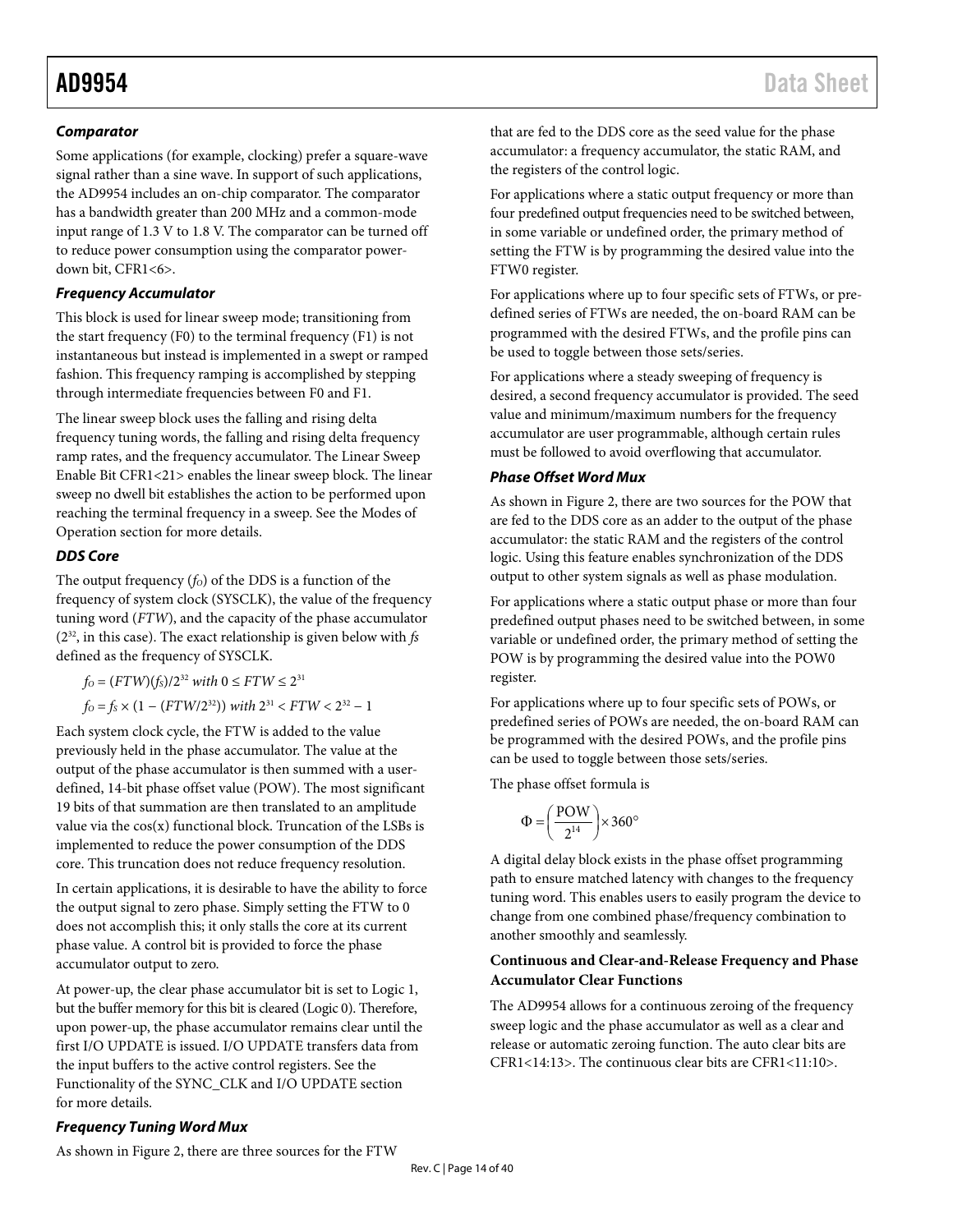### *Comparator*

Some applications (for example, clocking) prefer a square-wave signal rather than a sine wave. In support of such applications, the AD9954 includes an on-chip comparator. The comparator has a bandwidth greater than 200 MHz and a common-mode input range of 1.3 V to 1.8 V. The comparator can be turned off to reduce power consumption using the comparator power-down bit, CFR1<6>.

### *Frequency Accumulator*

This block is used for linear sweep mode; transitioning from the start frequency (F0) to the terminal frequency (F1) is not instantaneous but instead is implemented in a swept or ramped fashion. This frequency ramping is accomplished by stepping through intermediate frequencies between F0 and F1.

The linear sweep block uses the falling and rising delta frequency tuning words, the falling and rising delta frequency ramp rates, and the frequency accumulator. The Linear Sweep Enable Bit CFR1<21> enables the linear sweep block. The linear sweep no dwell bit establishes the action to be performed upon reaching the terminal frequency in a sweep. See the Modes of Operation section for more details.

### *DDS Core*

The output frequency ($f_O$) of the DDS is a function of the frequency of system clock (SYSCLK), the value of the frequency tuning word (*FTW*), and the capacity of the phase accumulator ($2^{32}$, in this case). The exact relationship is given below with $f_S$ defined as the frequency of SYSCLK.

$$f_O = (FTW)(f_S)/2^{32} \text{ with } 0 \leq FTW \leq 2^{31}$$

$$f_O = f_S \times (1 - (FTW/2^{32})) \text{ with } 2^{31} < FTW < 2^{32} - 1$$

Each system clock cycle, the FTW is added to the value previously held in the phase accumulator. The value at the output of the phase accumulator is then summed with a user-defined, 14-bit phase offset value (POW). The most significant 19 bits of that summation are then translated to an amplitude value via the cos(x) functional block. Truncation of the LSBs is implemented to reduce the power consumption of the DDS core. This truncation does not reduce frequency resolution.

In certain applications, it is desirable to have the ability to force the output signal to zero phase. Simply setting the FTW to 0 does not accomplish this; it only stalls the core at its current phase value. A control bit is provided to force the phase accumulator output to zero.

At power-up, the clear phase accumulator bit is set to Logic 1, but the buffer memory for this bit is cleared (Logic 0). Therefore, upon power-up, the phase accumulator remains clear until the first I/O UPDATE is issued. I/O UPDATE transfers data from the input buffers to the active control registers. See the Functionality of the SYNC_CLK and I/O UPDATE section for more details.

### *Frequency Tuning Word Mux*

As shown in Figure 2, there are three sources for the FTW that are fed to the DDS core as the seed value for the phase accumulator: a frequency accumulator, the static RAM, and the registers of the control logic.

For applications where a static output frequency or more than four predefined output frequencies need to be switched between, in some variable or undefined order, the primary method of setting the FTW is by programming the desired value into the FTW0 register.

For applications where up to four specific sets of FTWs, or predefined series of FTWs are needed, the on-board RAM can be programmed with the desired FTWs, and the profile pins can be used to toggle between those sets/series.

For applications where a steady sweeping of frequency is desired, a second frequency accumulator is provided. The seed value and minimum/maximum numbers for the frequency accumulator are user programmable, although certain rules must be followed to avoid overflowing that accumulator.

### *Phase Offset Word Mux*

As shown in Figure 2, there are two sources for the POW that are fed to the DDS core as an adder to the output of the phase accumulator: the static RAM and the registers of the control logic. Using this feature enables synchronization of the DDS output to other system signals as well as phase modulation.

For applications where a static output phase or more than four predefined output phases need to be switched between, in some variable or undefined order, the primary method of setting the POW is by programming the desired value into the POW0 register.

For applications where up to four specific sets of POWs, or predefined series of POWs are needed, the on-board RAM can be programmed with the desired POWs, and the profile pins can be used to toggle between those sets/series.

The phase offset formula is

$$\Phi = \left(\frac{\text{POW}}{2^{14}}\right) \times 360°$$

A digital delay block exists in the phase offset programming path to ensure matched latency with changes to the frequency tuning word. This enables users to easily program the device to change from one combined phase/frequency combination to another smoothly and seamlessly.

#### **Continuous and Clear-and-Release Frequency and Phase Accumulator Clear Functions**

The AD9954 allows for a continuous zeroing of the frequency sweep logic and the phase accumulator as well as a clear and release or automatic zeroing function. The auto clear bits are CFR1<14:13>. The continuous clear bits are CFR1<11:10>.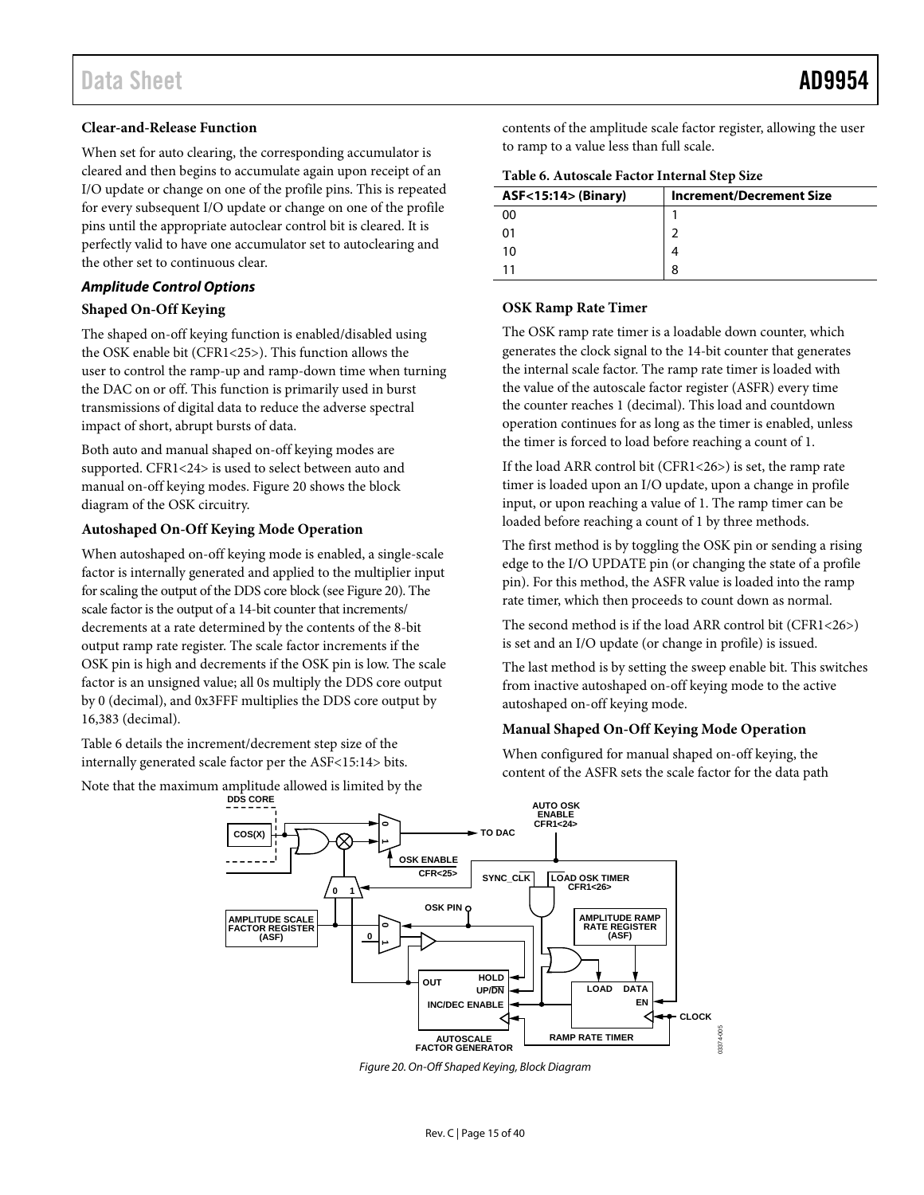### Clear-and-Release Function

When set for auto clearing, the corresponding accumulator is cleared and then begins to accumulate again upon receipt of an I/O update or change on one of the profile pins. This is repeated for every subsequent I/O update or change on one of the profile pins until the appropriate autoclear control bit is cleared. It is perfectly valid to have one accumulator set to autoclearing and the other set to continuous clear.

## *Amplitude Control Options*

### Shaped On-Off Keying

The shaped on-off keying function is enabled/disabled using the OSK enable bit (CFR1<25>). This function allows the user to control the ramp-up and ramp-down time when turning the DAC on or off. This function is primarily used in burst transmissions of digital data to reduce the adverse spectral impact of short, abrupt bursts of data.

Both auto and manual shaped on-off keying modes are supported. CFR1<24> is used to select between auto and manual on-off keying modes. Figure 20 shows the block diagram of the OSK circuitry.

### Autoshaped On-Off Keying Mode Operation

When autoshaped on-off keying mode is enabled, a single-scale factor is internally generated and applied to the multiplier input for scaling the output of the DDS core block (see Figure 20). The scale factor is the output of a 14-bit counter that increments/decrements at a rate determined by the contents of the 8-bit output ramp rate register. The scale factor increments if the OSK pin is high and decrements if the OSK pin is low. The scale factor is an unsigned value; all 0s multiply the DDS core output by 0 (decimal), and 0x3FFF multiplies the DDS core output by 16,383 (decimal).

Table 6 details the increment/decrement step size of the internally generated scale factor per the ASF<15:14> bits.

Note that the maximum amplitude allowed is limited by the contents of the amplitude scale factor register, allowing the user to ramp to a value less than full scale.

**Table 6. Autoscale Factor Internal Step Size**

| ASF<15:14> (Binary) | Increment/Decrement Size |
|---|---|
| 00 | 1 |
| 01 | 2 |
| 10 | 4 |
| 11 | 8 |

### OSK Ramp Rate Timer

The OSK ramp rate timer is a loadable down counter, which generates the clock signal to the 14-bit counter that generates the internal scale factor. The ramp rate timer is loaded with the value of the autoscale factor register (ASFR) every time the counter reaches 1 (decimal). This load and countdown operation continues for as long as the timer is enabled, unless the timer is forced to load before reaching a count of 1.

If the load ARR control bit (CFR1<26>) is set, the ramp rate timer is loaded upon an I/O update, upon a change in profile input, or upon reaching a value of 1. The ramp timer can be loaded before reaching a count of 1 by three methods.

The first method is by toggling the OSK pin or sending a rising edge to the I/O UPDATE pin (or changing the state of a profile pin). For this method, the ASFR value is loaded into the ramp rate timer, which then proceeds to count down as normal.

The second method is if the load ARR control bit (CFR1<26>) is set and an I/O update (or change in profile) is issued.

The last method is by setting the sweep enable bit. This switches from inactive autoshaped on-off keying mode to the active autoshaped on-off keying mode.

### Manual Shaped On-Off Keying Mode Operation

When configured for manual shaped on-off keying, the content of the ASFR sets the scale factor for the data path

*Figure 20. On-Off Shaped Keying, Block Diagram*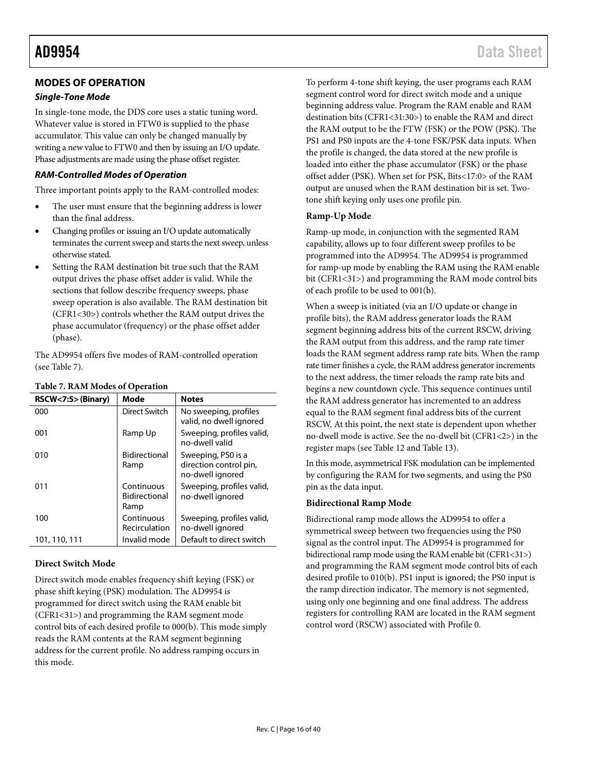## MODES OF OPERATION

### *Single-Tone Mode*

In single-tone mode, the DDS core uses a static tuning word. Whatever value is stored in FTW0 is supplied to the phase accumulator. This value can only be changed manually by writing a new value to FTW0 and then by issuing an I/O update. Phase adjustments are made using the phase offset register.

### *RAM-Controlled Modes of Operation*

Three important points apply to the RAM-controlled modes:

- The user must ensure that the beginning address is lower than the final address.
- Changing profiles or issuing an I/O update automatically terminates the current sweep and starts the next sweep, unless otherwise stated.
- Setting the RAM destination bit true such that the RAM output drives the phase offset adder is valid. While the sections that follow describe frequency sweeps, phase sweep operation is also available. The RAM destination bit (CFR1<30>) controls whether the RAM output drives the phase accumulator (frequency) or the phase offset adder (phase).

The AD9954 offers five modes of RAM-controlled operation (see Table 7).

**Table 7. RAM Modes of Operation**

| RSCW<7:5> (Binary) | Mode | Notes |
|---|---|---|
| 000 | Direct Switch | No sweeping, profiles valid, no dwell ignored |
| 001 | Ramp Up | Sweeping, profiles valid, no-dwell valid |
| 010 | Bidirectional Ramp | Sweeping, PS0 is a direction control pin, no-dwell ignored |
| 011 | Continuous Bidirectional Ramp | Sweeping, profiles valid, no-dwell ignored |
| 100 | Continuous Recirculation | Sweeping, profiles valid, no-dwell ignored |
| 101, 110, 111 | Invalid mode | Default to direct switch |

#### Direct Switch Mode

Direct switch mode enables frequency shift keying (FSK) or phase shift keying (PSK) modulation. The AD9954 is programmed for direct switch using the RAM enable bit (CFR1<31>) and programming the RAM segment mode control bits of each desired profile to 000(b). This mode simply reads the RAM contents at the RAM segment beginning address for the current profile. No address ramping occurs in this mode.

To perform 4-tone shift keying, the user programs each RAM segment control word for direct switch mode and a unique beginning address value. Program the RAM enable and RAM destination bits (CFR1<31:30>) to enable the RAM and direct the RAM output to be the FTW (FSK) or the POW (PSK). The PS1 and PS0 inputs are the 4-tone FSK/PSK data inputs. When the profile is changed, the data stored at the new profile is loaded into either the phase accumulator (FSK) or the phase offset adder (PSK). When set for PSK, Bits<17:0> of the RAM output are unused when the RAM destination bit is set. Two-tone shift keying only uses one profile pin.

#### Ramp-Up Mode

Ramp-up mode, in conjunction with the segmented RAM capability, allows up to four different sweep profiles to be programmed into the AD9954. The AD9954 is programmed for ramp-up mode by enabling the RAM using the RAM enable bit (CFR1<31>) and programming the RAM mode control bits of each profile to be used to 001(b).

When a sweep is initiated (via an I/O update or change in profile bits), the RAM address generator loads the RAM segment beginning address bits of the current RSCW, driving the RAM output from this address, and the ramp rate timer loads the RAM segment address ramp rate bits. When the ramp rate timer finishes a cycle, the RAM address generator increments to the next address, the timer reloads the ramp rate bits and begins a new countdown cycle. This sequence continues until the RAM address generator has incremented to an address equal to the RAM segment final address bits of the current RSCW. At this point, the next state is dependent upon whether no-dwell mode is active. See the no-dwell bit (CFR1<2>) in the register maps (see Table 12 and Table 13).

In this mode, asymmetrical FSK modulation can be implemented by configuring the RAM for two segments, and using the PS0 pin as the data input.

#### Bidirectional Ramp Mode

Bidirectional ramp mode allows the AD9954 to offer a symmetrical sweep between two frequencies using the PS0 signal as the control input. The AD9954 is programmed for bidirectional ramp mode using the RAM enable bit (CFR1<31>) and programming the RAM segment mode control bits of each desired profile to 010(b). PS1 input is ignored; the PS0 input is the ramp direction indicator. The memory is not segmented, using only one beginning and one final address. The address registers for controlling RAM are located in the RAM segment control word (RSCW) associated with Profile 0.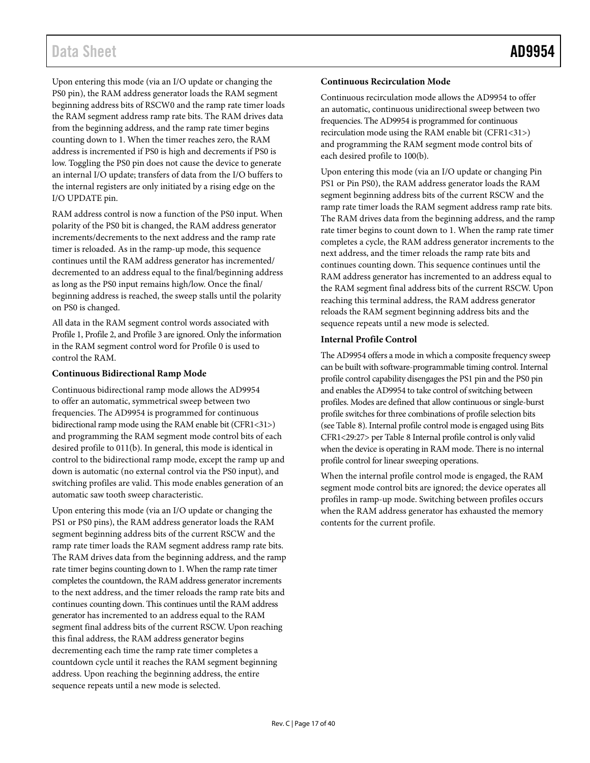Upon entering this mode (via an I/O update or changing the PS0 pin), the RAM address generator loads the RAM segment beginning address bits of RSCW0 and the ramp rate timer loads the RAM segment address ramp rate bits. The RAM drives data from the beginning address, and the ramp rate timer begins counting down to 1. When the timer reaches zero, the RAM address is incremented if PS0 is high and decrements if PS0 is low. Toggling the PS0 pin does not cause the device to generate an internal I/O update; transfers of data from the I/O buffers to the internal registers are only initiated by a rising edge on the I/O UPDATE pin.

RAM address control is now a function of the PS0 input. When polarity of the PS0 bit is changed, the RAM address generator increments/decrements to the next address and the ramp rate timer is reloaded. As in the ramp-up mode, this sequence continues until the RAM address generator has incremented/decremented to an address equal to the final/beginning address as long as the PS0 input remains high/low. Once the final/beginning address is reached, the sweep stalls until the polarity on PS0 is changed.

All data in the RAM segment control words associated with Profile 1, Profile 2, and Profile 3 are ignored. Only the information in the RAM segment control word for Profile 0 is used to control the RAM.

**Continuous Bidirectional Ramp Mode**

Continuous bidirectional ramp mode allows the AD9954 to offer an automatic, symmetrical sweep between two frequencies. The AD9954 is programmed for continuous bidirectional ramp mode using the RAM enable bit (CFR1<31>) and programming the RAM segment mode control bits of each desired profile to 011(b). In general, this mode is identical in control to the bidirectional ramp mode, except the ramp up and down is automatic (no external control via the PS0 input), and switching profiles are valid. This mode enables generation of an automatic saw tooth sweep characteristic.

Upon entering this mode (via an I/O update or changing the PS1 or PS0 pins), the RAM address generator loads the RAM segment beginning address bits of the current RSCW and the ramp rate timer loads the RAM segment address ramp rate bits. The RAM drives data from the beginning address, and the ramp rate timer begins counting down to 1. When the ramp rate timer completes the countdown, the RAM address generator increments to the next address, and the timer reloads the ramp rate bits and continues counting down. This continues until the RAM address generator has incremented to an address equal to the RAM segment final address bits of the current RSCW. Upon reaching this final address, the RAM address generator begins decrementing each time the ramp rate timer completes a countdown cycle until it reaches the RAM segment beginning address. Upon reaching the beginning address, the entire sequence repeats until a new mode is selected.

**Continuous Recirculation Mode**

Continuous recirculation mode allows the AD9954 to offer an automatic, continuous unidirectional sweep between two frequencies. The AD9954 is programmed for continuous recirculation mode using the RAM enable bit (CFR1<31>) and programming the RAM segment mode control bits of each desired profile to 100(b).

Upon entering this mode (via an I/O update or changing Pin PS1 or Pin PS0), the RAM address generator loads the RAM segment beginning address bits of the current RSCW and the ramp rate timer loads the RAM segment address ramp rate bits. The RAM drives data from the beginning address, and the ramp rate timer begins to count down to 1. When the ramp rate timer completes a cycle, the RAM address generator increments to the next address, and the timer reloads the ramp rate bits and continues counting down. This sequence continues until the RAM address generator has incremented to an address equal to the RAM segment final address bits of the current RSCW. Upon reaching this terminal address, the RAM address generator reloads the RAM segment beginning address bits and the sequence repeats until a new mode is selected.

**Internal Profile Control**

The AD9954 offers a mode in which a composite frequency sweep can be built with software-programmable timing control. Internal profile control capability disengages the PS1 pin and the PS0 pin and enables the AD9954 to take control of switching between profiles. Modes are defined that allow continuous or single-burst profile switches for three combinations of profile selection bits (see Table 8). Internal profile control mode is engaged using Bits CFR1<29:27> per Table 8 Internal profile control is only valid when the device is operating in RAM mode. There is no internal profile control for linear sweeping operations.

When the internal profile control mode is engaged, the RAM segment mode control bits are ignored; the device operates all profiles in ramp-up mode. Switching between profiles occurs when the RAM address generator has exhausted the memory contents for the current profile.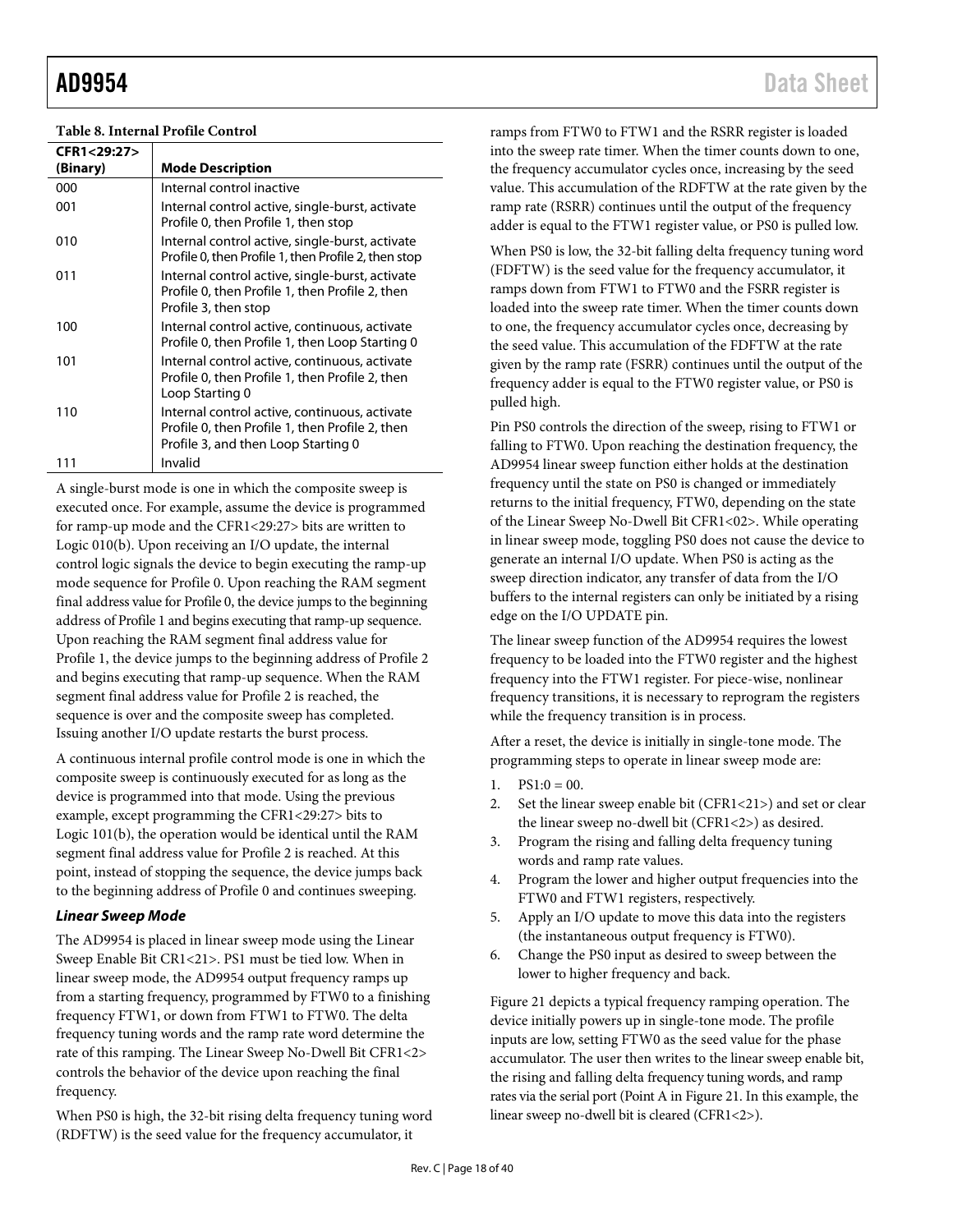**Table 8. Internal Profile Control**

| CFR1<29:27> (Binary) | Mode Description |
|---|---|
| 000 | Internal control inactive |
| 001 | Internal control active, single-burst, activate Profile 0, then Profile 1, then stop |
| 010 | Internal control active, single-burst, activate Profile 0, then Profile 1, then Profile 2, then stop |
| 011 | Internal control active, single-burst, activate Profile 0, then Profile 1, then Profile 2, then Profile 3, then stop |
| 100 | Internal control active, continuous, activate Profile 0, then Profile 1, then Loop Starting 0 |
| 101 | Internal control active, continuous, activate Profile 0, then Profile 1, then Profile 2, then Loop Starting 0 |
| 110 | Internal control active, continuous, activate Profile 0, then Profile 1, then Profile 2, then Profile 3, and then Loop Starting 0 |
| 111 | Invalid |

A single-burst mode is one in which the composite sweep is executed once. For example, assume the device is programmed for ramp-up mode and the CFR1<29:27> bits are written to Logic 010(b). Upon receiving an I/O update, the internal control logic signals the device to begin executing the ramp-up mode sequence for Profile 0. Upon reaching the RAM segment final address value for Profile 0, the device jumps to the beginning address of Profile 1 and begins executing that ramp-up sequence. Upon reaching the RAM segment final address value for Profile 1, the device jumps to the beginning address of Profile 2 and begins executing that ramp-up sequence. When the RAM segment final address value for Profile 2 is reached, the sequence is over and the composite sweep has completed. Issuing another I/O update restarts the burst process.

A continuous internal profile control mode is one in which the composite sweep is continuously executed for as long as the device is programmed into that mode. Using the previous example, except programming the CFR1<29:27> bits to Logic 101(b), the operation would be identical until the RAM segment final address value for Profile 2 is reached. At this point, instead of stopping the sequence, the device jumps back to the beginning address of Profile 0 and continues sweeping.

### *Linear Sweep Mode*

The AD9954 is placed in linear sweep mode using the Linear Sweep Enable Bit CR1<21>. PS1 must be tied low. When in linear sweep mode, the AD9954 output frequency ramps up from a starting frequency, programmed by FTW0 to a finishing frequency FTW1, or down from FTW1 to FTW0. The delta frequency tuning words and the ramp rate word determine the rate of this ramping. The Linear Sweep No-Dwell Bit CFR1<2> controls the behavior of the device upon reaching the final frequency.

When PS0 is high, the 32-bit rising delta frequency tuning word (RDFTW) is the seed value for the frequency accumulator, it ramps from FTW0 to FTW1 and the RSRR register is loaded into the sweep rate timer. When the timer counts down to one, the frequency accumulator cycles once, increasing by the seed value. This accumulation of the RDFTW at the rate given by the ramp rate (RSRR) continues until the output of the frequency adder is equal to the FTW1 register value, or PS0 is pulled low.

When PS0 is low, the 32-bit falling delta frequency tuning word (FDFTW) is the seed value for the frequency accumulator, it ramps down from FTW1 to FTW0 and the FSRR register is loaded into the sweep rate timer. When the timer counts down to one, the frequency accumulator cycles once, decreasing by the seed value. This accumulation of the FDFTW at the rate given by the ramp rate (FSRR) continues until the output of the frequency adder is equal to the FTW0 register value, or PS0 is pulled high.

Pin PS0 controls the direction of the sweep, rising to FTW1 or falling to FTW0. Upon reaching the destination frequency, the AD9954 linear sweep function either holds at the destination frequency until the state on PS0 is changed or immediately returns to the initial frequency, FTW0, depending on the state of the Linear Sweep No-Dwell Bit CFR1<02>. While operating in linear sweep mode, toggling PS0 does not cause the device to generate an internal I/O update. When PS0 is acting as the sweep direction indicator, any transfer of data from the I/O buffers to the internal registers can only be initiated by a rising edge on the I/O UPDATE pin.

The linear sweep function of the AD9954 requires the lowest frequency to be loaded into the FTW0 register and the highest frequency into the FTW1 register. For piece-wise, nonlinear frequency transitions, it is necessary to reprogram the registers while the frequency transition is in process.

After a reset, the device is initially in single-tone mode. The programming steps to operate in linear sweep mode are:

1. PS1:0 = 00.
2. Set the linear sweep enable bit (CFR1<21>) and set or clear the linear sweep no-dwell bit (CFR1<2>) as desired.
3. Program the rising and falling delta frequency tuning words and ramp rate values.
4. Program the lower and higher output frequencies into the FTW0 and FTW1 registers, respectively.
5. Apply an I/O update to move this data into the registers (the instantaneous output frequency is FTW0).
6. Change the PS0 input as desired to sweep between the lower to higher frequency and back.

Figure 21 depicts a typical frequency ramping operation. The device initially powers up in single-tone mode. The profile inputs are low, setting FTW0 as the seed value for the phase accumulator. The user then writes to the linear sweep enable bit, the rising and falling delta frequency tuning words, and ramp rates via the serial port (Point A in Figure 21. In this example, the linear sweep no-dwell bit is cleared (CFR1<2>).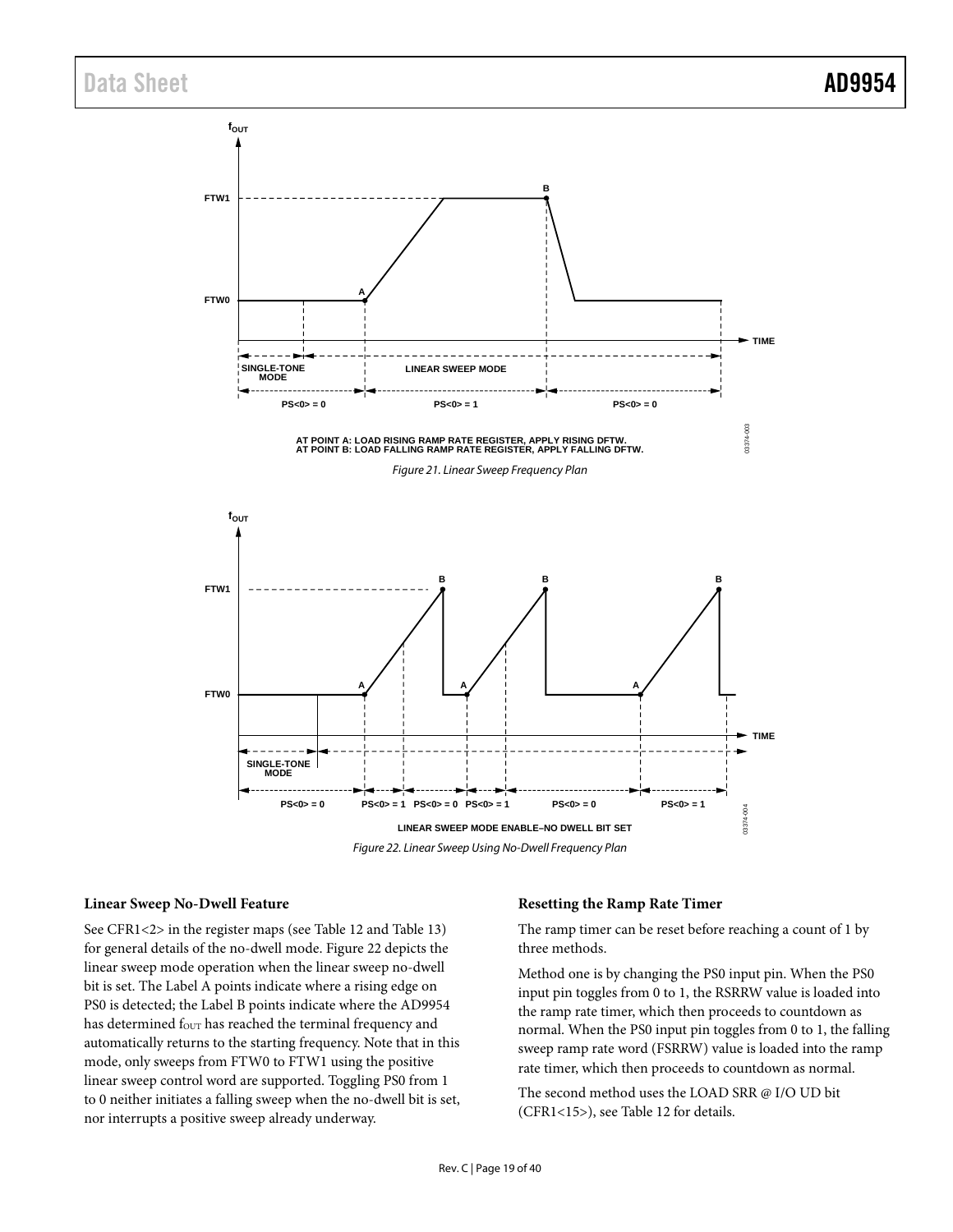AT POINT A: LOAD RISING RAMP RATE REGISTER, APPLY RISING DFTW.
AT POINT B: LOAD FALLING RAMP RATE REGISTER, APPLY FALLING DFTW.

*Figure 21. Linear Sweep Frequency Plan*

LINEAR SWEEP MODE ENABLE–NO DWELL BIT SET

*Figure 22. Linear Sweep Using No-Dwell Frequency Plan*

### Linear Sweep No-Dwell Feature

See CFR1<2> in the register maps (see Table 12 and Table 13) for general details of the no-dwell mode. Figure 22 depicts the linear sweep mode operation when the linear sweep no-dwell bit is set. The Label A points indicate where a rising edge on PS0 is detected; the Label B points indicate where the AD9954 has determined $f_{OUT}$ has reached the terminal frequency and automatically returns to the starting frequency. Note that in this mode, only sweeps from FTW0 to FTW1 using the positive linear sweep control word are supported. Toggling PS0 from 1 to 0 neither initiates a falling sweep when the no-dwell bit is set, nor interrupts a positive sweep already underway.

### Resetting the Ramp Rate Timer

The ramp timer can be reset before reaching a count of 1 by three methods.

Method one is by changing the PS0 input pin. When the PS0 input pin toggles from 0 to 1, the RSRRW value is loaded into the ramp rate timer, which then proceeds to countdown as normal. When the PS0 input pin toggles from 0 to 1, the falling sweep ramp rate word (FSRRW) value is loaded into the ramp rate timer, which then proceeds to countdown as normal.

The second method uses the LOAD SRR @ I/O UD bit (CFR1<15>), see Table 12 for details.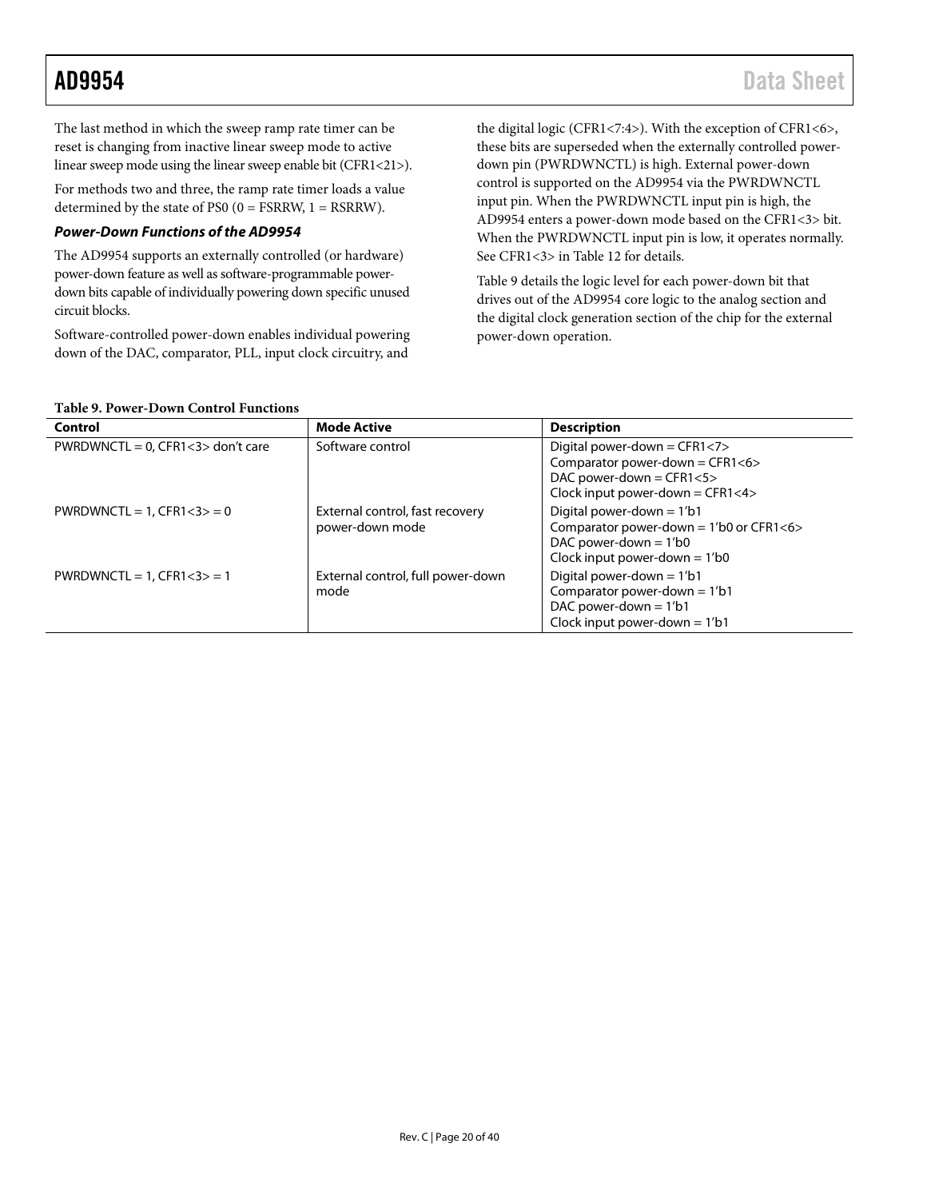The last method in which the sweep ramp rate timer can be reset is changing from inactive linear sweep mode to active linear sweep mode using the linear sweep enable bit (CFR1<21>).

For methods two and three, the ramp rate timer loads a value determined by the state of PS0 (0 = FSRRW, 1 = RSRRW).

### *Power-Down Functions of the AD9954*

The AD9954 supports an externally controlled (or hardware) power-down feature as well as software-programmable power-down bits capable of individually powering down specific unused circuit blocks.

Software-controlled power-down enables individual powering down of the DAC, comparator, PLL, input clock circuitry, and the digital logic (CFR1<7:4>). With the exception of CFR1<6>, these bits are superseded when the externally controlled power-down pin (PWRDWNCTL) is high. External power-down control is supported on the AD9954 via the PWRDWNCTL input pin. When the PWRDWNCTL input pin is high, the AD9954 enters a power-down mode based on the CFR1<3> bit. When the PWRDWNCTL input pin is low, it operates normally. See CFR1<3> in Table 12 for details.

Table 9 details the logic level for each power-down bit that drives out of the AD9954 core logic to the analog section and the digital clock generation section of the chip for the external power-down operation.

**Table 9. Power-Down Control Functions**

| Control | Mode Active | Description |
|---|---|---|
| PWRDWNCTL = 0, CFR1<3> don't care | Software control | Digital power-down = CFR1<7><br>Comparator power-down = CFR1<6><br>DAC power-down = CFR1<5><br>Clock input power-down = CFR1<4> |
| PWRDWNCTL = 1, CFR1<3> = 0 | External control, fast recovery power-down mode | Digital power-down = 1'b1<br>Comparator power-down = 1'b0 or CFR1<6><br>DAC power-down = 1'b0<br>Clock input power-down = 1'b0 |
| PWRDWNCTL = 1, CFR1<3> = 1 | External control, full power-down mode | Digital power-down = 1'b1<br>Comparator power-down = 1'b1<br>DAC power-down = 1'b1<br>Clock input power-down = 1'b1 |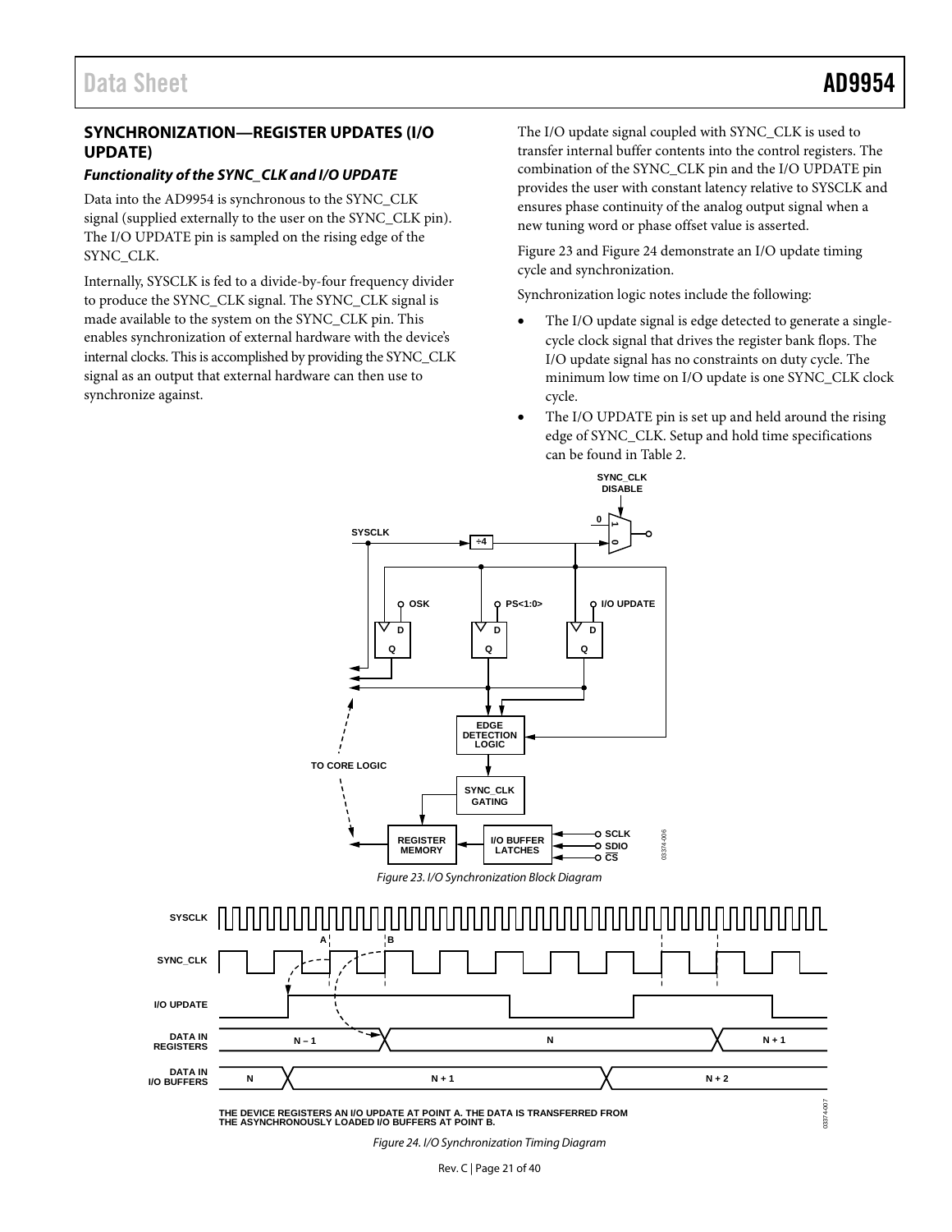## SYNCHRONIZATION—REGISTER UPDATES (I/O UPDATE)

### *Functionality of the SYNC_CLK and I/O UPDATE*

Data into the AD9954 is synchronous to the SYNC_CLK signal (supplied externally to the user on the SYNC_CLK pin). The I/O UPDATE pin is sampled on the rising edge of the SYNC_CLK.

Internally, SYSCLK is fed to a divide-by-four frequency divider to produce the SYNC_CLK signal. The SYNC_CLK signal is made available to the system on the SYNC_CLK pin. This enables synchronization of external hardware with the device's internal clocks. This is accomplished by providing the SYNC_CLK signal as an output that external hardware can then use to synchronize against.

The I/O update signal coupled with SYNC_CLK is used to transfer internal buffer contents into the control registers. The combination of the SYNC_CLK pin and the I/O UPDATE pin provides the user with constant latency relative to SYSCLK and ensures phase continuity of the analog output signal when a new tuning word or phase offset value is asserted.

Figure 23 and Figure 24 demonstrate an I/O update timing cycle and synchronization.

Synchronization logic notes include the following:

- The I/O update signal is edge detected to generate a single-cycle clock signal that drives the register bank flops. The I/O update signal has no constraints on duty cycle. The minimum low time on I/O update is one SYNC_CLK clock cycle.
- The I/O UPDATE pin is set up and held around the rising edge of SYNC_CLK. Setup and hold time specifications can be found in Table 2.

Figure 23. I/O Synchronization Block Diagram

Figure 24. I/O Synchronization Timing Diagram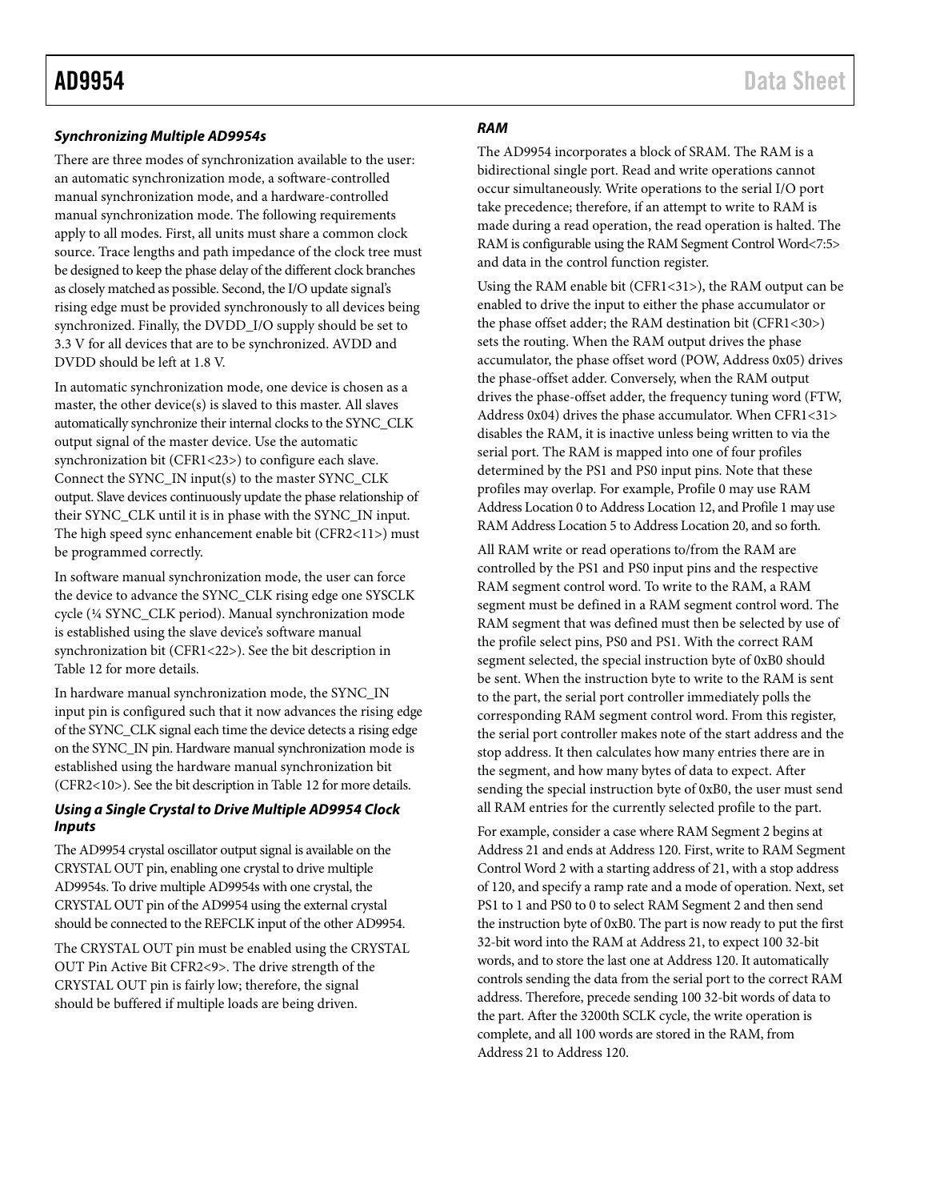### *Synchronizing Multiple AD9954s*

There are three modes of synchronization available to the user: an automatic synchronization mode, a software-controlled manual synchronization mode, and a hardware-controlled manual synchronization mode. The following requirements apply to all modes. First, all units must share a common clock source. Trace lengths and path impedance of the clock tree must be designed to keep the phase delay of the different clock branches as closely matched as possible. Second, the I/O update signal's rising edge must be provided synchronously to all devices being synchronized. Finally, the DVDD_I/O supply should be set to 3.3 V for all devices that are to be synchronized. AVDD and DVDD should be left at 1.8 V.

In automatic synchronization mode, one device is chosen as a master, the other device(s) is slaved to this master. All slaves automatically synchronize their internal clocks to the SYNC_CLK output signal of the master device. Use the automatic synchronization bit (CFR1<23>) to configure each slave. Connect the SYNC_IN input(s) to the master SYNC_CLK output. Slave devices continuously update the phase relationship of their SYNC_CLK until it is in phase with the SYNC_IN input. The high speed sync enhancement enable bit (CFR2<11>) must be programmed correctly.

In software manual synchronization mode, the user can force the device to advance the SYNC_CLK rising edge one SYSCLK cycle (¼ SYNC_CLK period). Manual synchronization mode is established using the slave device's software manual synchronization bit (CFR1<22>). See the bit description in Table 12 for more details.

In hardware manual synchronization mode, the SYNC_IN input pin is configured such that it now advances the rising edge of the SYNC_CLK signal each time the device detects a rising edge on the SYNC_IN pin. Hardware manual synchronization mode is established using the hardware manual synchronization bit (CFR2<10>). See the bit description in Table 12 for more details.

### *Using a Single Crystal to Drive Multiple AD9954 Clock Inputs*

The AD9954 crystal oscillator output signal is available on the CRYSTAL OUT pin, enabling one crystal to drive multiple AD9954s. To drive multiple AD9954s with one crystal, the CRYSTAL OUT pin of the AD9954 using the external crystal should be connected to the REFCLK input of the other AD9954.

The CRYSTAL OUT pin must be enabled using the CRYSTAL OUT Pin Active Bit CFR2<9>. The drive strength of the CRYSTAL OUT pin is fairly low; therefore, the signal should be buffered if multiple loads are being driven.

### *RAM*

The AD9954 incorporates a block of SRAM. The RAM is a bidirectional single port. Read and write operations cannot occur simultaneously. Write operations to the serial I/O port take precedence; therefore, if an attempt to write to RAM is made during a read operation, the read operation is halted. The RAM is configurable using the RAM Segment Control Word<7:5> and data in the control function register.

Using the RAM enable bit (CFR1<31>), the RAM output can be enabled to drive the input to either the phase accumulator or the phase offset adder; the RAM destination bit (CFR1<30>) sets the routing. When the RAM output drives the phase accumulator, the phase offset word (POW, Address 0x05) drives the phase-offset adder. Conversely, when the RAM output drives the phase-offset adder, the frequency tuning word (FTW, Address 0x04) drives the phase accumulator. When CFR1<31> disables the RAM, it is inactive unless being written to via the serial port. The RAM is mapped into one of four profiles determined by the PS1 and PS0 input pins. Note that these profiles may overlap. For example, Profile 0 may use RAM Address Location 0 to Address Location 12, and Profile 1 may use RAM Address Location 5 to Address Location 20, and so forth.

All RAM write or read operations to/from the RAM are controlled by the PS1 and PS0 input pins and the respective RAM segment control word. To write to the RAM, a RAM segment must be defined in a RAM segment control word. The RAM segment that was defined must then be selected by use of the profile select pins, PS0 and PS1. With the correct RAM segment selected, the special instruction byte of 0xB0 should be sent. When the instruction byte to write to the RAM is sent to the part, the serial port controller immediately polls the corresponding RAM segment control word. From this register, the serial port controller makes note of the start address and the stop address. It then calculates how many entries there are in the segment, and how many bytes of data to expect. After sending the special instruction byte of 0xB0, the user must send all RAM entries for the currently selected profile to the part.

For example, consider a case where RAM Segment 2 begins at Address 21 and ends at Address 120. First, write to RAM Segment Control Word 2 with a starting address of 21, with a stop address of 120, and specify a ramp rate and a mode of operation. Next, set PS1 to 1 and PS0 to 0 to select RAM Segment 2 and then send the instruction byte of 0xB0. The part is now ready to put the first 32-bit word into the RAM at Address 21, to expect 100 32-bit words, and to store the last one at Address 120. It automatically controls sending the data from the serial port to the correct RAM address. Therefore, precede sending 100 32-bit words of data to the part. After the 3200th SCLK cycle, the write operation is complete, and all 100 words are stored in the RAM, from Address 21 to Address 120.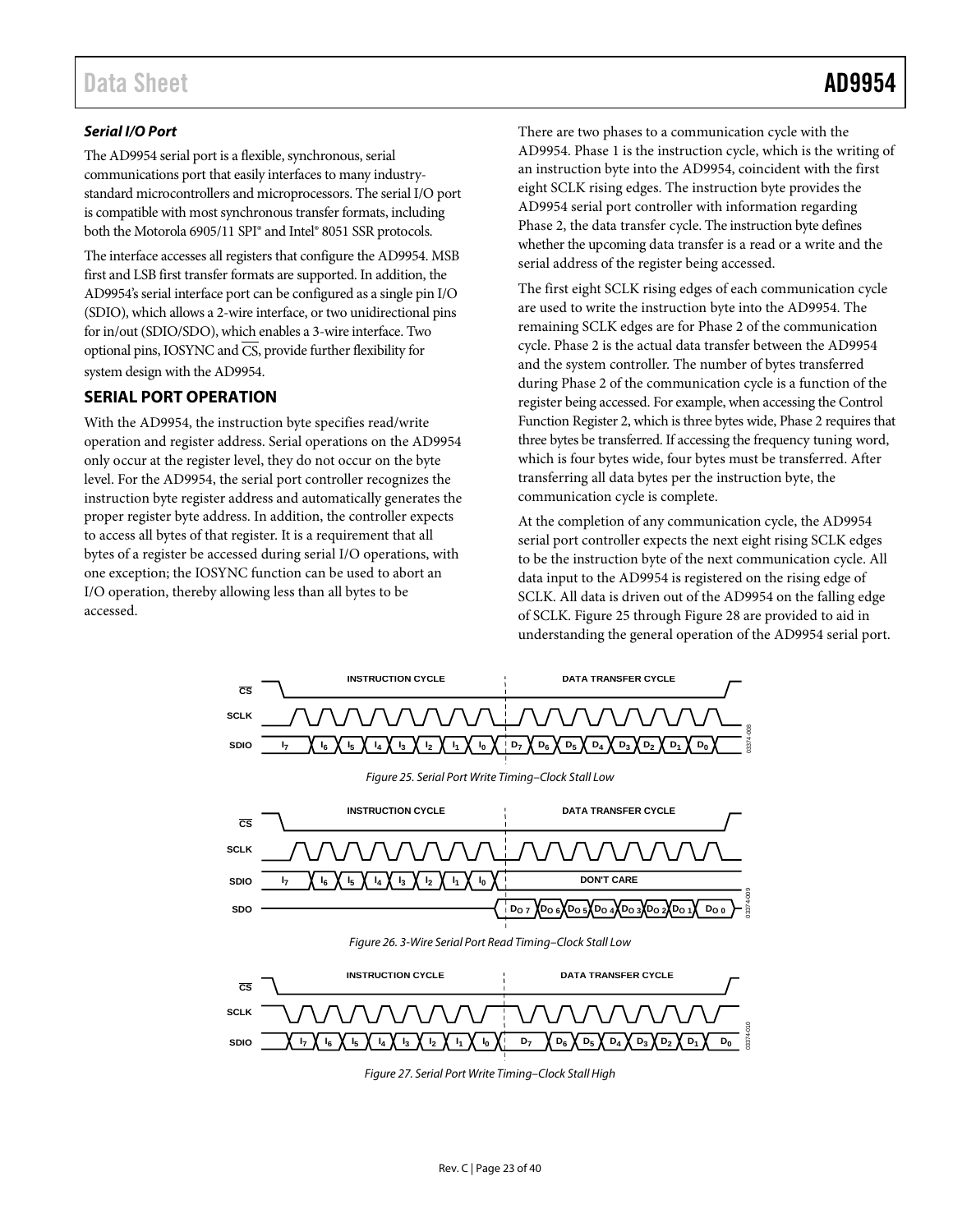### *Serial I/O Port*

The AD9954 serial port is a flexible, synchronous, serial communications port that easily interfaces to many industry-standard microcontrollers and microprocessors. The serial I/O port is compatible with most synchronous transfer formats, including both the Motorola 6905/11 SPI® and Intel® 8051 SSR protocols.

The interface accesses all registers that configure the AD9954. MSB first and LSB first transfer formats are supported. In addition, the AD9954's serial interface port can be configured as a single pin I/O (SDIO), which allows a 2-wire interface, or two unidirectional pins for in/out (SDIO/SDO), which enables a 3-wire interface. Two optional pins, IOSYNC and $\overline{CS}$, provide further flexibility for system design with the AD9954.

## SERIAL PORT OPERATION

With the AD9954, the instruction byte specifies read/write operation and register address. Serial operations on the AD9954 only occur at the register level, they do not occur on the byte level. For the AD9954, the serial port controller recognizes the instruction byte register address and automatically generates the proper register byte address. In addition, the controller expects to access all bytes of that register. It is a requirement that all bytes of a register be accessed during serial I/O operations, with one exception; the IOSYNC function can be used to abort an I/O operation, thereby allowing less than all bytes to be accessed.

There are two phases to a communication cycle with the AD9954. Phase 1 is the instruction cycle, which is the writing of an instruction byte into the AD9954, coincident with the first eight SCLK rising edges. The instruction byte provides the AD9954 serial port controller with information regarding Phase 2, the data transfer cycle. The instruction byte defines whether the upcoming data transfer is a read or a write and the serial address of the register being accessed.

The first eight SCLK rising edges of each communication cycle are used to write the instruction byte into the AD9954. The remaining SCLK edges are for Phase 2 of the communication cycle. Phase 2 is the actual data transfer between the AD9954 and the system controller. The number of bytes transferred during Phase 2 of the communication cycle is a function of the register being accessed. For example, when accessing the Control Function Register 2, which is three bytes wide, Phase 2 requires that three bytes be transferred. If accessing the frequency tuning word, which is four bytes wide, four bytes must be transferred. After transferring all data bytes per the instruction byte, the communication cycle is complete.

At the completion of any communication cycle, the AD9954 serial port controller expects the next eight rising SCLK edges to be the instruction byte of the next communication cycle. All data input to the AD9954 is registered on the rising edge of SCLK. All data is driven out of the AD9954 on the falling edge of SCLK. Figure 25 through Figure 28 are provided to aid in understanding the general operation of the AD9954 serial port.

*Figure 25. Serial Port Write Timing–Clock Stall Low*

*Figure 26. 3-Wire Serial Port Read Timing–Clock Stall Low*

*Figure 27. Serial Port Write Timing–Clock Stall High*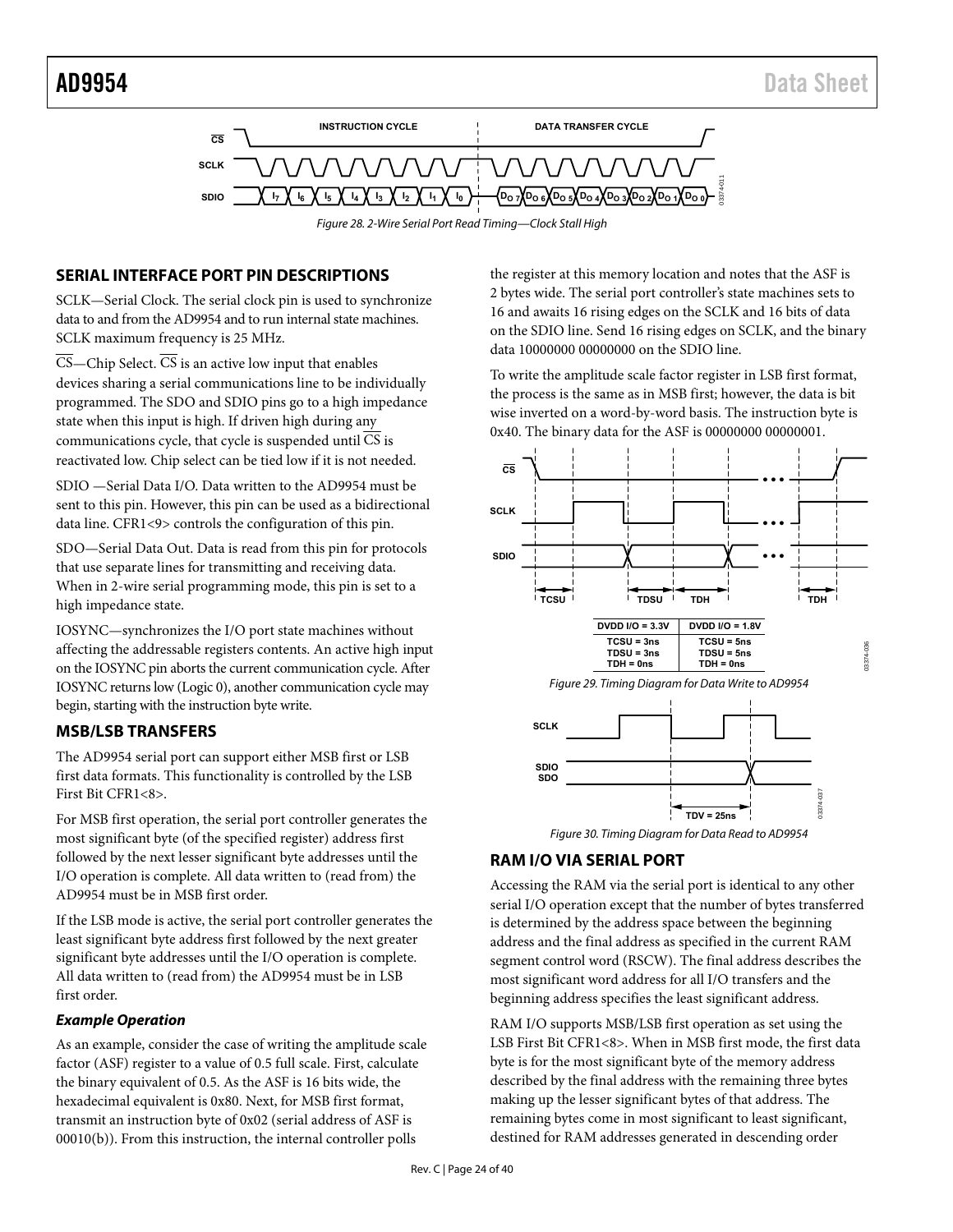Figure 28. 2-Wire Serial Port Read Timing—Clock Stall High

## SERIAL INTERFACE PORT PIN DESCRIPTIONS

SCLK—Serial Clock. The serial clock pin is used to synchronize data to and from the AD9954 and to run internal state machines. SCLK maximum frequency is 25 MHz.

$\overline{CS}$—Chip Select. $\overline{CS}$ is an active low input that enables devices sharing a serial communications line to be individually programmed. The SDO and SDIO pins go to a high impedance state when this input is high. If driven high during any communications cycle, that cycle is suspended until $\overline{CS}$ is reactivated low. Chip select can be tied low if it is not needed.

SDIO —Serial Data I/O. Data written to the AD9954 must be sent to this pin. However, this pin can be used as a bidirectional data line. CFR1<9> controls the configuration of this pin.

SDO—Serial Data Out. Data is read from this pin for protocols that use separate lines for transmitting and receiving data. When in 2-wire serial programming mode, this pin is set to a high impedance state.

IOSYNC—synchronizes the I/O port state machines without affecting the addressable registers contents. An active high input on the IOSYNC pin aborts the current communication cycle. After IOSYNC returns low (Logic 0), another communication cycle may begin, starting with the instruction byte write.

## MSB/LSB TRANSFERS

The AD9954 serial port can support either MSB first or LSB first data formats. This functionality is controlled by the LSB First Bit CFR1<8>.

For MSB first operation, the serial port controller generates the most significant byte (of the specified register) address first followed by the next lesser significant byte addresses until the I/O operation is complete. All data written to (read from) the AD9954 must be in MSB first order.

If the LSB mode is active, the serial port controller generates the least significant byte address first followed by the next greater significant byte addresses until the I/O operation is complete. All data written to (read from) the AD9954 must be in LSB first order.

### *Example Operation*

As an example, consider the case of writing the amplitude scale factor (ASF) register to a value of 0.5 full scale. First, calculate the binary equivalent of 0.5. As the ASF is 16 bits wide, the hexadecimal equivalent is 0x80. Next, for MSB first format, transmit an instruction byte of 0x02 (serial address of ASF is 00010(b)). From this instruction, the internal controller polls the register at this memory location and notes that the ASF is 2 bytes wide. The serial port controller's state machines sets to 16 and awaits 16 rising edges on the SCLK and 16 bits of data on the SDIO line. Send 16 rising edges on SCLK, and the binary data 10000000 00000000 on the SDIO line.

To write the amplitude scale factor register in LSB first format, the process is the same as in MSB first; however, the data is bit wise inverted on a word-by-word basis. The instruction byte is 0x40. The binary data for the ASF is 00000000 00000001.

| DVDD I/O = 3.3V | DVDD I/O = 1.8V |
|---|---|
| TCSU = 3ns | TCSU = 5ns |
| TDSU = 3ns | TDSU = 5ns |
| TDH = 0ns | TDH = 0ns |

Figure 29. Timing Diagram for Data Write to AD9954

Figure 30. Timing Diagram for Data Read to AD9954

## RAM I/O VIA SERIAL PORT

Accessing the RAM via the serial port is identical to any other serial I/O operation except that the number of bytes transferred is determined by the address space between the beginning address and the final address as specified in the current RAM segment control word (RSCW). The final address describes the most significant word address for all I/O transfers and the beginning address specifies the least significant address.

RAM I/O supports MSB/LSB first operation as set using the LSB First Bit CFR1<8>. When in MSB first mode, the first data byte is for the most significant byte of the memory address described by the final address with the remaining three bytes making up the lesser significant bytes of that address. The remaining bytes come in most significant to least significant, destined for RAM addresses generated in descending order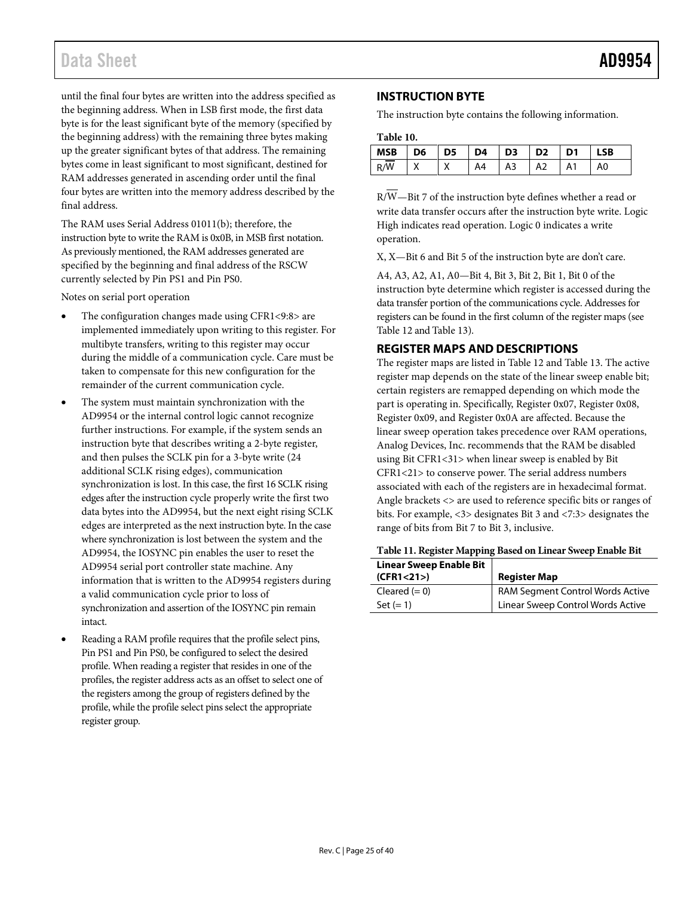until the final four bytes are written into the address specified as the beginning address. When in LSB first mode, the first data byte is for the least significant byte of the memory (specified by the beginning address) with the remaining three bytes making up the greater significant bytes of that address. The remaining bytes come in least significant to most significant, destined for RAM addresses generated in ascending order until the final four bytes are written into the memory address described by the final address.

The RAM uses Serial Address 01011(b); therefore, the instruction byte to write the RAM is 0x0B, in MSB first notation. As previously mentioned, the RAM addresses generated are specified by the beginning and final address of the RSCW currently selected by Pin PS1 and Pin PS0.

Notes on serial port operation

- The configuration changes made using CFR1<9:8> are implemented immediately upon writing to this register. For multibyte transfers, writing to this register may occur during the middle of a communication cycle. Care must be taken to compensate for this new configuration for the remainder of the current communication cycle.
- The system must maintain synchronization with the AD9954 or the internal control logic cannot recognize further instructions. For example, if the system sends an instruction byte that describes writing a 2-byte register, and then pulses the SCLK pin for a 3-byte write (24 additional SCLK rising edges), communication synchronization is lost. In this case, the first 16 SCLK rising edges after the instruction cycle properly write the first two data bytes into the AD9954, but the next eight rising SCLK edges are interpreted as the next instruction byte. In the case where synchronization is lost between the system and the AD9954, the IOSYNC pin enables the user to reset the AD9954 serial port controller state machine. Any information that is written to the AD9954 registers during a valid communication cycle prior to loss of synchronization and assertion of the IOSYNC pin remain intact.
- Reading a RAM profile requires that the profile select pins, Pin PS1 and Pin PS0, be configured to select the desired profile. When reading a register that resides in one of the profiles, the register address acts as an offset to select one of the registers among the group of registers defined by the profile, while the profile select pins select the appropriate register group.

## INSTRUCTION BYTE

The instruction byte contains the following information.

**Table 10.**

| MSB | D6 | D5 | D4 | D3 | D2 | D1 | LSB |
|---|---|---|---|---|---|---|---|
| $R/\overline{W}$ | X | X | A4 | A3 | A2 | A1 | A0 |

$R/\overline{W}$—Bit 7 of the instruction byte defines whether a read or write data transfer occurs after the instruction byte write. Logic High indicates read operation. Logic 0 indicates a write operation.

X, X—Bit 6 and Bit 5 of the instruction byte are don't care.

A4, A3, A2, A1, A0—Bit 4, Bit 3, Bit 2, Bit 1, Bit 0 of the instruction byte determine which register is accessed during the data transfer portion of the communications cycle. Addresses for registers can be found in the first column of the register maps (see Table 12 and Table 13).

## REGISTER MAPS AND DESCRIPTIONS

The register maps are listed in Table 12 and Table 13. The active register map depends on the state of the linear sweep enable bit; certain registers are remapped depending on which mode the part is operating in. Specifically, Register 0x07, Register 0x08, Register 0x09, and Register 0x0A are affected. Because the linear sweep operation takes precedence over RAM operations, Analog Devices, Inc. recommends that the RAM be disabled using Bit CFR1<31> when linear sweep is enabled by Bit CFR1<21> to conserve power. The serial address numbers associated with each of the registers are in hexadecimal format. Angle brackets <> are used to reference specific bits or ranges of bits. For example, <3> designates Bit 3 and <7:3> designates the range of bits from Bit 7 to Bit 3, inclusive.

**Table 11. Register Mapping Based on Linear Sweep Enable Bit**

| Linear Sweep Enable Bit (CFR1<21>) | Register Map |
|---|---|
| Cleared (= 0) | RAM Segment Control Words Active |
| Set (= 1) | Linear Sweep Control Words Active |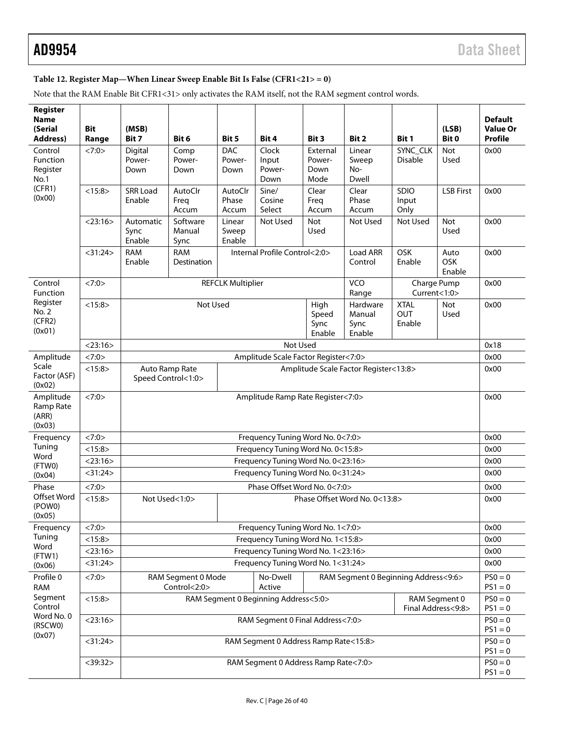**Table 12. Register Map—When Linear Sweep Enable Bit Is False (CFR1<21> = 0)**

Note that the RAM Enable Bit CFR1<31> only activates the RAM itself, not the RAM segment control words.

| Register Name (Serial Address) | Bit Range | (MSB) Bit 7 | Bit 6 | Bit 5 | Bit 4 | Bit 3 | Bit 2 | Bit 1 | (LSB) Bit 0 | Default Value Or Profile |
|---|---|---|---|---|---|---|---|---|---|---|
| Control Function Register No.1 (CFR1) (0x00) | <7:0> | Digital Power-Down | Comp Power-Down | DAC Power-Down | Clock Input Power-Down | External Power-Down Mode | Linear Sweep No-Dwell | SYNC_CLK Disable | Not Used | 0x00 |
| | <15:8> | SRR Load Enable | AutoClr Freq Accum | AutoClr Phase Accum | Sine/Cosine Select | Clear Freq Accum | Clear Phase Accum | SDIO Input Only | LSB First | 0x00 |
| | <23:16> | Automatic Sync Enable | Software Manual Sync | Linear Sweep Enable | Not Used | Not Used | Not Used | Not Used | Not Used | 0x00 |
| | <31:24> | RAM Enable | RAM Destination | Internal Profile Control<2:0> | | | Load ARR Control | OSK Enable | Auto OSK Enable | 0x00 |
| Control Function Register No. 2 (CFR2) (0x01) | <7:0> | REFCLK Multiplier | | | | | VCO Range | Charge Pump Current<1:0> | | 0x00 |
| | <15:8> | Not Used | | | | High Speed Sync Enable | Hardware Manual Sync Enable | XTAL OUT Enable | Not Used | 0x00 |
| | <23:16> | Not Used | | | | | | | | 0x18 |
| Amplitude Scale Factor (ASF) (0x02) | <7:0> | Amplitude Scale Factor Register<7:0> | | | | | | | | 0x00 |
| | <15:8> | Auto Ramp Rate Speed Control<1:0> | | Amplitude Scale Factor Register<13:8> | | | | | | 0x00 |
| Amplitude Ramp Rate (ARR) (0x03) | <7:0> | Amplitude Ramp Rate Register<7:0> | | | | | | | | 0x00 |
| Frequency Tuning Word (FTW0) (0x04) | <7:0> | Frequency Tuning Word No. 0<7:0> | | | | | | | | 0x00 |
| | <15:8> | Frequency Tuning Word No. 0<15:8> | | | | | | | | 0x00 |
| | <23:16> | Frequency Tuning Word No. 0<23:16> | | | | | | | | 0x00 |
| | <31:24> | Frequency Tuning Word No. 0<31:24> | | | | | | | | 0x00 |
| Phase Offset Word (POW0) (0x05) | <7:0> | Phase Offset Word No. 0<7:0> | | | | | | | | 0x00 |
| | <15:8> | Not Used<1:0> | | Phase Offset Word No. 0<13:8> | | | | | | 0x00 |
| Frequency Tuning Word (FTW1) (0x06) | <7:0> | Frequency Tuning Word No. 1<7:0> | | | | | | | | 0x00 |
| | <15:8> | Frequency Tuning Word No. 1<15:8> | | | | | | | | 0x00 |
| | <23:16> | Frequency Tuning Word No. 1<23:16> | | | | | | | | 0x00 |
| | <31:24> | Frequency Tuning Word No. 1<31:24> | | | | | | | | 0x00 |
| Profile 0 RAM Segment Control Word No. 0 (RSCW0) (0x07) | <7:0> | RAM Segment 0 Mode Control<2:0> | | | No-Dwell Active | RAM Segment 0 Beginning Address<9:6> | | | | PS0 = 0 PS1 = 0 |
| | <15:8> | RAM Segment 0 Beginning Address<5:0> | | | | | | RAM Segment 0 Final Address<9:8> | | PS0 = 0 PS1 = 0 |
| | <23:16> | RAM Segment 0 Final Address<7:0> | | | | | | | | PS0 = 0 PS1 = 0 |
| | <31:24> | RAM Segment 0 Address Ramp Rate<15:8> | | | | | | | | PS0 = 0 PS1 = 0 |
| | <39:32> | RAM Segment 0 Address Ramp Rate<7:0> | | | | | | | | PS0 = 0 PS1 = 0 |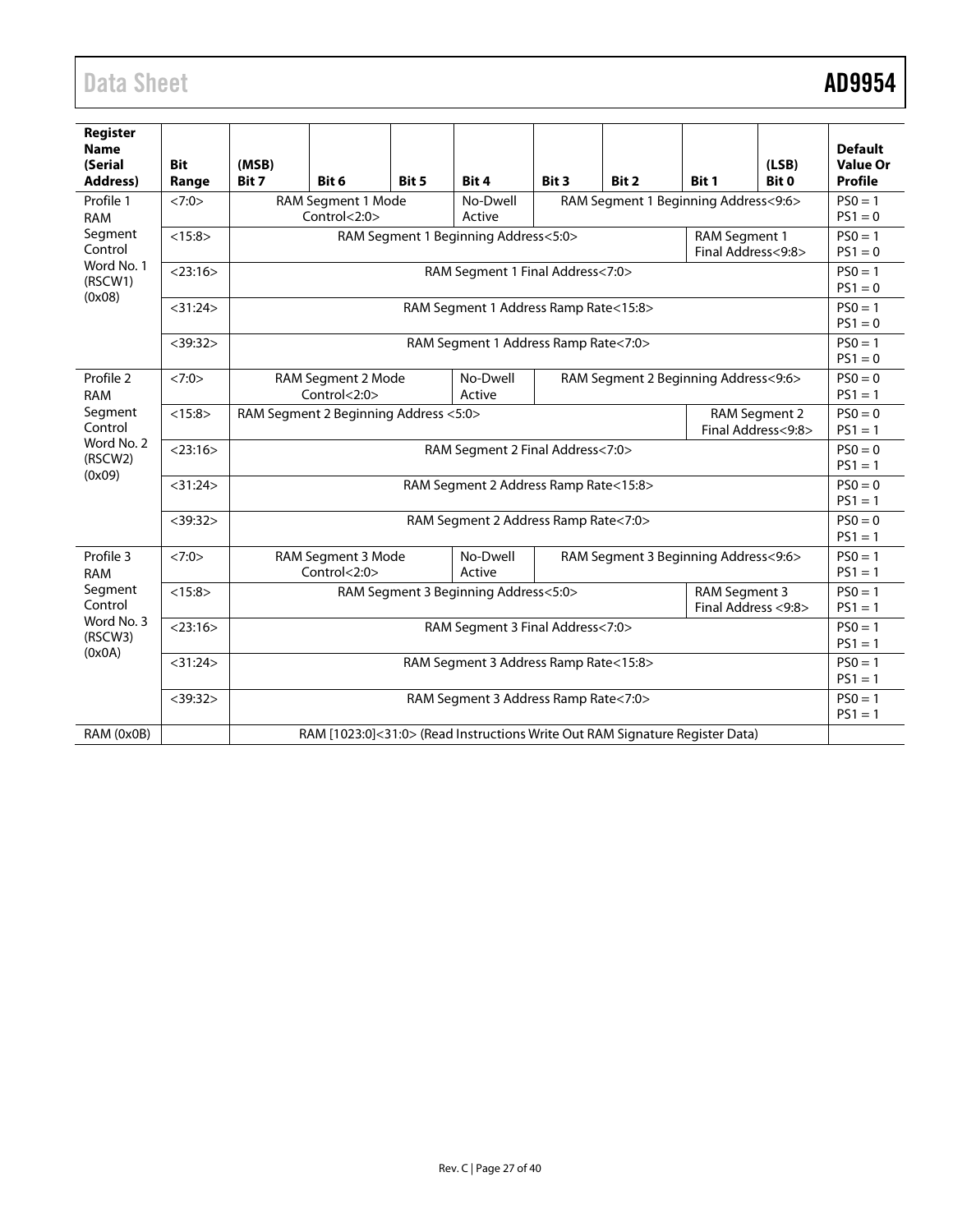| Register Name (Serial Address) | Bit Range | (MSB) Bit 7 | Bit 6 | Bit 5 | Bit 4 | Bit 3 | Bit 2 | Bit 1 | (LSB) Bit 0 | Default Value Or Profile |
|---|---|---|---|---|---|---|---|---|---|---|
| Profile 1 RAM Segment Control Word No. 1 (RSCW1) (0x08) | <7:0> | RAM Segment 1 Mode Control<2:0> | | | No-Dwell Active | RAM Segment 1 Beginning Address<9:6> | | | | PS0 = 1 PS1 = 0 |
| | <15:8> | RAM Segment 1 Beginning Address<5:0> | | | | | | RAM Segment 1 Final Address<9:8> | | PS0 = 1 PS1 = 0 |
| | <23:16> | RAM Segment 1 Final Address<7:0> | | | | | | | | PS0 = 1 PS1 = 0 |
| | <31:24> | RAM Segment 1 Address Ramp Rate<15:8> | | | | | | | | PS0 = 1 PS1 = 0 |
| | <39:32> | RAM Segment 1 Address Ramp Rate<7:0> | | | | | | | | PS0 = 1 PS1 = 0 |
| Profile 2 RAM Segment Control Word No. 2 (RSCW2) (0x09) | <7:0> | RAM Segment 2 Mode Control<2:0> | | | No-Dwell Active | RAM Segment 2 Beginning Address<9:6> | | | | PS0 = 0 PS1 = 1 |
| | <15:8> | RAM Segment 2 Beginning Address <5:0> | | | | | | RAM Segment 2 Final Address<9:8> | | PS0 = 0 PS1 = 1 |
| | <23:16> | RAM Segment 2 Final Address<7:0> | | | | | | | | PS0 = 0 PS1 = 1 |
| | <31:24> | RAM Segment 2 Address Ramp Rate<15:8> | | | | | | | | PS0 = 0 PS1 = 1 |
| | <39:32> | RAM Segment 2 Address Ramp Rate<7:0> | | | | | | | | PS0 = 0 PS1 = 1 |
| Profile 3 RAM Segment Control Word No. 3 (RSCW3) (0x0A) | <7:0> | RAM Segment 3 Mode Control<2:0> | | | No-Dwell Active | RAM Segment 3 Beginning Address<9:6> | | | | PS0 = 1 PS1 = 1 |
| | <15:8> | RAM Segment 3 Beginning Address<5:0> | | | | | | RAM Segment 3 Final Address <9:8> | | PS0 = 1 PS1 = 1 |
| | <23:16> | RAM Segment 3 Final Address<7:0> | | | | | | | | PS0 = 1 PS1 = 1 |
| | <31:24> | RAM Segment 3 Address Ramp Rate<15:8> | | | | | | | | PS0 = 1 PS1 = 1 |
| | <39:32> | RAM Segment 3 Address Ramp Rate<7:0> | | | | | | | | PS0 = 1 PS1 = 1 |
| RAM (0x0B) | | RAM [1023:0]<31:0> (Read Instructions Write Out RAM Signature Register Data) | | | | | | | | |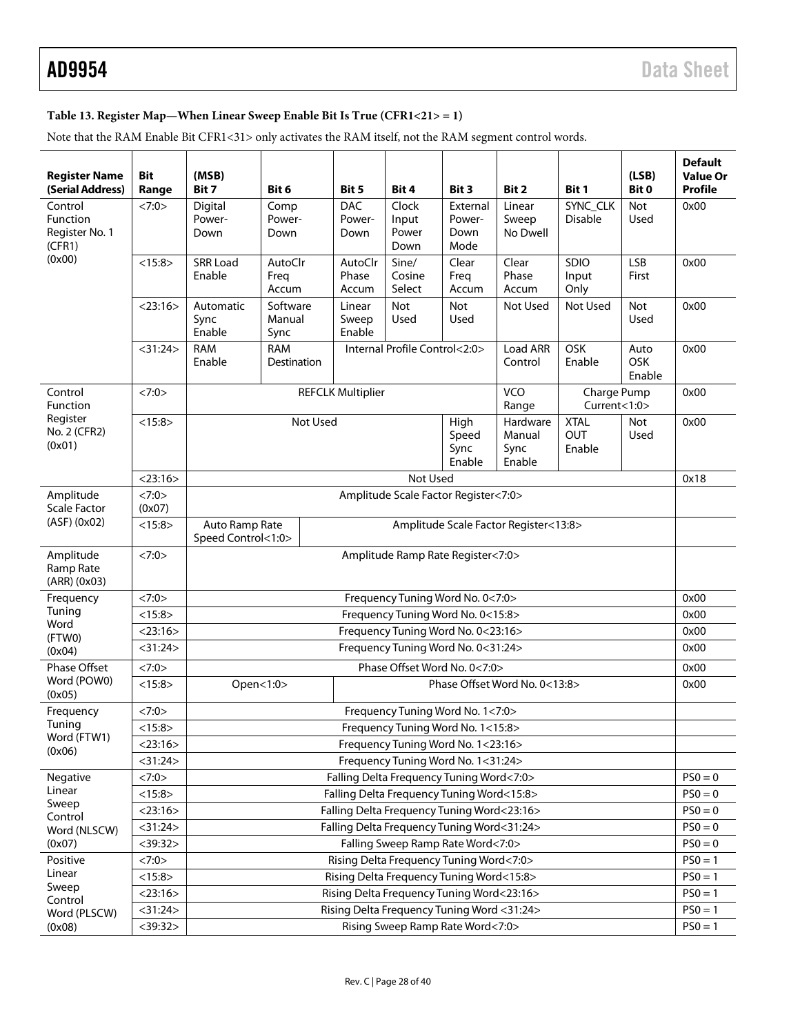**Table 13. Register Map—When Linear Sweep Enable Bit Is True (CFR1<21> = 1)**

Note that the RAM Enable Bit CFR1<31> only activates the RAM itself, not the RAM segment control words.

| Register Name (Serial Address) | Bit Range | (MSB) Bit 7 | Bit 6 | Bit 5 | Bit 4 | Bit 3 | Bit 2 | Bit 1 | (LSB) Bit 0 | Default Value Or Profile |
|---|---|---|---|---|---|---|---|---|---|---|
| Control Function Register No. 1 (CFR1) (0x00) | <7:0> | Digital Power-Down | Comp Power-Down | DAC Power-Down | Clock Input Power Down | External Power-Down Mode | Linear Sweep No Dwell | SYNC_CLK Disable | Not Used | 0x00 |
| | <15:8> | SRR Load Enable | AutoClr Freq Accum | AutoClr Phase Accum | Sine/Cosine Select | Clear Freq Accum | Clear Phase Accum | SDIO Input Only | LSB First | 0x00 |
| | <23:16> | Automatic Sync Enable | Software Manual Sync | Linear Sweep Enable | Not Used | Not Used | Not Used | Not Used | Not Used | 0x00 |
| | <31:24> | RAM Enable | RAM Destination | Internal Profile Control<2:0> | | | Load ARR Control | OSK Enable | Auto OSK Enable | 0x00 |
| Control Function Register No. 2 (CFR2) (0x01) | <7:0> | REFCLK Multiplier | | | | | VCO Range | Charge Pump Current<1:0> | | 0x00 |
| | <15:8> | Not Used | | | | High Speed Sync Enable | Hardware Manual Sync Enable | XTAL OUT Enable | Not Used | 0x00 |
| | <23:16> | Not Used | | | | | | | | 0x18 |
| Amplitude Scale Factor (ASF) (0x02) | <7:0> (0x07) | Amplitude Scale Factor Register<7:0> | | | | | | | | |
| | <15:8> | Auto Ramp Rate Speed Control<1:0> | | Amplitude Scale Factor Register<13:8> | | | | | | |
| Amplitude Ramp Rate (ARR) (0x03) | <7:0> | Amplitude Ramp Rate Register<7:0> | | | | | | | | |
| Frequency Tuning Word (FTW0) (0x04) | <7:0> | Frequency Tuning Word No. 0<7:0> | | | | | | | | 0x00 |
| | <15:8> | Frequency Tuning Word No. 0<15:8> | | | | | | | | 0x00 |
| | <23:16> | Frequency Tuning Word No. 0<23:16> | | | | | | | | 0x00 |
| | <31:24> | Frequency Tuning Word No. 0<31:24> | | | | | | | | 0x00 |
| Phase Offset Word (POW0) (0x05) | <7:0> | Phase Offset Word No. 0<7:0> | | | | | | | | 0x00 |
| | <15:8> | Open<1:0> | | Phase Offset Word No. 0<13:8> | | | | | | 0x00 |
| Frequency Tuning Word (FTW1) (0x06) | <7:0> | Frequency Tuning Word No. 1<7:0> | | | | | | | | |
| | <15:8> | Frequency Tuning Word No. 1<15:8> | | | | | | | | |
| | <23:16> | Frequency Tuning Word No. 1<23:16> | | | | | | | | |
| | <31:24> | Frequency Tuning Word No. 1<31:24> | | | | | | | | |
| Negative Linear Sweep Control Word (NLSCW) (0x07) | <7:0> | Falling Delta Frequency Tuning Word<7:0> | | | | | | | | PS0 = 0 |
| | <15:8> | Falling Delta Frequency Tuning Word<15:8> | | | | | | | | PS0 = 0 |
| | <23:16> | Falling Delta Frequency Tuning Word<23:16> | | | | | | | | PS0 = 0 |
| | <31:24> | Falling Delta Frequency Tuning Word<31:24> | | | | | | | | PS0 = 0 |
| | <39:32> | Falling Sweep Ramp Rate Word<7:0> | | | | | | | | PS0 = 0 |
| Positive Linear Sweep Control Word (PLSCW) (0x08) | <7:0> | Rising Delta Frequency Tuning Word<7:0> | | | | | | | | PS0 = 1 |
| | <15:8> | Rising Delta Frequency Tuning Word<15:8> | | | | | | | | PS0 = 1 |
| | <23:16> | Rising Delta Frequency Tuning Word<23:16> | | | | | | | | PS0 = 1 |
| | <31:24> | Rising Delta Frequency Tuning Word <31:24> | | | | | | | | PS0 = 1 |
| | <39:32> | Rising Sweep Ramp Rate Word<7:0> | | | | | | | | PS0 = 1 |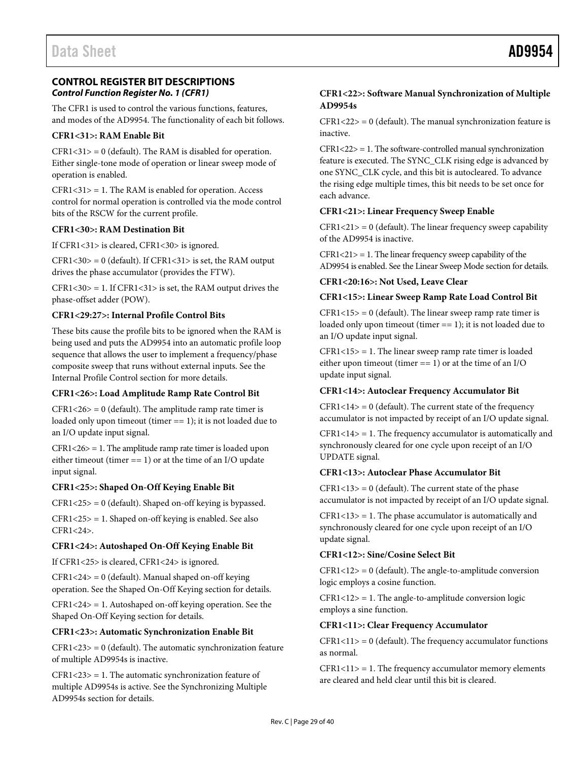## CONTROL REGISTER BIT DESCRIPTIONS

### *Control Function Register No. 1 (CFR1)*

The CFR1 is used to control the various functions, features, and modes of the AD9954. The functionality of each bit follows.

**CFR1<31>: RAM Enable Bit**

CFR1<31> = 0 (default). The RAM is disabled for operation. Either single-tone mode of operation or linear sweep mode of operation is enabled.

CFR1<31> = 1. The RAM is enabled for operation. Access control for normal operation is controlled via the mode control bits of the RSCW for the current profile.

**CFR1<30>: RAM Destination Bit**

If CFR1<31> is cleared, CFR1<30> is ignored.

CFR1<30> = 0 (default). If CFR1<31> is set, the RAM output drives the phase accumulator (provides the FTW).

CFR1<30> = 1. If CFR1<31> is set, the RAM output drives the phase-offset adder (POW).

**CFR1<29:27>: Internal Profile Control Bits**

These bits cause the profile bits to be ignored when the RAM is being used and puts the AD9954 into an automatic profile loop sequence that allows the user to implement a frequency/phase composite sweep that runs without external inputs. See the Internal Profile Control section for more details.

**CFR1<26>: Load Amplitude Ramp Rate Control Bit**

CFR1<26> = 0 (default). The amplitude ramp rate timer is loaded only upon timeout (timer == 1); it is not loaded due to an I/O update input signal.

CFR1<26> = 1. The amplitude ramp rate timer is loaded upon either timeout (timer == 1) or at the time of an I/O update input signal.

**CFR1<25>: Shaped On-Off Keying Enable Bit**

CFR1<25> = 0 (default). Shaped on-off keying is bypassed.

CFR1<25> = 1. Shaped on-off keying is enabled. See also CFR1<24>.

**CFR1<24>: Autoshaped On-Off Keying Enable Bit**

If CFR1<25> is cleared, CFR1<24> is ignored.

CFR1<24> = 0 (default). Manual shaped on-off keying operation. See the Shaped On-Off Keying section for details.

CFR1<24> = 1. Autoshaped on-off keying operation. See the Shaped On-Off Keying section for details.

**CFR1<23>: Automatic Synchronization Enable Bit**

CFR1<23> = 0 (default). The automatic synchronization feature of multiple AD9954s is inactive.

CFR1<23> = 1. The automatic synchronization feature of multiple AD9954s is active. See the Synchronizing Multiple AD9954s section for details.

**CFR1<22>: Software Manual Synchronization of Multiple AD9954s**

CFR1<22> = 0 (default). The manual synchronization feature is inactive.

CFR1<22> = 1. The software-controlled manual synchronization feature is executed. The SYNC_CLK rising edge is advanced by one SYNC_CLK cycle, and this bit is autocleared. To advance the rising edge multiple times, this bit needs to be set once for each advance.

**CFR1<21>: Linear Frequency Sweep Enable**

CFR1<21> = 0 (default). The linear frequency sweep capability of the AD9954 is inactive.

CFR1<21> = 1. The linear frequency sweep capability of the AD9954 is enabled. See the Linear Sweep Mode section for details.

**CFR1<20:16>: Not Used, Leave Clear**

**CFR1<15>: Linear Sweep Ramp Rate Load Control Bit**

CFR1<15> = 0 (default). The linear sweep ramp rate timer is loaded only upon timeout (timer == 1); it is not loaded due to an I/O update input signal.

CFR1<15> = 1. The linear sweep ramp rate timer is loaded either upon timeout (timer == 1) or at the time of an I/O update input signal.

**CFR1<14>: Autoclear Frequency Accumulator Bit**

CFR1<14> = 0 (default). The current state of the frequency accumulator is not impacted by receipt of an I/O update signal.

CFR1<14> = 1. The frequency accumulator is automatically and synchronously cleared for one cycle upon receipt of an I/O UPDATE signal.

**CFR1<13>: Autoclear Phase Accumulator Bit**

CFR1<13> = 0 (default). The current state of the phase accumulator is not impacted by receipt of an I/O update signal.

CFR1<13> = 1. The phase accumulator is automatically and synchronously cleared for one cycle upon receipt of an I/O update signal.

**CFR1<12>: Sine/Cosine Select Bit**

CFR1<12> = 0 (default). The angle-to-amplitude conversion logic employs a cosine function.

CFR1<12> = 1. The angle-to-amplitude conversion logic employs a sine function.

**CFR1<11>: Clear Frequency Accumulator**

CFR1<11> = 0 (default). The frequency accumulator functions as normal.

CFR1<11> = 1. The frequency accumulator memory elements are cleared and held clear until this bit is cleared.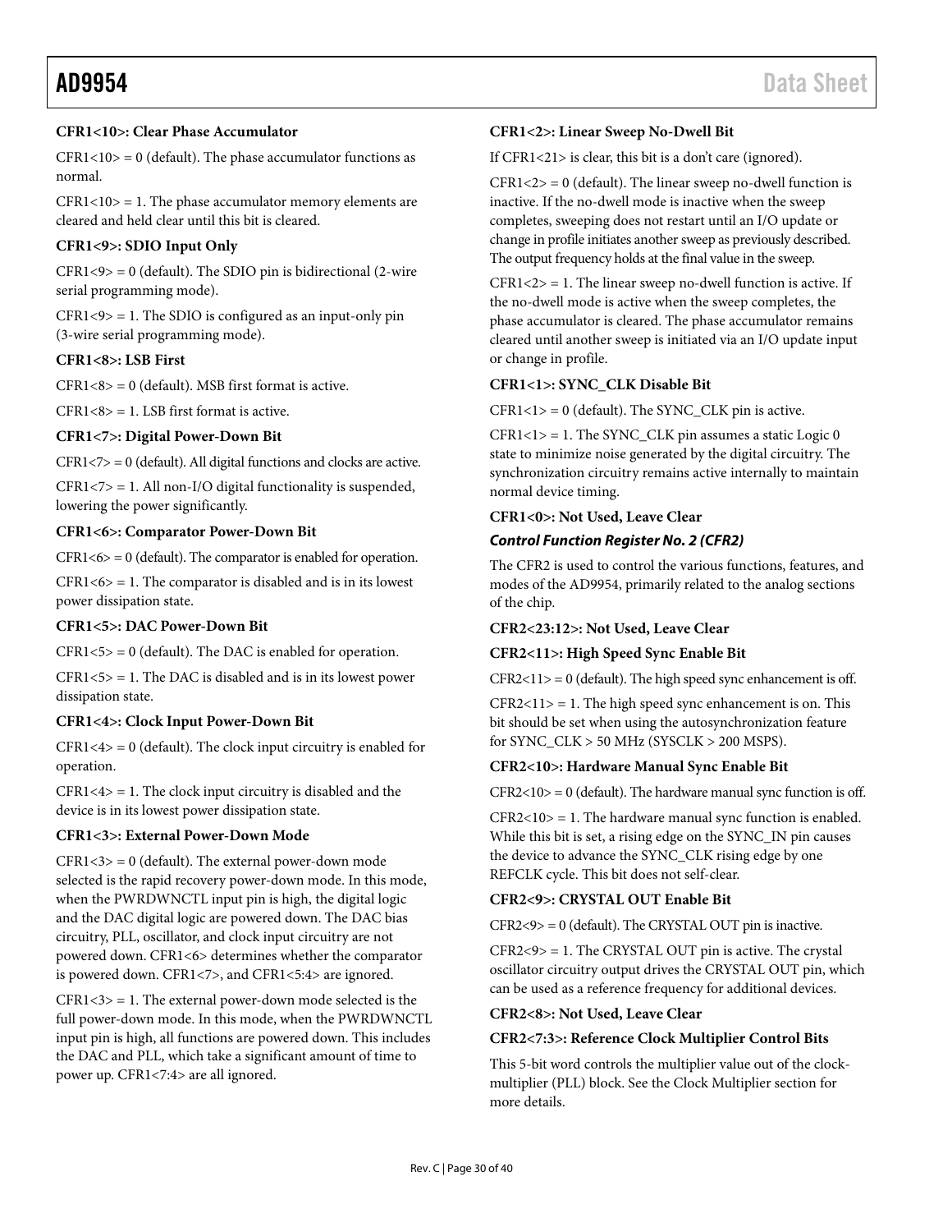**CFR1<10>: Clear Phase Accumulator**

CFR1<10> = 0 (default). The phase accumulator functions as normal.

CFR1<10> = 1. The phase accumulator memory elements are cleared and held clear until this bit is cleared.

**CFR1<9>: SDIO Input Only**

CFR1<9> = 0 (default). The SDIO pin is bidirectional (2-wire serial programming mode).

CFR1<9> = 1. The SDIO is configured as an input-only pin (3-wire serial programming mode).

**CFR1<8>: LSB First**

CFR1<8> = 0 (default). MSB first format is active.

CFR1<8> = 1. LSB first format is active.

**CFR1<7>: Digital Power-Down Bit**

CFR1<7> = 0 (default). All digital functions and clocks are active.

CFR1<7> = 1. All non-I/O digital functionality is suspended, lowering the power significantly.

**CFR1<6>: Comparator Power-Down Bit**

CFR1<6> = 0 (default). The comparator is enabled for operation.

CFR1<6> = 1. The comparator is disabled and is in its lowest power dissipation state.

**CFR1<5>: DAC Power-Down Bit**

CFR1<5> = 0 (default). The DAC is enabled for operation.

CFR1<5> = 1. The DAC is disabled and is in its lowest power dissipation state.

**CFR1<4>: Clock Input Power-Down Bit**

CFR1<4> = 0 (default). The clock input circuitry is enabled for operation.

CFR1<4> = 1. The clock input circuitry is disabled and the device is in its lowest power dissipation state.

**CFR1<3>: External Power-Down Mode**

CFR1<3> = 0 (default). The external power-down mode selected is the rapid recovery power-down mode. In this mode, when the PWRDWNCTL input pin is high, the digital logic and the DAC digital logic are powered down. The DAC bias circuitry, PLL, oscillator, and clock input circuitry are not powered down. CFR1<6> determines whether the comparator is powered down. CFR1<7>, and CFR1<5:4> are ignored.

CFR1<3> = 1. The external power-down mode selected is the full power-down mode. In this mode, when the PWRDWNCTL input pin is high, all functions are powered down. This includes the DAC and PLL, which take a significant amount of time to power up. CFR1<7:4> are all ignored.

**CFR1<2>: Linear Sweep No-Dwell Bit**

If CFR1<21> is clear, this bit is a don't care (ignored).

CFR1<2> = 0 (default). The linear sweep no-dwell function is inactive. If the no-dwell mode is inactive when the sweep completes, sweeping does not restart until an I/O update or change in profile initiates another sweep as previously described. The output frequency holds at the final value in the sweep.

CFR1<2> = 1. The linear sweep no-dwell function is active. If the no-dwell mode is active when the sweep completes, the phase accumulator is cleared. The phase accumulator remains cleared until another sweep is initiated via an I/O update input or change in profile.

**CFR1<1>: SYNC_CLK Disable Bit**

CFR1<1> = 0 (default). The SYNC_CLK pin is active.

CFR1<1> = 1. The SYNC_CLK pin assumes a static Logic 0 state to minimize noise generated by the digital circuitry. The synchronization circuitry remains active internally to maintain normal device timing.

**CFR1<0>: Not Used, Leave Clear**

### *Control Function Register No. 2 (CFR2)*

The CFR2 is used to control the various functions, features, and modes of the AD9954, primarily related to the analog sections of the chip.

**CFR2<23:12>: Not Used, Leave Clear**

**CFR2<11>: High Speed Sync Enable Bit**

CFR2<11> = 0 (default). The high speed sync enhancement is off.

CFR2<11> = 1. The high speed sync enhancement is on. This bit should be set when using the autosynchronization feature for SYNC_CLK > 50 MHz (SYSCLK > 200 MSPS).

**CFR2<10>: Hardware Manual Sync Enable Bit**

CFR2<10> = 0 (default). The hardware manual sync function is off.

CFR2<10> = 1. The hardware manual sync function is enabled. While this bit is set, a rising edge on the SYNC_IN pin causes the device to advance the SYNC_CLK rising edge by one REFCLK cycle. This bit does not self-clear.

**CFR2<9>: CRYSTAL OUT Enable Bit**

CFR2<9> = 0 (default). The CRYSTAL OUT pin is inactive.

CFR2<9> = 1. The CRYSTAL OUT pin is active. The crystal oscillator circuitry output drives the CRYSTAL OUT pin, which can be used as a reference frequency for additional devices.

**CFR2<8>: Not Used, Leave Clear**

**CFR2<7:3>: Reference Clock Multiplier Control Bits**

This 5-bit word controls the multiplier value out of the clock-multiplier (PLL) block. See the Clock Multiplier section for more details.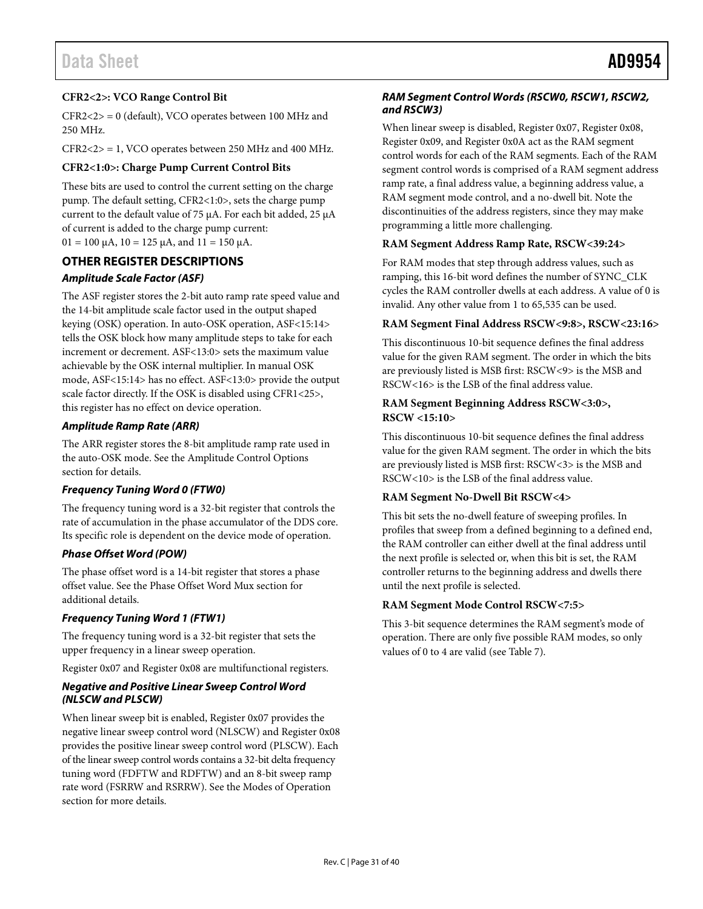**CFR2<2>: VCO Range Control Bit**

CFR2<2> = 0 (default), VCO operates between 100 MHz and 250 MHz.

CFR2<2> = 1, VCO operates between 250 MHz and 400 MHz.

**CFR2<1:0>: Charge Pump Current Control Bits**

These bits are used to control the current setting on the charge pump. The default setting, CFR2<1:0>, sets the charge pump current to the default value of 75 μA. For each bit added, 25 μA of current is added to the charge pump current: 01 = 100 μA, 10 = 125 μA, and 11 = 150 μA.

## OTHER REGISTER DESCRIPTIONS

### *Amplitude Scale Factor (ASF)*

The ASF register stores the 2-bit auto ramp rate speed value and the 14-bit amplitude scale factor used in the output shaped keying (OSK) operation. In auto-OSK operation, ASF<15:14> tells the OSK block how many amplitude steps to take for each increment or decrement. ASF<13:0> sets the maximum value achievable by the OSK internal multiplier. In manual OSK mode, ASF<15:14> has no effect. ASF<13:0> provide the output scale factor directly. If the OSK is disabled using CFR1<25>, this register has no effect on device operation.

### *Amplitude Ramp Rate (ARR)*

The ARR register stores the 8-bit amplitude ramp rate used in the auto-OSK mode. See the Amplitude Control Options section for details.

### *Frequency Tuning Word 0 (FTW0)*

The frequency tuning word is a 32-bit register that controls the rate of accumulation in the phase accumulator of the DDS core. Its specific role is dependent on the device mode of operation.

### *Phase Offset Word (POW)*

The phase offset word is a 14-bit register that stores a phase offset value. See the Phase Offset Word Mux section for additional details.

### *Frequency Tuning Word 1 (FTW1)*

The frequency tuning word is a 32-bit register that sets the upper frequency in a linear sweep operation.

Register 0x07 and Register 0x08 are multifunctional registers.

### *Negative and Positive Linear Sweep Control Word (NLSCW and PLSCW)*

When linear sweep bit is enabled, Register 0x07 provides the negative linear sweep control word (NLSCW) and Register 0x08 provides the positive linear sweep control word (PLSCW). Each of the linear sweep control words contains a 32-bit delta frequency tuning word (FDFTW and RDFTW) and an 8-bit sweep ramp rate word (FSRRW and RSRRW). See the Modes of Operation section for more details.

### *RAM Segment Control Words (RSCW0, RSCW1, RSCW2, and RSCW3)*

When linear sweep is disabled, Register 0x07, Register 0x08, Register 0x09, and Register 0x0A act as the RAM segment control words for each of the RAM segments. Each of the RAM segment control words is comprised of a RAM segment address ramp rate, a final address value, a beginning address value, a RAM segment mode control, and a no-dwell bit. Note the discontinuities of the address registers, since they may make programming a little more challenging.

**RAM Segment Address Ramp Rate, RSCW<39:24>**

For RAM modes that step through address values, such as ramping, this 16-bit word defines the number of SYNC_CLK cycles the RAM controller dwells at each address. A value of 0 is invalid. Any other value from 1 to 65,535 can be used.

**RAM Segment Final Address RSCW<9:8>, RSCW<23:16>**

This discontinuous 10-bit sequence defines the final address value for the given RAM segment. The order in which the bits are previously listed is MSB first: RSCW<9> is the MSB and RSCW<16> is the LSB of the final address value.

**RAM Segment Beginning Address RSCW<3:0>, RSCW <15:10>**

This discontinuous 10-bit sequence defines the final address value for the given RAM segment. The order in which the bits are previously listed is MSB first: RSCW<3> is the MSB and RSCW<10> is the LSB of the final address value.

**RAM Segment No-Dwell Bit RSCW<4>**

This bit sets the no-dwell feature of sweeping profiles. In profiles that sweep from a defined beginning to a defined end, the RAM controller can either dwell at the final address until the next profile is selected or, when this bit is set, the RAM controller returns to the beginning address and dwells there until the next profile is selected.

**RAM Segment Mode Control RSCW<7:5>**

This 3-bit sequence determines the RAM segment's mode of operation. There are only five possible RAM modes, so only values of 0 to 4 are valid (see Table 7).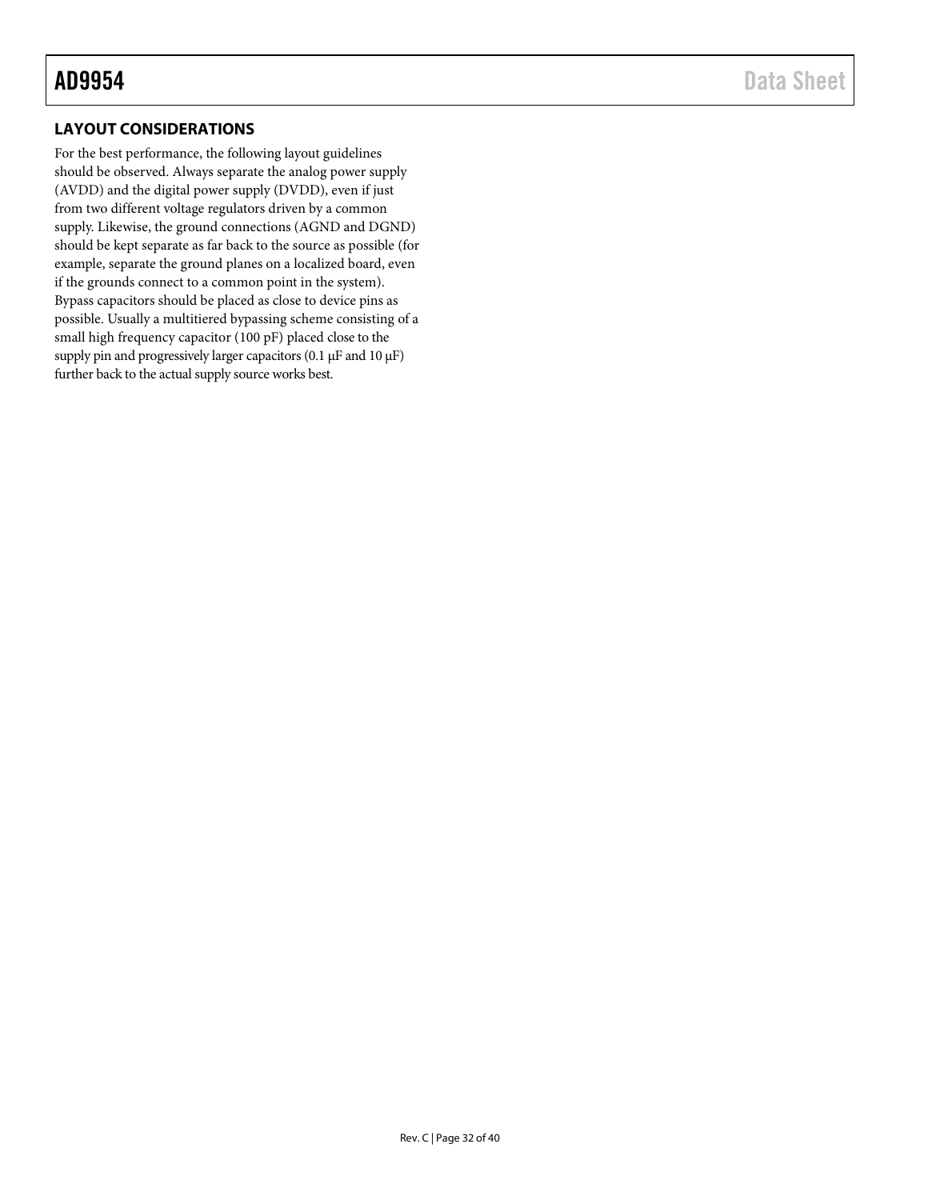## LAYOUT CONSIDERATIONS

For the best performance, the following layout guidelines should be observed. Always separate the analog power supply (AVDD) and the digital power supply (DVDD), even if just from two different voltage regulators driven by a common supply. Likewise, the ground connections (AGND and DGND) should be kept separate as far back to the source as possible (for example, separate the ground planes on a localized board, even if the grounds connect to a common point in the system). Bypass capacitors should be placed as close to device pins as possible. Usually a multitiered bypassing scheme consisting of a small high frequency capacitor (100 pF) placed close to the supply pin and progressively larger capacitors (0.1 μF and 10 μF) further back to the actual supply source works best.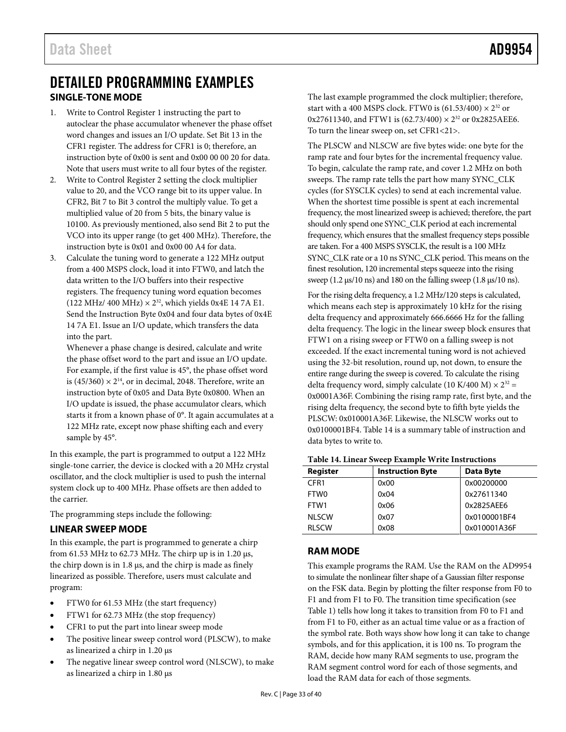# DETAILED PROGRAMMING EXAMPLES

## SINGLE-TONE MODE

1. Write to Control Register 1 instructing the part to autoclear the phase accumulator whenever the phase offset word changes and issues an I/O update. Set Bit 13 in the CFR1 register. The address for CFR1 is 0; therefore, an instruction byte of 0x00 is sent and 0x00 00 00 20 for data. Note that users must write to all four bytes of the register.
2. Write to Control Register 2 setting the clock multiplier value to 20, and the VCO range bit to its upper value. In CFR2, Bit 7 to Bit 3 control the multiply value. To get a multiplied value of 20 from 5 bits, the binary value is 10100. As previously mentioned, also send Bit 2 to put the VCO into its upper range (to get 400 MHz). Therefore, the instruction byte is 0x01 and 0x00 00 A4 for data.
3. Calculate the tuning word to generate a 122 MHz output from a 400 MSPS clock, load it into FTW0, and latch the data written to the I/O buffers into their respective registers. The frequency tuning word equation becomes (122 MHz/ 400 MHz) × $2^{32}$, which yields 0x4E 14 7A E1. Send the Instruction Byte 0x04 and four data bytes of 0x4E 14 7A E1. Issue an I/O update, which transfers the data into the part.

   Whenever a phase change is desired, calculate and write the phase offset word to the part and issue an I/O update. For example, if the first value is 45°, the phase offset word is (45/360) × $2^{14}$, or in decimal, 2048. Therefore, write an instruction byte of 0x05 and Data Byte 0x0800. When an I/O update is issued, the phase accumulator clears, which starts it from a known phase of 0°. It again accumulates at a 122 MHz rate, except now phase shifting each and every sample by 45°.

In this example, the part is programmed to output a 122 MHz single-tone carrier, the device is clocked with a 20 MHz crystal oscillator, and the clock multiplier is used to push the internal system clock up to 400 MHz. Phase offsets are then added to the carrier.

The programming steps include the following:

## LINEAR SWEEP MODE

In this example, the part is programmed to generate a chirp from 61.53 MHz to 62.73 MHz. The chirp up is in 1.20 µs, the chirp down is in 1.8 µs, and the chirp is made as finely linearized as possible. Therefore, users must calculate and program:

- FTW0 for 61.53 MHz (the start frequency)
- FTW1 for 62.73 MHz (the stop frequency)
- CFR1 to put the part into linear sweep mode
- The positive linear sweep control word (PLSCW), to make as linearized a chirp in 1.20 µs
- The negative linear sweep control word (NLSCW), to make as linearized a chirp in 1.80 µs

The last example programmed the clock multiplier; therefore, start with a 400 MSPS clock. FTW0 is (61.53/400) × $2^{32}$ or 0x27611340, and FTW1 is (62.73/400) × $2^{32}$ or 0x2825AEE6. To turn the linear sweep on, set CFR1<21>.

The PLSCW and NLSCW are five bytes wide: one byte for the ramp rate and four bytes for the incremental frequency value. To begin, calculate the ramp rate, and cover 1.2 MHz on both sweeps. The ramp rate tells the part how many SYNC_CLK cycles (for SYSCLK cycles) to send at each incremental value. When the shortest time possible is spent at each incremental frequency, the most linearized sweep is achieved; therefore, the part should only spend one SYNC_CLK period at each incremental frequency, which ensures that the smallest frequency steps possible are taken. For a 400 MSPS SYSCLK, the result is a 100 MHz SYNC_CLK rate or a 10 ns SYNC_CLK period. This means on the finest resolution, 120 incremental steps squeeze into the rising sweep (1.2 µs/10 ns) and 180 on the falling sweep (1.8 µs/10 ns).

For the rising delta frequency, a 1.2 MHz/120 steps is calculated, which means each step is approximately 10 kHz for the rising delta frequency and approximately 666.6666 Hz for the falling delta frequency. The logic in the linear sweep block ensures that FTW1 on a rising sweep or FTW0 on a falling sweep is not exceeded. If the exact incremental tuning word is not achieved using the 32-bit resolution, round up, not down, to ensure the entire range during the sweep is covered. To calculate the rising delta frequency word, simply calculate (10 K/400 M) × $2^{32}$ = 0x0001A36F. Combining the rising ramp rate, first byte, and the rising delta frequency, the second byte to fifth byte yields the PLSCW: 0x010001A36F. Likewise, the NLSCW works out to 0x0100001BF4. Table 14 is a summary table of instruction and data bytes to write to.

**Table 14. Linear Sweep Example Write Instructions**

| Register | Instruction Byte | Data Byte |
|---|---|---|
| CFR1 | 0x00 | 0x00200000 |
| FTW0 | 0x04 | 0x27611340 |
| FTW1 | 0x06 | 0x2825AEE6 |
| NLSCW | 0x07 | 0x0100001BF4 |
| RLSCW | 0x08 | 0x010001A36F |

## RAM MODE

This example programs the RAM. Use the RAM on the AD9954 to simulate the nonlinear filter shape of a Gaussian filter response on the FSK data. Begin by plotting the filter response from F0 to F1 and from F1 to F0. The transition time specification (see Table 1) tells how long it takes to transition from F0 to F1 and from F1 to F0, either as an actual time value or as a fraction of the symbol rate. Both ways show how long it can take to change symbols, and for this application, it is 100 ns. To program the RAM, decide how many RAM segments to use, program the RAM segment control word for each of those segments, and load the RAM data for each of those segments.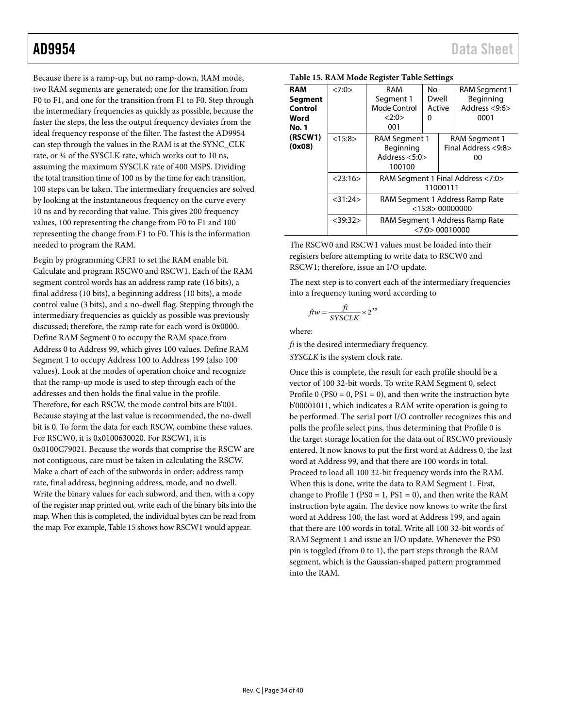Because there is a ramp-up, but no ramp-down, RAM mode, two RAM segments are generated; one for the transition from F0 to F1, and one for the transition from F1 to F0. Step through the intermediary frequencies as quickly as possible, because the faster the steps, the less the output frequency deviates from the ideal frequency response of the filter. The fastest the AD9954 can step through the values in the RAM is at the SYNC_CLK rate, or ¼ of the SYSCLK rate, which works out to 10 ns, assuming the maximum SYSCLK rate of 400 MSPS. Dividing the total transition time of 100 ns by the time for each transition, 100 steps can be taken. The intermediary frequencies are solved by looking at the instantaneous frequency on the curve every 10 ns and by recording that value. This gives 200 frequency values, 100 representing the change from F0 to F1 and 100 representing the change from F1 to F0. This is the information needed to program the RAM.

Begin by programming CFR1 to set the RAM enable bit. Calculate and program RSCW0 and RSCW1. Each of the RAM segment control words has an address ramp rate (16 bits), a final address (10 bits), a beginning address (10 bits), a mode control value (3 bits), and a no-dwell flag. Stepping through the intermediary frequencies as quickly as possible was previously discussed; therefore, the ramp rate for each word is 0x0000. Define RAM Segment 0 to occupy the RAM space from Address 0 to Address 99, which gives 100 values. Define RAM Segment 1 to occupy Address 100 to Address 199 (also 100 values). Look at the modes of operation choice and recognize that the ramp-up mode is used to step through each of the addresses and then holds the final value in the profile. Therefore, for each RSCW, the mode control bits are b'001. Because staying at the last value is recommended, the no-dwell bit is 0. To form the data for each RSCW, combine these values. For RSCW0, it is 0x0100630020. For RSCW1, it is 0x0100C79021. Because the words that comprise the RSCW are not contiguous, care must be taken in calculating the RSCW. Make a chart of each of the subwords in order: address ramp rate, final address, beginning address, mode, and no dwell. Write the binary values for each subword, and then, with a copy of the register map printed out, write each of the binary bits into the map. When this is completed, the individual bytes can be read from the map. For example, Table 15 shows how RSCW1 would appear.

**Table 15. RAM Mode Register Table Settings**

| Register | Bits | | | |
|---|---|---|---|---|
| RAM Segment Control Word No. 1 (RSCW1) (0x08) | <7:0> | RAM Segment 1 Mode Control <2:0> 001 | No-Dwell Active 0 | RAM Segment 1 Beginning Address <9:6> 0001 |
| | <15:8> | RAM Segment 1 Beginning Address <5:0> 100100 | | RAM Segment 1 Final Address <9:8> 00 |
| | <23:16> | RAM Segment 1 Final Address <7:0> 11000111 | | |
| | <31:24> | RAM Segment 1 Address Ramp Rate <15:8> 00000000 | | |
| | <39:32> | RAM Segment 1 Address Ramp Rate <7:0> 00010000 | | |

The RSCW0 and RSCW1 values must be loaded into their registers before attempting to write data to RSCW0 and RSCW1; therefore, issue an I/O update.

The next step is to convert each of the intermediary frequencies into a frequency tuning word according to

$$ftw = \frac{fi}{SYSCLK} \times 2^{32}$$

where:

*fi* is the desired intermediary frequency.

*SYSCLK* is the system clock rate.

Once this is complete, the result for each profile should be a vector of 100 32-bit words. To write RAM Segment 0, select Profile 0 (PS0 = 0, PS1 = 0), and then write the instruction byte b'00001011, which indicates a RAM write operation is going to be performed. The serial port I/O controller recognizes this and polls the profile select pins, thus determining that Profile 0 is the target storage location for the data out of RSCW0 previously entered. It now knows to put the first word at Address 0, the last word at Address 99, and that there are 100 words in total. Proceed to load all 100 32-bit frequency words into the RAM. When this is done, write the data to RAM Segment 1. First, change to Profile 1 (PS0 = 1, PS1 = 0), and then write the RAM instruction byte again. The device now knows to write the first word at Address 100, the last word at Address 199, and again that there are 100 words in total. Write all 100 32-bit words of RAM Segment 1 and issue an I/O update. Whenever the PS0 pin is toggled (from 0 to 1), the part steps through the RAM segment, which is the Gaussian-shaped pattern programmed into the RAM.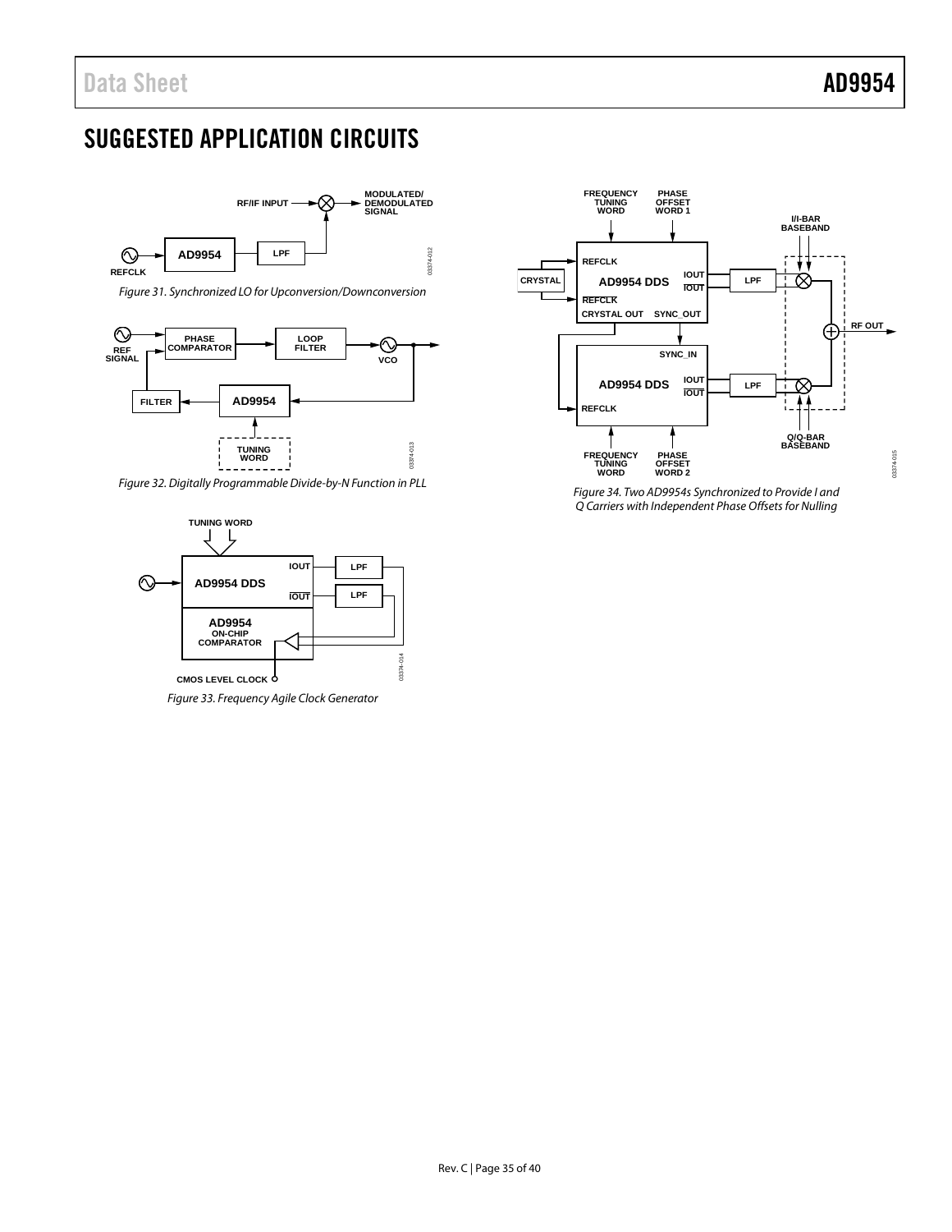# SUGGESTED APPLICATION CIRCUITS

Figure 31. Synchronized LO for Upconversion/Downconversion

Figure 32. Digitally Programmable Divide-by-N Function in PLL

Figure 33. Frequency Agile Clock Generator

Figure 34. Two AD9954s Synchronized to Provide I and Q Carriers with Independent Phase Offsets for Nulling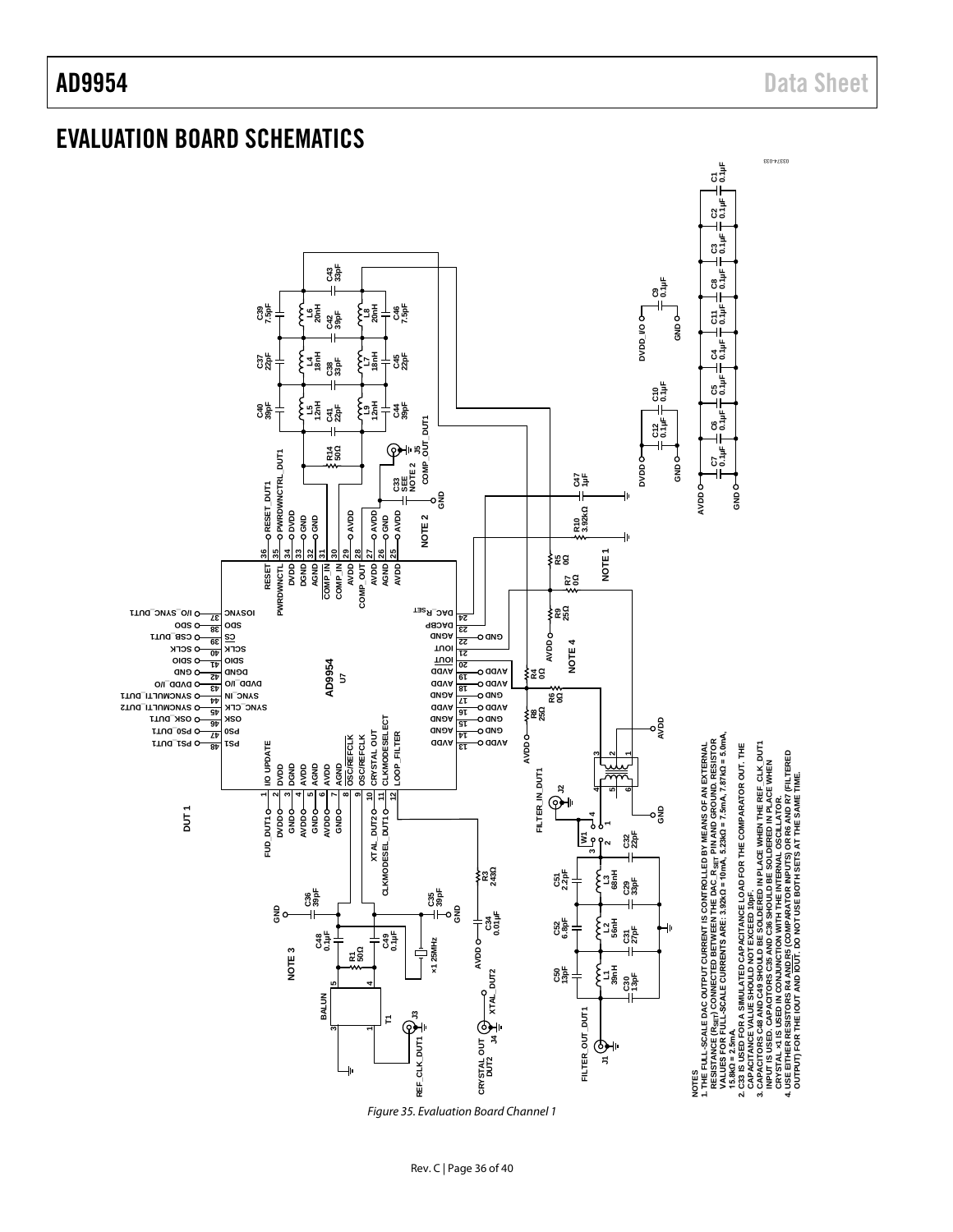# EVALUATION BOARD SCHEMATICS

NOTES
1. THE FULL-SCALE DAC OUTPUT CURRENT IS CONTROLLED BY MEANS OF AN EXTERNAL RESISTANCE ($R_{SET}$) CONNECTED BETWEEN THE DAC_$R_{SET}$ PIN AND GROUND. RESISTOR VALUES FOR FULL-SCALE CURRENTS ARE: 3.92kΩ = 10mA, 5.23kΩ = 7.5mA, 7.87kΩ = 5.0mA, 15.8kΩ = 2.5mA.
2. C33 IS USED FOR A SIMULATED CAPACITANCE LOAD FOR THE COMPARATOR OUT. THE CAPACITANCE VALUE SHOULD NOT EXCEED 10pF.
3. CAPACITORS C48 AND C49 SHOULD BE SOLDERED IN PLACE WHEN THE REF_CLK_DUT1 INPUT IS USED. CAPACITORS C35 AND C36 SHOULD BE SOLDERED IN PLACE WHEN CRYSTAL x1 IS USED IN CONJUNCTION WITH THE INTERNAL OSCILLATOR.
4. USE EITHER RESISTORS R4 AND R5 (COMPARATOR INPUTS) OR R6 AND R7 (FILTERED OUTPUT) FOR THE IOUT AND IOUT. DO NOT USE BOTH SETS AT THE SAME TIME.

*Figure 35. Evaluation Board Channel 1*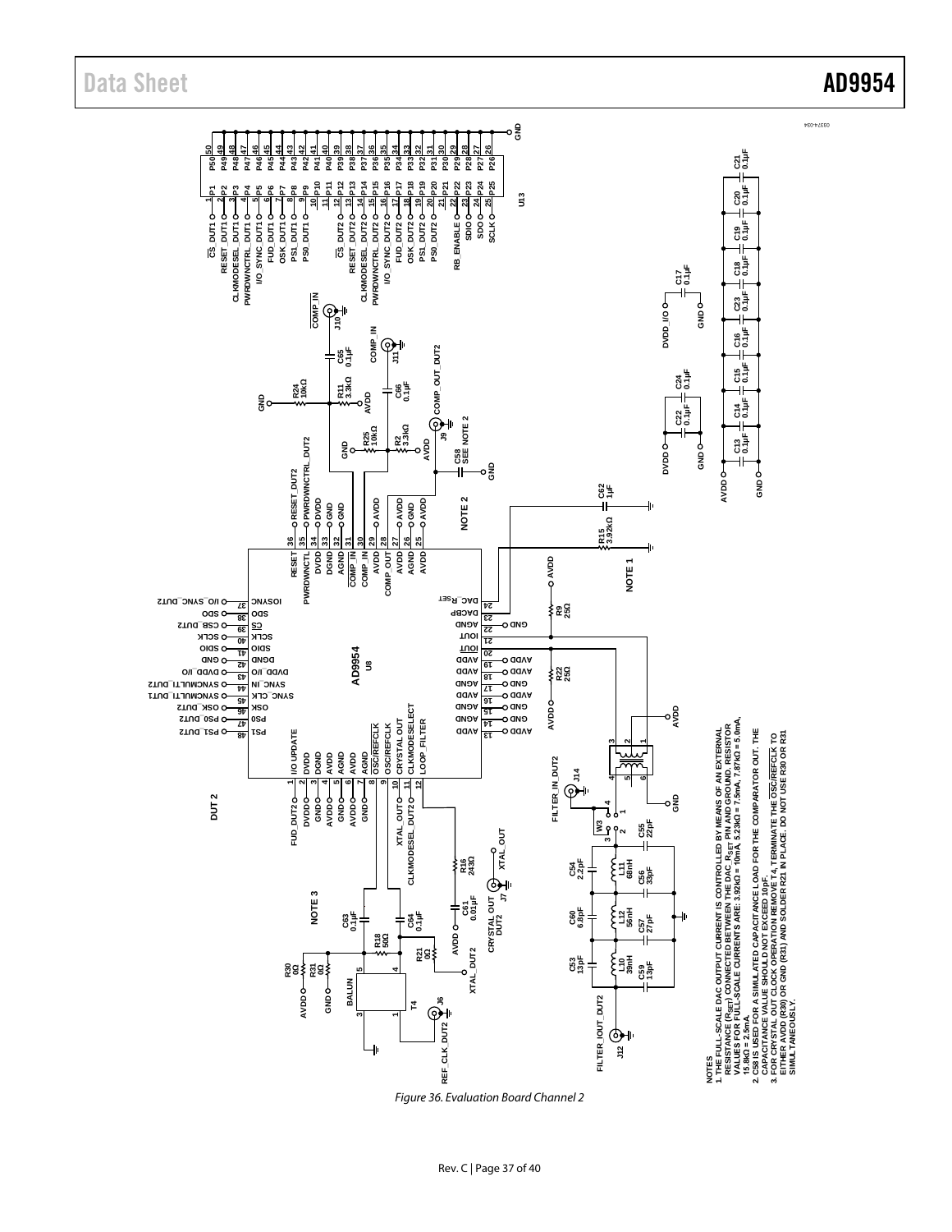NOTES

1. THE FULL-SCALE DAC OUTPUT CURRENT IS CONTROLLED BY MEANS OF AN EXTERNAL RESISTANCE ($R_{SET}$) CONNECTED BETWEEN THE DAC_$R_{SET}$ PIN AND GROUND. RESISTOR VALUES FOR FULL-SCALE CURRENTS ARE: 3.92kΩ = 10mA, 5.23kΩ = 7.5mA, 7.87kΩ = 5.0mA, 15.8kΩ = 2.5mA.
2. C58 IS USED FOR A SIMULATED CAPACITANCE LOAD FOR THE COMPARATOR OUT. THE CAPACITANCE VALUE SHOULD NOT EXCEED 10pF.
3. FOR CRYSTAL OUT CLOCK OPERATION REMOVE T4, TERMINATE THE OSC/REFCLK TO EITHER AVDD (R30) OR GND (R31) AND SOLDER R21 IN PLACE. DO NOT USE R30 OR R31 SIMULTANEOUSLY.

*Figure 36. Evaluation Board Channel 2*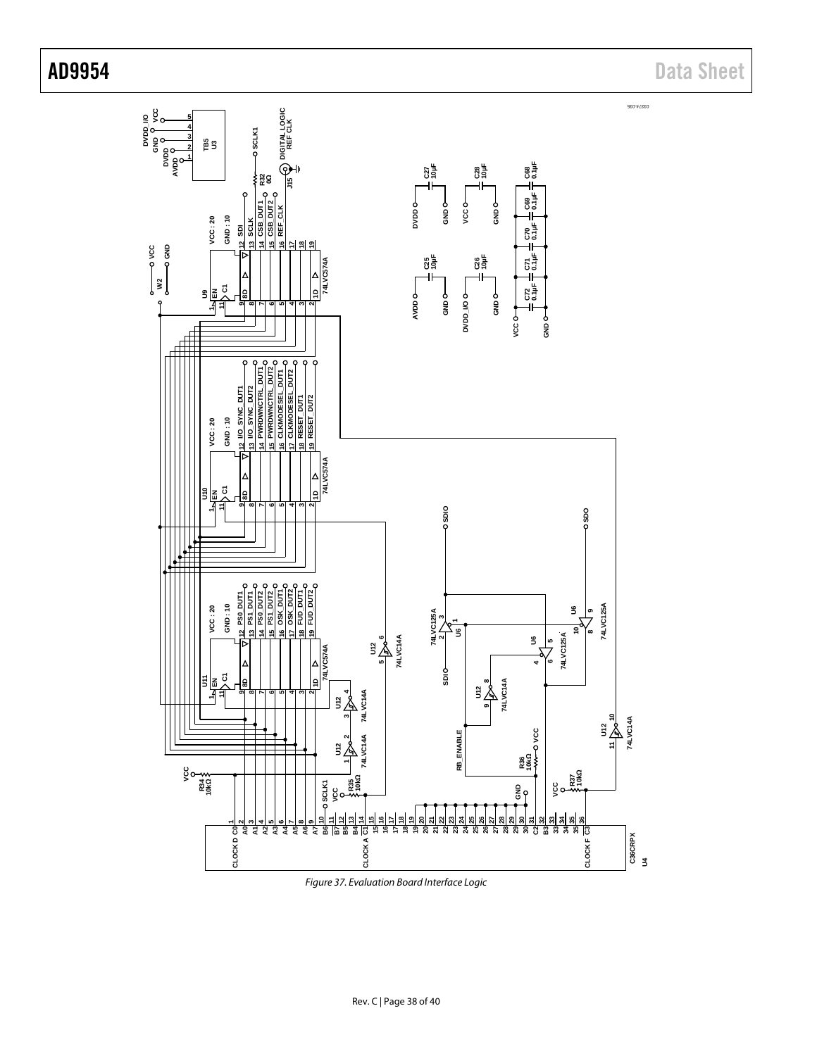Figure 37. Evaluation Board Interface Logic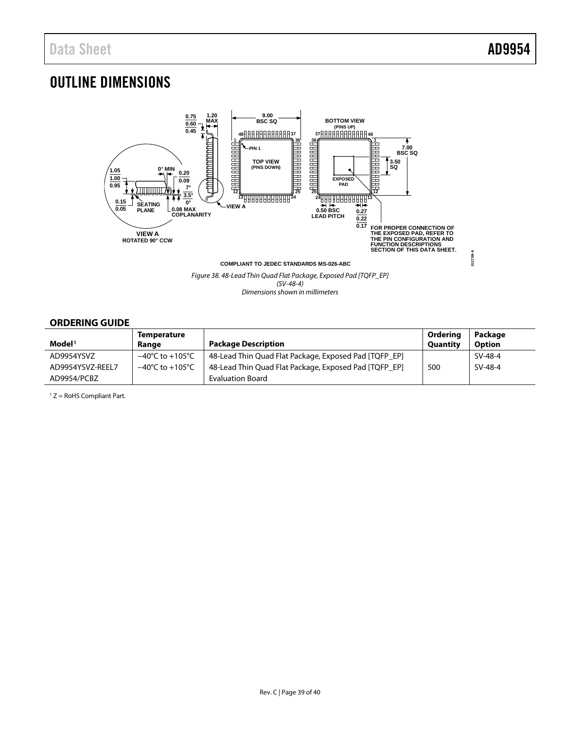# OUTLINE DIMENSIONS

COMPLIANT TO JEDEC STANDARDS MS-026-ABC

*Figure 38. 48-Lead Thin Quad Flat Package, Exposed Pad [TQFP_EP] (SV-48-4) Dimensions shown in millimeters*

## ORDERING GUIDE

| Model[1] | Temperature Range | Package Description | Ordering Quantity | Package Option |
|---|---|---|---|---|
| AD9954YSVZ | −40°C to +105°C | 48-Lead Thin Quad Flat Package, Exposed Pad [TQFP_EP] | | SV-48-4 |
| AD9954YSVZ-REEL7 | −40°C to +105°C | 48-Lead Thin Quad Flat Package, Exposed Pad [TQFP_EP] | 500 | SV-48-4 |
| AD9954/PCBZ | | Evaluation Board | | |

[1] Z = RoHS Compliant Part.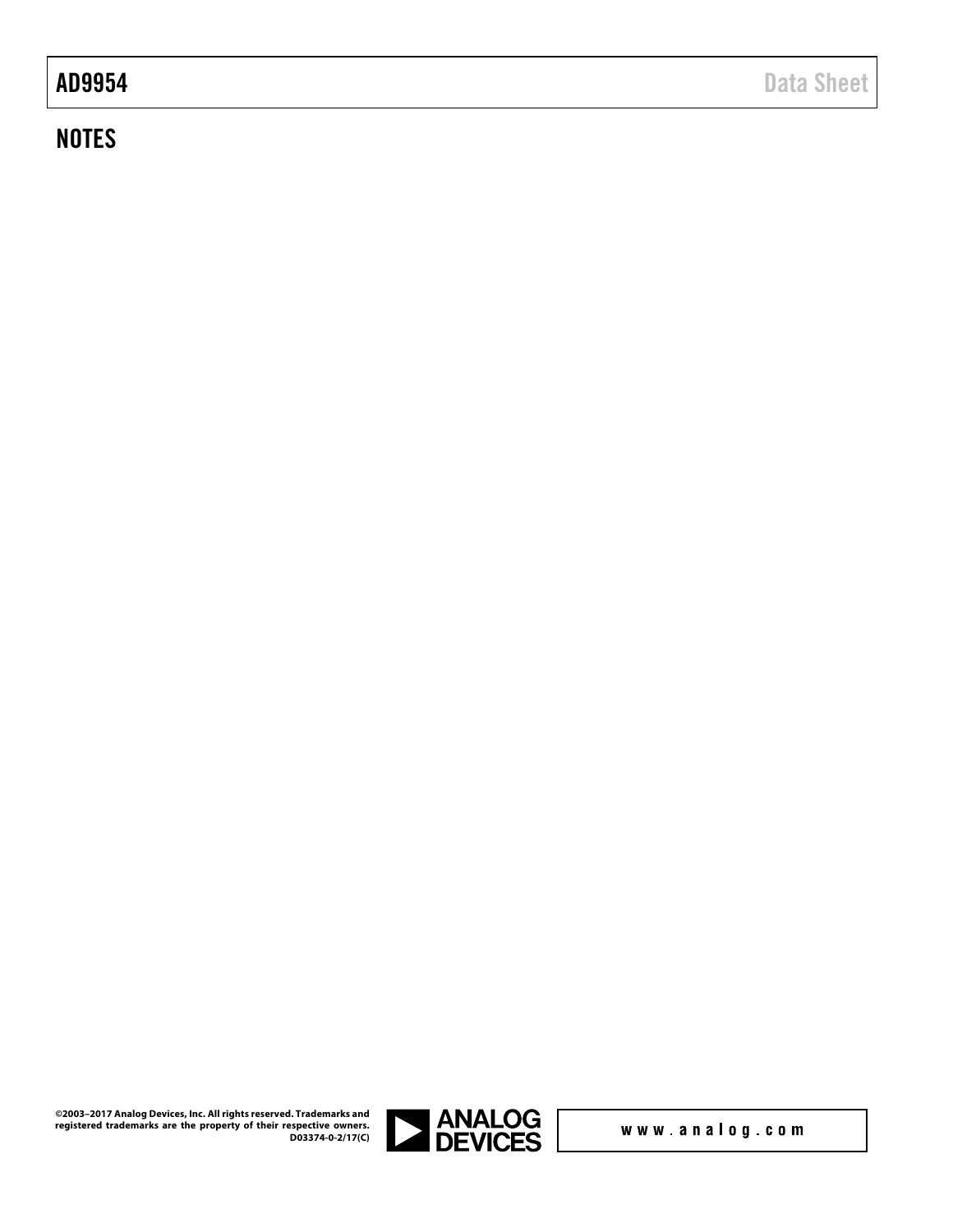## NOTES

©2003–2017 Analog Devices, Inc. All rights reserved. Trademarks and registered trademarks are the property of their respective owners.
D03374-0-2/17(C)

www.analog.com